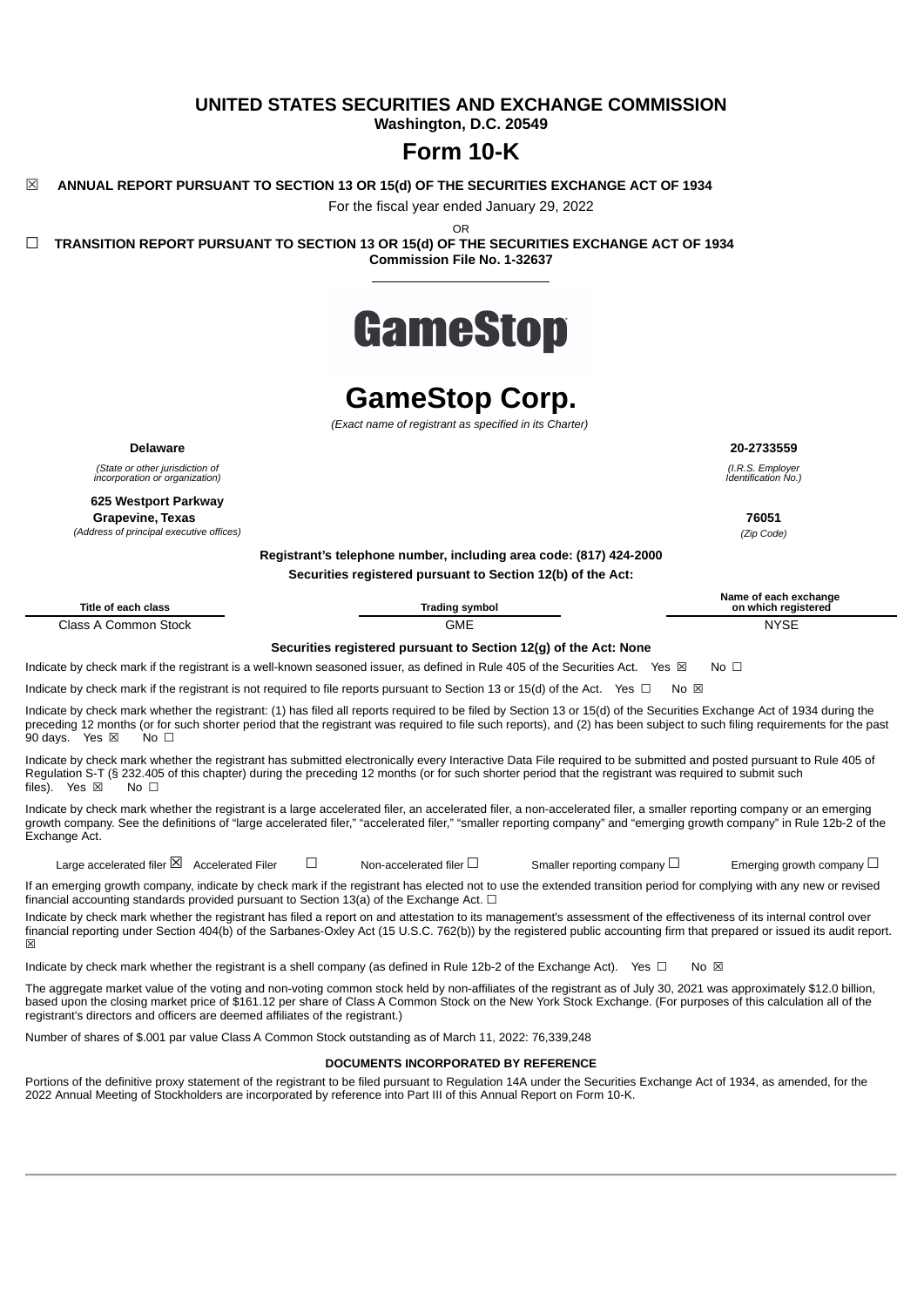# UNITED STATES SECURITIES AND EXCHANGE COMMISSION

**Washington, D.C. 20549**

# Form 10-K

☒ **ANNUAL REPORT PURSUANT TO SECTION 13 OR 15(d) OF THE SECURITIES EXCHANGE ACT OF 1934**

For the fiscal year ended January 29, 2022

OR

☐ **TRANSITION REPORT PURSUANT TO SECTION 13 OR 15(d) OF THE SECURITIES EXCHANGE ACT OF 1934**

**Commission File No. 1-32637**

GameStop

# GameStop Corp.

*(Exact name of registrant as specified in its Charter)*

| **Delaware** | **20-2733559** |
|---|---|
| *(State or other jurisdiction of incorporation or organization)* | *(I.R.S. Employer Identification No.)* |
| **625 Westport Parkway Grapevine, Texas** | **76051** |
| *(Address of principal executive offices)* | *(Zip Code)* |

**Registrant's telephone number, including area code: (817) 424-2000**

**Securities registered pursuant to Section 12(b) of the Act:**

| Title of each class | Trading symbol | Name of each exchange on which registered |
|---|---|---|
| Class A Common Stock | GME | NYSE |

**Securities registered pursuant to Section 12(g) of the Act: None**

Indicate by check mark if the registrant is a well-known seasoned issuer, as defined in Rule 405 of the Securities Act. Yes ☒ No ☐

Indicate by check mark if the registrant is not required to file reports pursuant to Section 13 or 15(d) of the Act. Yes ☐ No ☒

Indicate by check mark whether the registrant: (1) has filed all reports required to be filed by Section 13 or 15(d) of the Securities Exchange Act of 1934 during the preceding 12 months (or for such shorter period that the registrant was required to file such reports), and (2) has been subject to such filing requirements for the past 90 days. Yes ☒ No ☐

Indicate by check mark whether the registrant has submitted electronically every Interactive Data File required to be submitted and posted pursuant to Rule 405 of Regulation S-T (§ 232.405 of this chapter) during the preceding 12 months (or for such shorter period that the registrant was required to submit such files). Yes ☒ No ☐

Indicate by check mark whether the registrant is a large accelerated filer, an accelerated filer, a non-accelerated filer, a smaller reporting company or an emerging growth company. See the definitions of "large accelerated filer," "accelerated filer," "smaller reporting company" and "emerging growth company" in Rule 12b-2 of the Exchange Act.

Large accelerated filer ☒ Accelerated Filer ☐ Non-accelerated filer ☐ Smaller reporting company ☐ Emerging growth company ☐

If an emerging growth company, indicate by check mark if the registrant has elected not to use the extended transition period for complying with any new or revised financial accounting standards provided pursuant to Section 13(a) of the Exchange Act. ☐

Indicate by check mark whether the registrant has filed a report on and attestation to its management's assessment of the effectiveness of its internal control over financial reporting under Section 404(b) of the Sarbanes-Oxley Act (15 U.S.C. 762(b)) by the registered public accounting firm that prepared or issued its audit report. ☒

Indicate by check mark whether the registrant is a shell company (as defined in Rule 12b-2 of the Exchange Act). Yes ☐ No ☒

The aggregate market value of the voting and non-voting common stock held by non-affiliates of the registrant as of July 30, 2021 was approximately $12.0 billion, based upon the closing market price of $161.12 per share of Class A Common Stock on the New York Stock Exchange. (For purposes of this calculation all of the registrant's directors and officers are deemed affiliates of the registrant.)

Number of shares of $.001 par value Class A Common Stock outstanding as of March 11, 2022: 76,339,248

**DOCUMENTS INCORPORATED BY REFERENCE**

Portions of the definitive proxy statement of the registrant to be filed pursuant to Regulation 14A under the Securities Exchange Act of 1934, as amended, for the 2022 Annual Meeting of Stockholders are incorporated by reference into Part III of this Annual Report on Form 10-K.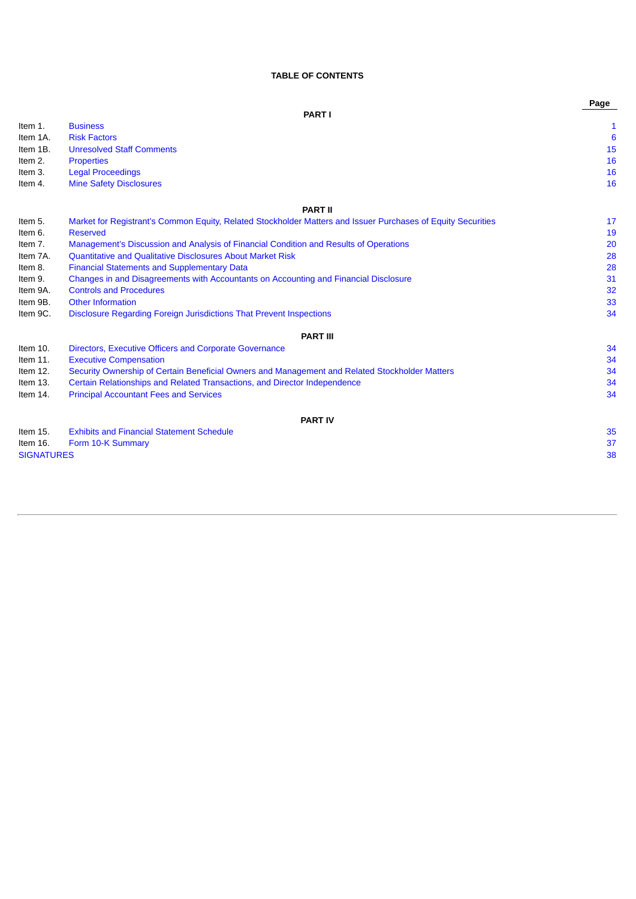# TABLE OF CONTENTS

| | | Page |
|---|---|---|
| | **PART I** | |
| Item 1. | Business | 1 |
| Item 1A. | Risk Factors | 6 |
| Item 1B. | Unresolved Staff Comments | 15 |
| Item 2. | Properties | 16 |
| Item 3. | Legal Proceedings | 16 |
| Item 4. | Mine Safety Disclosures | 16 |
| | **PART II** | |
| Item 5. | Market for Registrant's Common Equity, Related Stockholder Matters and Issuer Purchases of Equity Securities | 17 |
| Item 6. | Reserved | 19 |
| Item 7. | Management's Discussion and Analysis of Financial Condition and Results of Operations | 20 |
| Item 7A. | Quantitative and Qualitative Disclosures About Market Risk | 28 |
| Item 8. | Financial Statements and Supplementary Data | 28 |
| Item 9. | Changes in and Disagreements with Accountants on Accounting and Financial Disclosure | 31 |
| Item 9A. | Controls and Procedures | 32 |
| Item 9B. | Other Information | 33 |
| Item 9C. | Disclosure Regarding Foreign Jurisdictions That Prevent Inspections | 34 |
| | **PART III** | |
| Item 10. | Directors, Executive Officers and Corporate Governance | 34 |
| Item 11. | Executive Compensation | 34 |
| Item 12. | Security Ownership of Certain Beneficial Owners and Management and Related Stockholder Matters | 34 |
| Item 13. | Certain Relationships and Related Transactions, and Director Independence | 34 |
| Item 14. | Principal Accountant Fees and Services | 34 |
| | **PART IV** | |
| Item 15. | Exhibits and Financial Statement Schedule | 35 |
| Item 16. | Form 10-K Summary | 37 |
| SIGNATURES | | 38 |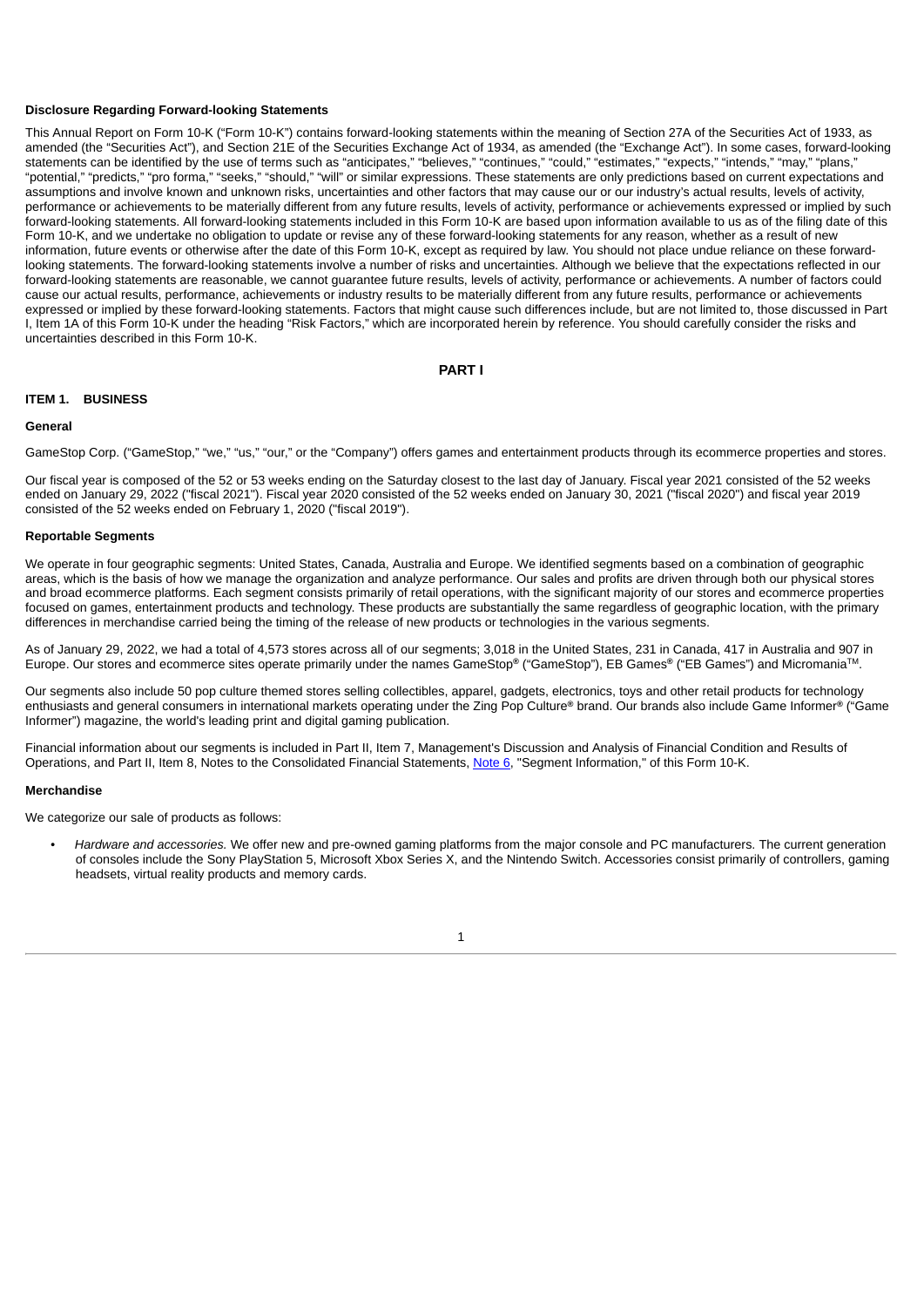**Disclosure Regarding Forward-looking Statements**

This Annual Report on Form 10-K ("Form 10-K") contains forward-looking statements within the meaning of Section 27A of the Securities Act of 1933, as amended (the "Securities Act"), and Section 21E of the Securities Exchange Act of 1934, as amended (the "Exchange Act"). In some cases, forward-looking statements can be identified by the use of terms such as "anticipates," "believes," "continues," "could," "estimates," "expects," "intends," "may," "plans," "potential," "predicts," "pro forma," "seeks," "should," "will" or similar expressions. These statements are only predictions based on current expectations and assumptions and involve known and unknown risks, uncertainties and other factors that may cause our or our industry's actual results, levels of activity, performance or achievements to be materially different from any future results, levels of activity, performance or achievements expressed or implied by such forward-looking statements. All forward-looking statements included in this Form 10-K are based upon information available to us as of the filing date of this Form 10-K, and we undertake no obligation to update or revise any of these forward-looking statements for any reason, whether as a result of new information, future events or otherwise after the date of this Form 10-K, except as required by law. You should not place undue reliance on these forward-looking statements. The forward-looking statements involve a number of risks and uncertainties. Although we believe that the expectations reflected in our forward-looking statements are reasonable, we cannot guarantee future results, levels of activity, performance or achievements. A number of factors could cause our actual results, performance, achievements or industry results to be materially different from any future results, performance or achievements expressed or implied by these forward-looking statements. Factors that might cause such differences include, but are not limited to, those discussed in Part I, Item 1A of this Form 10-K under the heading "Risk Factors," which are incorporated herein by reference. You should carefully consider the risks and uncertainties described in this Form 10-K.

# PART I

## ITEM 1. BUSINESS

### General

GameStop Corp. ("GameStop," "we," "us," "our," or the "Company") offers games and entertainment products through its ecommerce properties and stores.

Our fiscal year is composed of the 52 or 53 weeks ending on the Saturday closest to the last day of January. Fiscal year 2021 consisted of the 52 weeks ended on January 29, 2022 ("fiscal 2021"). Fiscal year 2020 consisted of the 52 weeks ended on January 30, 2021 ("fiscal 2020") and fiscal year 2019 consisted of the 52 weeks ended on February 1, 2020 ("fiscal 2019").

### Reportable Segments

We operate in four geographic segments: United States, Canada, Australia and Europe. We identified segments based on a combination of geographic areas, which is the basis of how we manage the organization and analyze performance. Our sales and profits are driven through both our physical stores and broad ecommerce platforms. Each segment consists primarily of retail operations, with the significant majority of our stores and ecommerce properties focused on games, entertainment products and technology. These products are substantially the same regardless of geographic location, with the primary differences in merchandise carried being the timing of the release of new products or technologies in the various segments.

As of January 29, 2022, we had a total of 4,573 stores across all of our segments; 3,018 in the United States, 231 in Canada, 417 in Australia and 907 in Europe. Our stores and ecommerce sites operate primarily under the names GameStop® ("GameStop"), EB Games® ("EB Games") and Micromania™.

Our segments also include 50 pop culture themed stores selling collectibles, apparel, gadgets, electronics, toys and other retail products for technology enthusiasts and general consumers in international markets operating under the Zing Pop Culture® brand. Our brands also include Game Informer® ("Game Informer") magazine, the world's leading print and digital gaming publication.

Financial information about our segments is included in Part II, Item 7, Management's Discussion and Analysis of Financial Condition and Results of Operations, and Part II, Item 8, Notes to the Consolidated Financial Statements, Note 6, "Segment Information," of this Form 10-K.

### Merchandise

We categorize our sale of products as follows:

- *Hardware and accessories.* We offer new and pre-owned gaming platforms from the major console and PC manufacturers. The current generation of consoles include the Sony PlayStation 5, Microsoft Xbox Series X, and the Nintendo Switch. Accessories consist primarily of controllers, gaming headsets, virtual reality products and memory cards.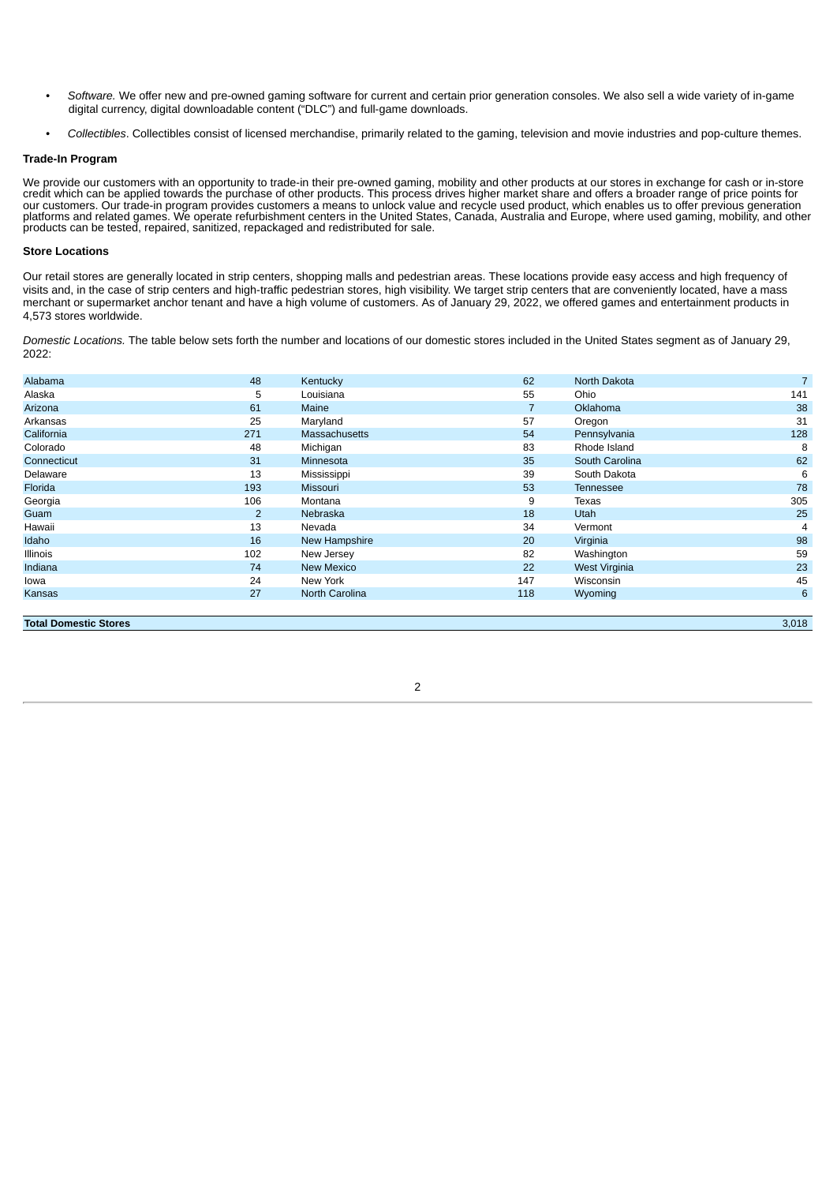- *Software.* We offer new and pre-owned gaming software for current and certain prior generation consoles. We also sell a wide variety of in-game digital currency, digital downloadable content ("DLC") and full-game downloads.
- *Collectibles*. Collectibles consist of licensed merchandise, primarily related to the gaming, television and movie industries and pop-culture themes.

**Trade-In Program**

We provide our customers with an opportunity to trade-in their pre-owned gaming, mobility and other products at our stores in exchange for cash or in-store credit which can be applied towards the purchase of other products. This process drives higher market share and offers a broader range of price points for our customers. Our trade-in program provides customers a means to unlock value and recycle used product, which enables us to offer previous generation platforms and related games. We operate refurbishment centers in the United States, Canada, Australia and Europe, where used gaming, mobility, and other products can be tested, repaired, sanitized, repackaged and redistributed for sale.

**Store Locations**

Our retail stores are generally located in strip centers, shopping malls and pedestrian areas. These locations provide easy access and high frequency of visits and, in the case of strip centers and high-traffic pedestrian stores, high visibility. We target strip centers that are conveniently located, have a mass merchant or supermarket anchor tenant and have a high volume of customers. As of January 29, 2022, we offered games and entertainment products in 4,573 stores worldwide.

*Domestic Locations.* The table below sets forth the number and locations of our domestic stores included in the United States segment as of January 29, 2022:

| | | | | | |
|---|---|---|---|---|---|
| Alabama | 48 | Kentucky | 62 | North Dakota | 7 |
| Alaska | 5 | Louisiana | 55 | Ohio | 141 |
| Arizona | 61 | Maine | 7 | Oklahoma | 38 |
| Arkansas | 25 | Maryland | 57 | Oregon | 31 |
| California | 271 | Massachusetts | 54 | Pennsylvania | 128 |
| Colorado | 48 | Michigan | 83 | Rhode Island | 8 |
| Connecticut | 31 | Minnesota | 35 | South Carolina | 62 |
| Delaware | 13 | Mississippi | 39 | South Dakota | 6 |
| Florida | 193 | Missouri | 53 | Tennessee | 78 |
| Georgia | 106 | Montana | 9 | Texas | 305 |
| Guam | 2 | Nebraska | 18 | Utah | 25 |
| Hawaii | 13 | Nevada | 34 | Vermont | 4 |
| Idaho | 16 | New Hampshire | 20 | Virginia | 98 |
| Illinois | 102 | New Jersey | 82 | Washington | 59 |
| Indiana | 74 | New Mexico | 22 | West Virginia | 23 |
| Iowa | 24 | New York | 147 | Wisconsin | 45 |
| Kansas | 27 | North Carolina | 118 | Wyoming | 6 |
| **Total Domestic Stores** | | | | | 3,018 |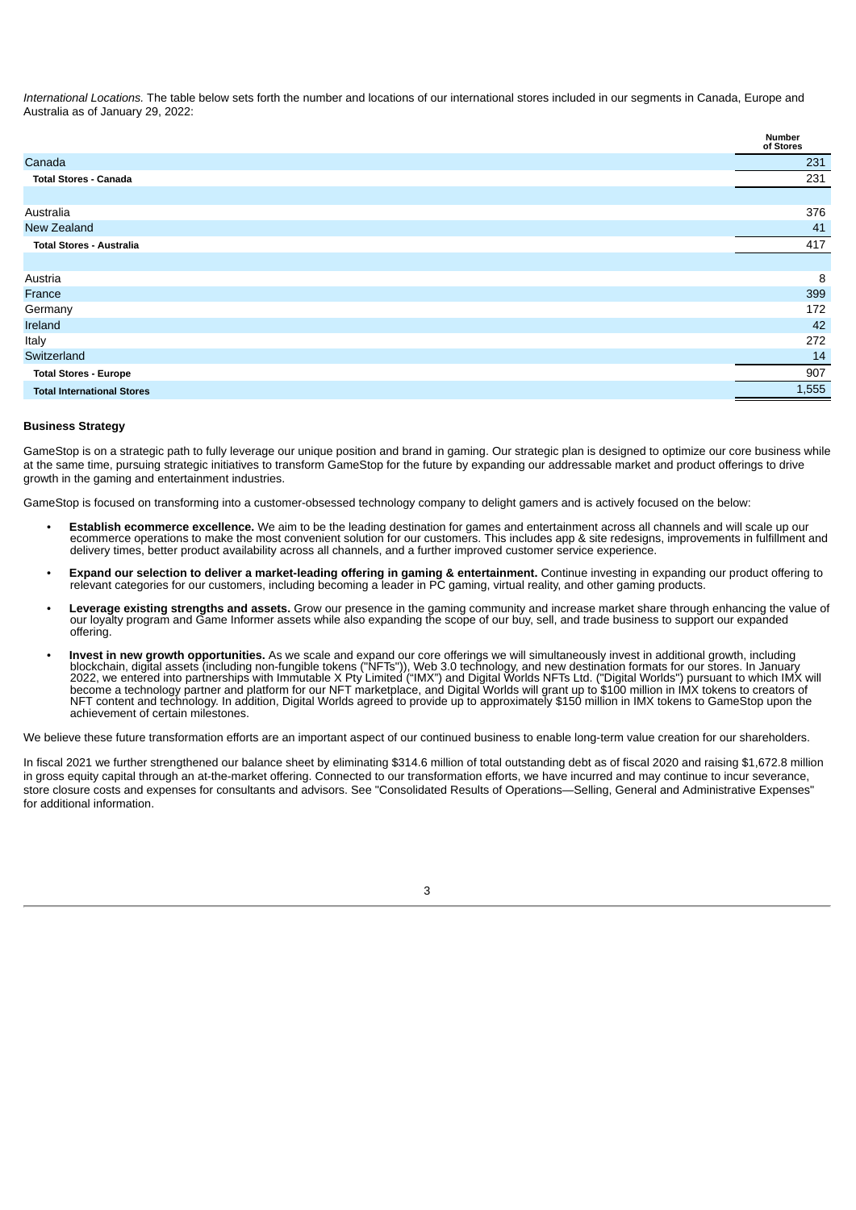*International Locations.* The table below sets forth the number and locations of our international stores included in our segments in Canada, Europe and Australia as of January 29, 2022:

| | Number of Stores |
|---|---|
| Canada | 231 |
| **Total Stores - Canada** | 231 |
| | |
| Australia | 376 |
| New Zealand | 41 |
| **Total Stores - Australia** | 417 |
| | |
| Austria | 8 |
| France | 399 |
| Germany | 172 |
| Ireland | 42 |
| Italy | 272 |
| Switzerland | 14 |
| **Total Stores - Europe** | 907 |
| **Total International Stores** | 1,555 |

**Business Strategy**

GameStop is on a strategic path to fully leverage our unique position and brand in gaming. Our strategic plan is designed to optimize our core business while at the same time, pursuing strategic initiatives to transform GameStop for the future by expanding our addressable market and product offerings to drive growth in the gaming and entertainment industries.

GameStop is focused on transforming into a customer-obsessed technology company to delight gamers and is actively focused on the below:

- **Establish ecommerce excellence.** We aim to be the leading destination for games and entertainment across all channels and will scale up our ecommerce operations to make the most convenient solution for our customers. This includes app & site redesigns, improvements in fulfillment and delivery times, better product availability across all channels, and a further improved customer service experience.
- **Expand our selection to deliver a market-leading offering in gaming & entertainment.** Continue investing in expanding our product offering to relevant categories for our customers, including becoming a leader in PC gaming, virtual reality, and other gaming products.
- **Leverage existing strengths and assets.** Grow our presence in the gaming community and increase market share through enhancing the value of our loyalty program and Game Informer assets while also expanding the scope of our buy, sell, and trade business to support our expanded offering.
- **Invest in new growth opportunities.** As we scale and expand our core offerings we will simultaneously invest in additional growth, including blockchain, digital assets (including non-fungible tokens ("NFTs")), Web 3.0 technology, and new destination formats for our stores. In January 2022, we entered into partnerships with Immutable X Pty Limited ("IMX") and Digital Worlds NFTs Ltd. ("Digital Worlds") pursuant to which IMX will become a technology partner and platform for our NFT marketplace, and Digital Worlds will grant up to $100 million in IMX tokens to creators of NFT content and technology. In addition, Digital Worlds agreed to provide up to approximately $150 million in IMX tokens to GameStop upon the achievement of certain milestones.

We believe these future transformation efforts are an important aspect of our continued business to enable long-term value creation for our shareholders.

In fiscal 2021 we further strengthened our balance sheet by eliminating $314.6 million of total outstanding debt as of fiscal 2020 and raising $1,672.8 million in gross equity capital through an at-the-market offering. Connected to our transformation efforts, we have incurred and may continue to incur severance, store closure costs and expenses for consultants and advisors. See "Consolidated Results of Operations—Selling, General and Administrative Expenses" for additional information.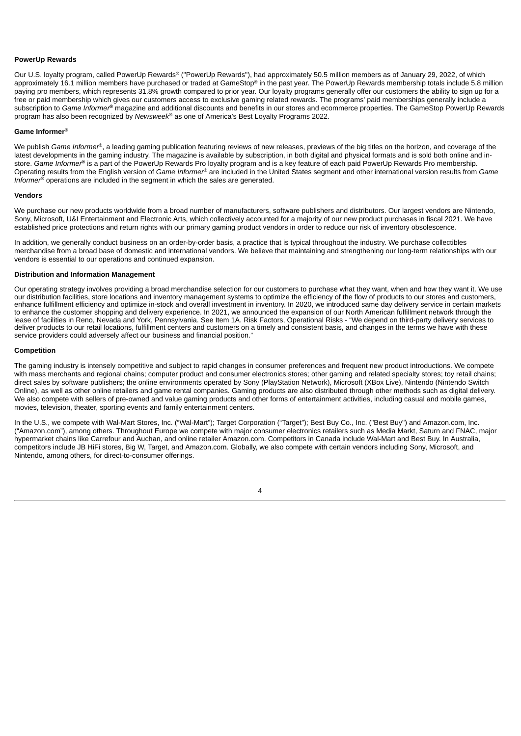**PowerUp Rewards**

Our U.S. loyalty program, called PowerUp Rewards® ("PowerUp Rewards"), had approximately 50.5 million members as of January 29, 2022, of which approximately 16.1 million members have purchased or traded at GameStop® in the past year. The PowerUp Rewards membership totals include 5.8 million paying pro members, which represents 31.8% growth compared to prior year. Our loyalty programs generally offer our customers the ability to sign up for a free or paid membership which gives our customers access to exclusive gaming related rewards. The programs' paid memberships generally include a subscription to *Game Informer®* magazine and additional discounts and benefits in our stores and ecommerce properties. The GameStop PowerUp Rewards program has also been recognized by *Newsweek®* as one of America's Best Loyalty Programs 2022.

**Game Informer®**

We publish *Game Informer®*, a leading gaming publication featuring reviews of new releases, previews of the big titles on the horizon, and coverage of the latest developments in the gaming industry. The magazine is available by subscription, in both digital and physical formats and is sold both online and in-store. *Game Informer®* is a part of the PowerUp Rewards Pro loyalty program and is a key feature of each paid PowerUp Rewards Pro membership. Operating results from the English version of *Game Informer®* are included in the United States segment and other international version results from *Game Informer®* operations are included in the segment in which the sales are generated.

**Vendors**

We purchase our new products worldwide from a broad number of manufacturers, software publishers and distributors. Our largest vendors are Nintendo, Sony, Microsoft, U&I Entertainment and Electronic Arts, which collectively accounted for a majority of our new product purchases in fiscal 2021. We have established price protections and return rights with our primary gaming product vendors in order to reduce our risk of inventory obsolescence.

In addition, we generally conduct business on an order-by-order basis, a practice that is typical throughout the industry. We purchase collectibles merchandise from a broad base of domestic and international vendors. We believe that maintaining and strengthening our long-term relationships with our vendors is essential to our operations and continued expansion.

**Distribution and Information Management**

Our operating strategy involves providing a broad merchandise selection for our customers to purchase what they want, when and how they want it. We use our distribution facilities, store locations and inventory management systems to optimize the efficiency of the flow of products to our stores and customers, enhance fulfillment efficiency and optimize in-stock and overall investment in inventory. In 2020, we introduced same day delivery service in certain markets to enhance the customer shopping and delivery experience. In 2021, we announced the expansion of our North American fulfillment network through the lease of facilities in Reno, Nevada and York, Pennsylvania. See Item 1A. Risk Factors, Operational Risks - "We depend on third-party delivery services to deliver products to our retail locations, fulfillment centers and customers on a timely and consistent basis, and changes in the terms we have with these service providers could adversely affect our business and financial position."

**Competition**

The gaming industry is intensely competitive and subject to rapid changes in consumer preferences and frequent new product introductions. We compete with mass merchants and regional chains; computer product and consumer electronics stores; other gaming and related specialty stores; toy retail chains; direct sales by software publishers; the online environments operated by Sony (PlayStation Network), Microsoft (XBox Live), Nintendo (Nintendo Switch Online), as well as other online retailers and game rental companies. Gaming products are also distributed through other methods such as digital delivery. We also compete with sellers of pre-owned and value gaming products and other forms of entertainment activities, including casual and mobile games, movies, television, theater, sporting events and family entertainment centers.

In the U.S., we compete with Wal-Mart Stores, Inc. ("Wal-Mart"); Target Corporation ("Target"); Best Buy Co., Inc. ("Best Buy") and Amazon.com, Inc. ("Amazon.com"), among others. Throughout Europe we compete with major consumer electronics retailers such as Media Markt, Saturn and FNAC, major hypermarket chains like Carrefour and Auchan, and online retailer Amazon.com. Competitors in Canada include Wal-Mart and Best Buy. In Australia, competitors include JB HiFi stores, Big W, Target, and Amazon.com. Globally, we also compete with certain vendors including Sony, Microsoft, and Nintendo, among others, for direct-to-consumer offerings.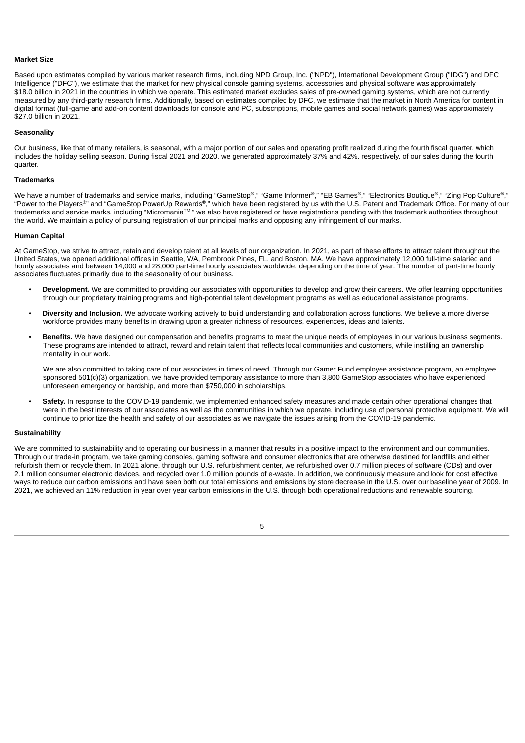### Market Size

Based upon estimates compiled by various market research firms, including NPD Group, Inc. ("NPD"), International Development Group ("IDG") and DFC Intelligence ("DFC"), we estimate that the market for new physical console gaming systems, accessories and physical software was approximately $18.0 billion in 2021 in the countries in which we operate. This estimated market excludes sales of pre-owned gaming systems, which are not currently measured by any third-party research firms. Additionally, based on estimates compiled by DFC, we estimate that the market in North America for content in digital format (full-game and add-on content downloads for console and PC, subscriptions, mobile games and social network games) was approximately $27.0 billion in 2021.

### Seasonality

Our business, like that of many retailers, is seasonal, with a major portion of our sales and operating profit realized during the fourth fiscal quarter, which includes the holiday selling season. During fiscal 2021 and 2020, we generated approximately 37% and 42%, respectively, of our sales during the fourth quarter.

### Trademarks

We have a number of trademarks and service marks, including "GameStop®," "Game Informer®," "EB Games®," "Electronics Boutique®," "Zing Pop Culture®," "Power to the Players®" and "GameStop PowerUp Rewards®," which have been registered by us with the U.S. Patent and Trademark Office. For many of our trademarks and service marks, including "Micromania™," we also have registered or have registrations pending with the trademark authorities throughout the world. We maintain a policy of pursuing registration of our principal marks and opposing any infringement of our marks.

### Human Capital

At GameStop, we strive to attract, retain and develop talent at all levels of our organization. In 2021, as part of these efforts to attract talent throughout the United States, we opened additional offices in Seattle, WA, Pembrook Pines, FL, and Boston, MA. We have approximately 12,000 full-time salaried and hourly associates and between 14,000 and 28,000 part-time hourly associates worldwide, depending on the time of year. The number of part-time hourly associates fluctuates primarily due to the seasonality of our business.

- **Development.** We are committed to providing our associates with opportunities to develop and grow their careers. We offer learning opportunities through our proprietary training programs and high-potential talent development programs as well as educational assistance programs.
- **Diversity and Inclusion.** We advocate working actively to build understanding and collaboration across functions. We believe a more diverse workforce provides many benefits in drawing upon a greater richness of resources, experiences, ideas and talents.
- **Benefits.** We have designed our compensation and benefits programs to meet the unique needs of employees in our various business segments. These programs are intended to attract, reward and retain talent that reflects local communities and customers, while instilling an ownership mentality in our work.

  We are also committed to taking care of our associates in times of need. Through our Gamer Fund employee assistance program, an employee sponsored 501(c)(3) organization, we have provided temporary assistance to more than 3,800 GameStop associates who have experienced unforeseen emergency or hardship, and more than $750,000 in scholarships.
- **Safety.** In response to the COVID-19 pandemic, we implemented enhanced safety measures and made certain other operational changes that were in the best interests of our associates as well as the communities in which we operate, including use of personal protective equipment. We will continue to prioritize the health and safety of our associates as we navigate the issues arising from the COVID-19 pandemic.

### Sustainability

We are committed to sustainability and to operating our business in a manner that results in a positive impact to the environment and our communities. Through our trade-in program, we take gaming consoles, gaming software and consumer electronics that are otherwise destined for landfills and either refurbish them or recycle them. In 2021 alone, through our U.S. refurbishment center, we refurbished over 0.7 million pieces of software (CDs) and over 2.1 million consumer electronic devices, and recycled over 1.0 million pounds of e-waste. In addition, we continuously measure and look for cost effective ways to reduce our carbon emissions and have seen both our total emissions and emissions by store decrease in the U.S. over our baseline year of 2009. In 2021, we achieved an 11% reduction in year over year carbon emissions in the U.S. through both operational reductions and renewable sourcing.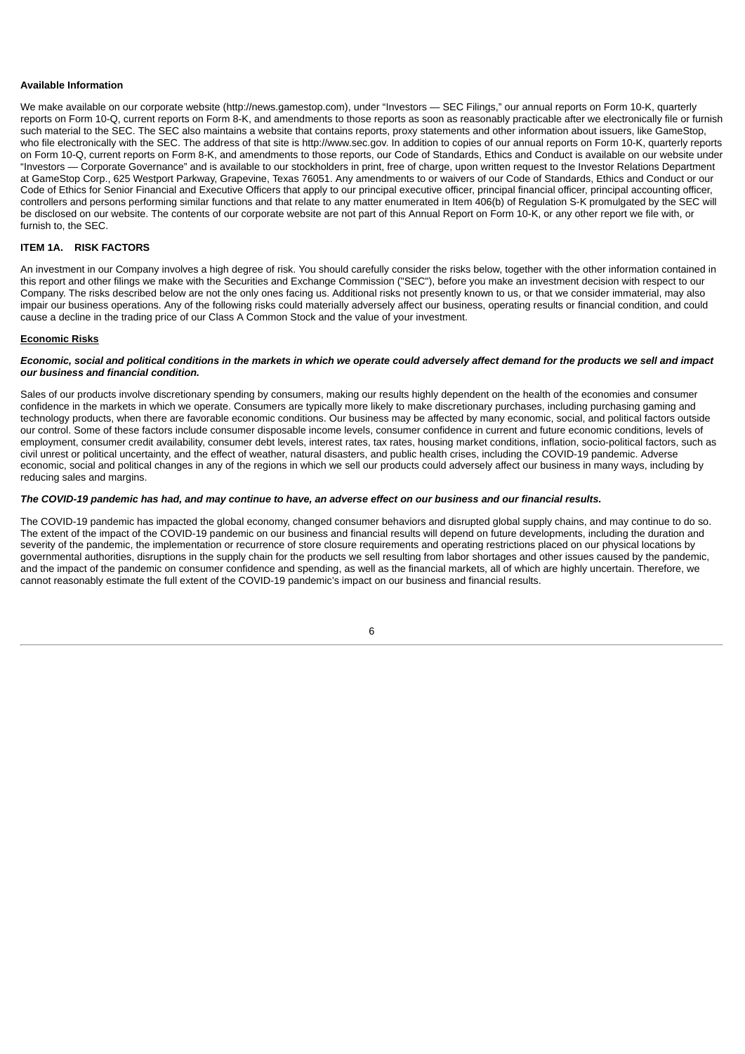**Available Information**

We make available on our corporate website (http://news.gamestop.com), under "Investors — SEC Filings," our annual reports on Form 10-K, quarterly reports on Form 10-Q, current reports on Form 8-K, and amendments to those reports as soon as reasonably practicable after we electronically file or furnish such material to the SEC. The SEC also maintains a website that contains reports, proxy statements and other information about issuers, like GameStop, who file electronically with the SEC. The address of that site is http://www.sec.gov. In addition to copies of our annual reports on Form 10-K, quarterly reports on Form 10-Q, current reports on Form 8-K, and amendments to those reports, our Code of Standards, Ethics and Conduct is available on our website under "Investors — Corporate Governance" and is available to our stockholders in print, free of charge, upon written request to the Investor Relations Department at GameStop Corp., 625 Westport Parkway, Grapevine, Texas 76051. Any amendments to or waivers of our Code of Standards, Ethics and Conduct or our Code of Ethics for Senior Financial and Executive Officers that apply to our principal executive officer, principal financial officer, principal accounting officer, controllers and persons performing similar functions and that relate to any matter enumerated in Item 406(b) of Regulation S-K promulgated by the SEC will be disclosed on our website. The contents of our corporate website are not part of this Annual Report on Form 10-K, or any other report we file with, or furnish to, the SEC.

## ITEM 1A. RISK FACTORS

An investment in our Company involves a high degree of risk. You should carefully consider the risks below, together with the other information contained in this report and other filings we make with the Securities and Exchange Commission ("SEC"), before you make an investment decision with respect to our Company. The risks described below are not the only ones facing us. Additional risks not presently known to us, or that we consider immaterial, may also impair our business operations. Any of the following risks could materially adversely affect our business, operating results or financial condition, and could cause a decline in the trading price of our Class A Common Stock and the value of your investment.

**Economic Risks**

***Economic, social and political conditions in the markets in which we operate could adversely affect demand for the products we sell and impact our business and financial condition.***

Sales of our products involve discretionary spending by consumers, making our results highly dependent on the health of the economies and consumer confidence in the markets in which we operate. Consumers are typically more likely to make discretionary purchases, including purchasing gaming and technology products, when there are favorable economic conditions. Our business may be affected by many economic, social, and political factors outside our control. Some of these factors include consumer disposable income levels, consumer confidence in current and future economic conditions, levels of employment, consumer credit availability, consumer debt levels, interest rates, tax rates, housing market conditions, inflation, socio-political factors, such as civil unrest or political uncertainty, and the effect of weather, natural disasters, and public health crises, including the COVID-19 pandemic. Adverse economic, social and political changes in any of the regions in which we sell our products could adversely affect our business in many ways, including by reducing sales and margins.

***The COVID-19 pandemic has had, and may continue to have, an adverse effect on our business and our financial results.***

The COVID-19 pandemic has impacted the global economy, changed consumer behaviors and disrupted global supply chains, and may continue to do so. The extent of the impact of the COVID-19 pandemic on our business and financial results will depend on future developments, including the duration and severity of the pandemic, the implementation or recurrence of store closure requirements and operating restrictions placed on our physical locations by governmental authorities, disruptions in the supply chain for the products we sell resulting from labor shortages and other issues caused by the pandemic, and the impact of the pandemic on consumer confidence and spending, as well as the financial markets, all of which are highly uncertain. Therefore, we cannot reasonably estimate the full extent of the COVID-19 pandemic's impact on our business and financial results.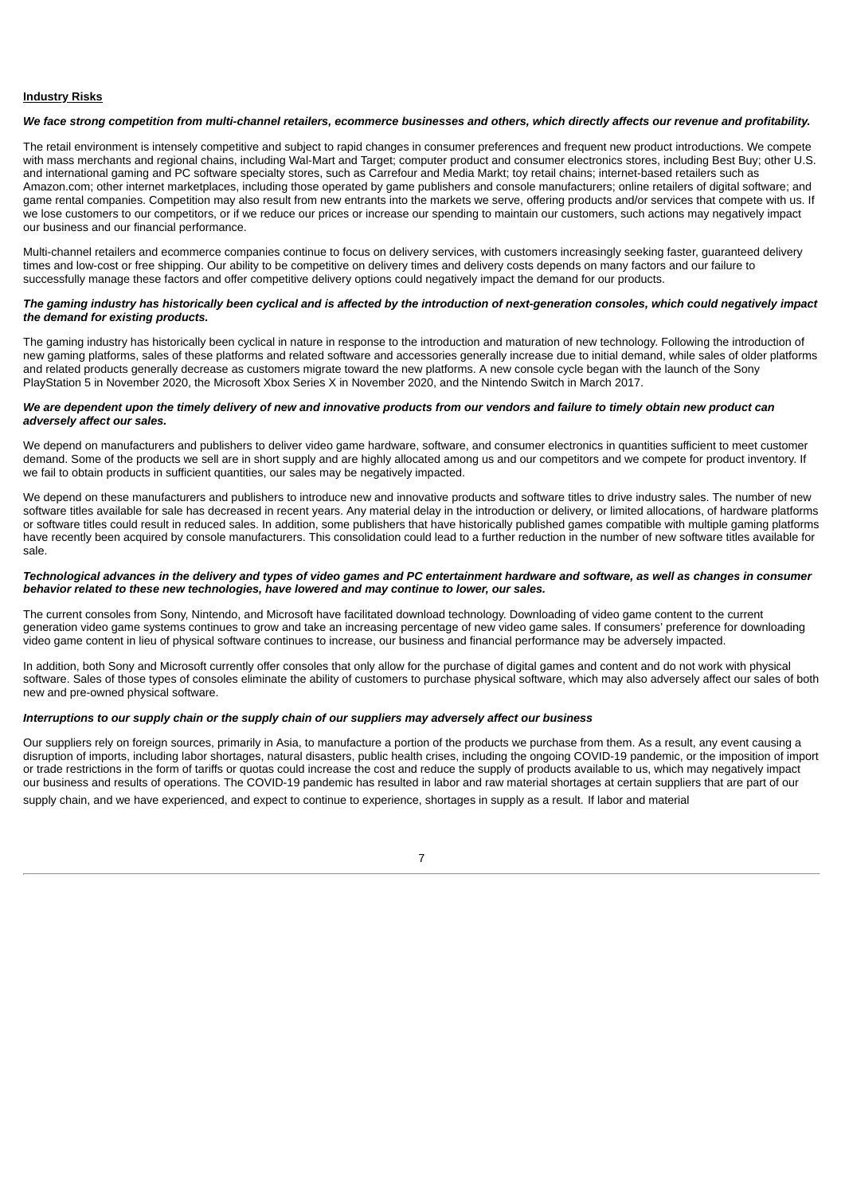**Industry Risks**

***We face strong competition from multi-channel retailers, ecommerce businesses and others, which directly affects our revenue and profitability.***

The retail environment is intensely competitive and subject to rapid changes in consumer preferences and frequent new product introductions. We compete with mass merchants and regional chains, including Wal-Mart and Target; computer product and consumer electronics stores, including Best Buy; other U.S. and international gaming and PC software specialty stores, such as Carrefour and Media Markt; toy retail chains; internet-based retailers such as Amazon.com; other internet marketplaces, including those operated by game publishers and console manufacturers; online retailers of digital software; and game rental companies. Competition may also result from new entrants into the markets we serve, offering products and/or services that compete with us. If we lose customers to our competitors, or if we reduce our prices or increase our spending to maintain our customers, such actions may negatively impact our business and our financial performance.

Multi-channel retailers and ecommerce companies continue to focus on delivery services, with customers increasingly seeking faster, guaranteed delivery times and low-cost or free shipping. Our ability to be competitive on delivery times and delivery costs depends on many factors and our failure to successfully manage these factors and offer competitive delivery options could negatively impact the demand for our products.

***The gaming industry has historically been cyclical and is affected by the introduction of next-generation consoles, which could negatively impact the demand for existing products.***

The gaming industry has historically been cyclical in nature in response to the introduction and maturation of new technology. Following the introduction of new gaming platforms, sales of these platforms and related software and accessories generally increase due to initial demand, while sales of older platforms and related products generally decrease as customers migrate toward the new platforms. A new console cycle began with the launch of the Sony PlayStation 5 in November 2020, the Microsoft Xbox Series X in November 2020, and the Nintendo Switch in March 2017.

***We are dependent upon the timely delivery of new and innovative products from our vendors and failure to timely obtain new product can adversely affect our sales.***

We depend on manufacturers and publishers to deliver video game hardware, software, and consumer electronics in quantities sufficient to meet customer demand. Some of the products we sell are in short supply and are highly allocated among us and our competitors and we compete for product inventory. If we fail to obtain products in sufficient quantities, our sales may be negatively impacted.

We depend on these manufacturers and publishers to introduce new and innovative products and software titles to drive industry sales. The number of new software titles available for sale has decreased in recent years. Any material delay in the introduction or delivery, or limited allocations, of hardware platforms or software titles could result in reduced sales. In addition, some publishers that have historically published games compatible with multiple gaming platforms have recently been acquired by console manufacturers. This consolidation could lead to a further reduction in the number of new software titles available for sale.

***Technological advances in the delivery and types of video games and PC entertainment hardware and software, as well as changes in consumer behavior related to these new technologies, have lowered and may continue to lower, our sales.***

The current consoles from Sony, Nintendo, and Microsoft have facilitated download technology. Downloading of video game content to the current generation video game systems continues to grow and take an increasing percentage of new video game sales. If consumers' preference for downloading video game content in lieu of physical software continues to increase, our business and financial performance may be adversely impacted.

In addition, both Sony and Microsoft currently offer consoles that only allow for the purchase of digital games and content and do not work with physical software. Sales of those types of consoles eliminate the ability of customers to purchase physical software, which may also adversely affect our sales of both new and pre-owned physical software.

***Interruptions to our supply chain or the supply chain of our suppliers may adversely affect our business***

Our suppliers rely on foreign sources, primarily in Asia, to manufacture a portion of the products we purchase from them. As a result, any event causing a disruption of imports, including labor shortages, natural disasters, public health crises, including the ongoing COVID-19 pandemic, or the imposition of import or trade restrictions in the form of tariffs or quotas could increase the cost and reduce the supply of products available to us, which may negatively impact our business and results of operations. The COVID-19 pandemic has resulted in labor and raw material shortages at certain suppliers that are part of our supply chain, and we have experienced, and expect to continue to experience, shortages in supply as a result. If labor and material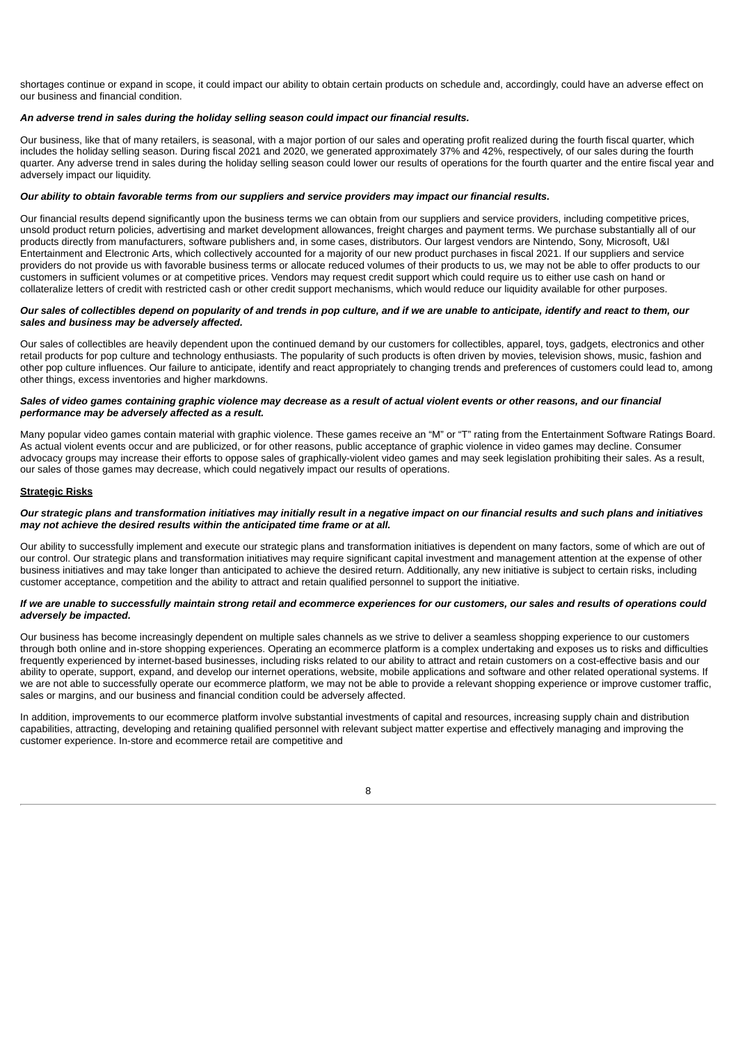shortages continue or expand in scope, it could impact our ability to obtain certain products on schedule and, accordingly, could have an adverse effect on our business and financial condition.

***An adverse trend in sales during the holiday selling season could impact our financial results.***

Our business, like that of many retailers, is seasonal, with a major portion of our sales and operating profit realized during the fourth fiscal quarter, which includes the holiday selling season. During fiscal 2021 and 2020, we generated approximately 37% and 42%, respectively, of our sales during the fourth quarter. Any adverse trend in sales during the holiday selling season could lower our results of operations for the fourth quarter and the entire fiscal year and adversely impact our liquidity.

***Our ability to obtain favorable terms from our suppliers and service providers may impact our financial results.***

Our financial results depend significantly upon the business terms we can obtain from our suppliers and service providers, including competitive prices, unsold product return policies, advertising and market development allowances, freight charges and payment terms. We purchase substantially all of our products directly from manufacturers, software publishers and, in some cases, distributors. Our largest vendors are Nintendo, Sony, Microsoft, U&I Entertainment and Electronic Arts, which collectively accounted for a majority of our new product purchases in fiscal 2021. If our suppliers and service providers do not provide us with favorable business terms or allocate reduced volumes of their products to us, we may not be able to offer products to our customers in sufficient volumes or at competitive prices. Vendors may request credit support which could require us to either use cash on hand or collateralize letters of credit with restricted cash or other credit support mechanisms, which would reduce our liquidity available for other purposes.

***Our sales of collectibles depend on popularity of and trends in pop culture, and if we are unable to anticipate, identify and react to them, our sales and business may be adversely affected.***

Our sales of collectibles are heavily dependent upon the continued demand by our customers for collectibles, apparel, toys, gadgets, electronics and other retail products for pop culture and technology enthusiasts. The popularity of such products is often driven by movies, television shows, music, fashion and other pop culture influences. Our failure to anticipate, identify and react appropriately to changing trends and preferences of customers could lead to, among other things, excess inventories and higher markdowns.

***Sales of video games containing graphic violence may decrease as a result of actual violent events or other reasons, and our financial performance may be adversely affected as a result.***

Many popular video games contain material with graphic violence. These games receive an "M" or "T" rating from the Entertainment Software Ratings Board. As actual violent events occur and are publicized, or for other reasons, public acceptance of graphic violence in video games may decline. Consumer advocacy groups may increase their efforts to oppose sales of graphically-violent video games and may seek legislation prohibiting their sales. As a result, our sales of those games may decrease, which could negatively impact our results of operations.

**Strategic Risks**

***Our strategic plans and transformation initiatives may initially result in a negative impact on our financial results and such plans and initiatives may not achieve the desired results within the anticipated time frame or at all.***

Our ability to successfully implement and execute our strategic plans and transformation initiatives is dependent on many factors, some of which are out of our control. Our strategic plans and transformation initiatives may require significant capital investment and management attention at the expense of other business initiatives and may take longer than anticipated to achieve the desired return. Additionally, any new initiative is subject to certain risks, including customer acceptance, competition and the ability to attract and retain qualified personnel to support the initiative.

***If we are unable to successfully maintain strong retail and ecommerce experiences for our customers, our sales and results of operations could adversely be impacted.***

Our business has become increasingly dependent on multiple sales channels as we strive to deliver a seamless shopping experience to our customers through both online and in-store shopping experiences. Operating an ecommerce platform is a complex undertaking and exposes us to risks and difficulties frequently experienced by internet-based businesses, including risks related to our ability to attract and retain customers on a cost-effective basis and our ability to operate, support, expand, and develop our internet operations, website, mobile applications and software and other related operational systems. If we are not able to successfully operate our ecommerce platform, we may not be able to provide a relevant shopping experience or improve customer traffic, sales or margins, and our business and financial condition could be adversely affected.

In addition, improvements to our ecommerce platform involve substantial investments of capital and resources, increasing supply chain and distribution capabilities, attracting, developing and retaining qualified personnel with relevant subject matter expertise and effectively managing and improving the customer experience. In-store and ecommerce retail are competitive and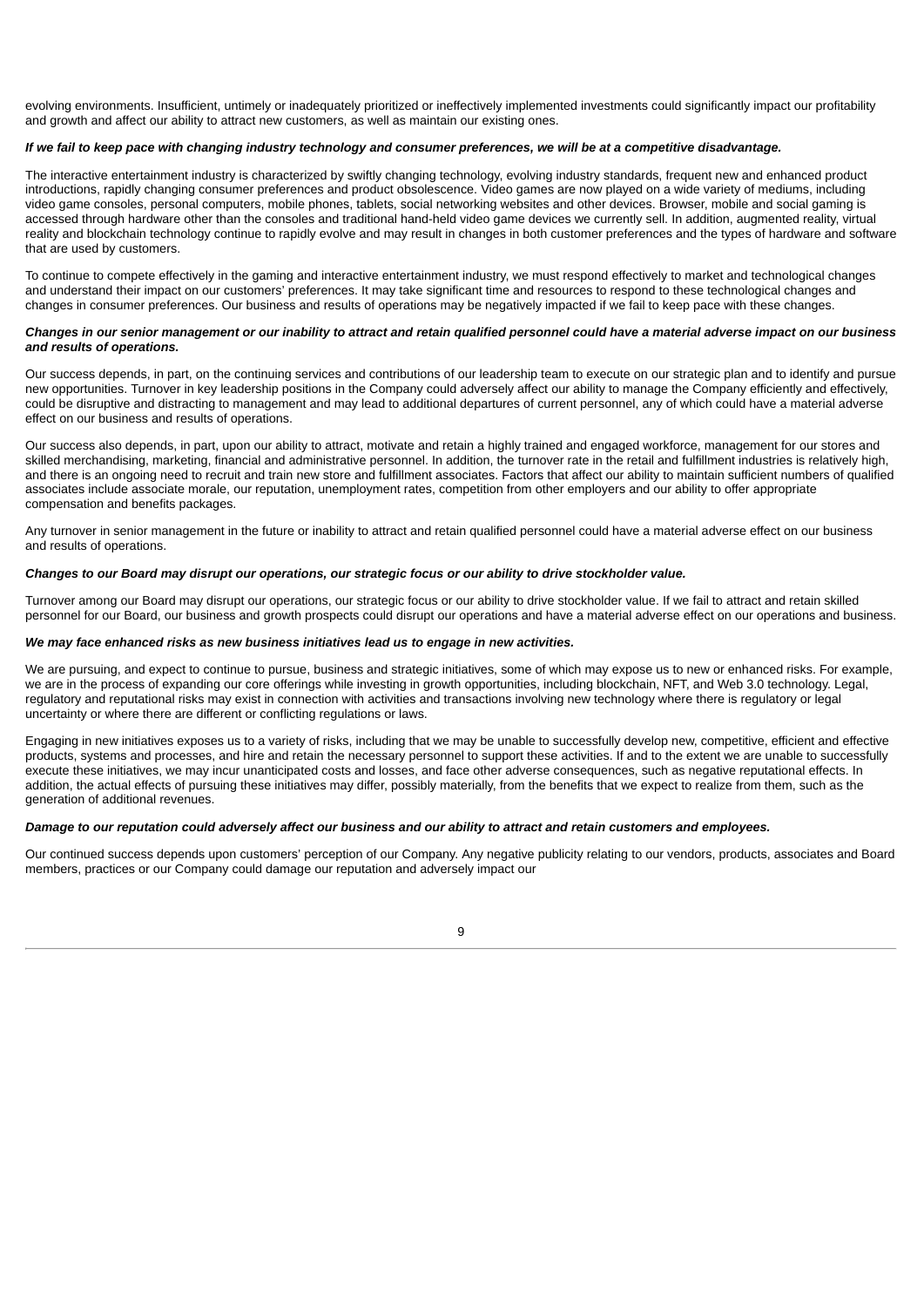evolving environments. Insufficient, untimely or inadequately prioritized or ineffectively implemented investments could significantly impact our profitability and growth and affect our ability to attract new customers, as well as maintain our existing ones.

***If we fail to keep pace with changing industry technology and consumer preferences, we will be at a competitive disadvantage.***

The interactive entertainment industry is characterized by swiftly changing technology, evolving industry standards, frequent new and enhanced product introductions, rapidly changing consumer preferences and product obsolescence. Video games are now played on a wide variety of mediums, including video game consoles, personal computers, mobile phones, tablets, social networking websites and other devices. Browser, mobile and social gaming is accessed through hardware other than the consoles and traditional hand-held video game devices we currently sell. In addition, augmented reality, virtual reality and blockchain technology continue to rapidly evolve and may result in changes in both customer preferences and the types of hardware and software that are used by customers.

To continue to compete effectively in the gaming and interactive entertainment industry, we must respond effectively to market and technological changes and understand their impact on our customers' preferences. It may take significant time and resources to respond to these technological changes and changes in consumer preferences. Our business and results of operations may be negatively impacted if we fail to keep pace with these changes.

***Changes in our senior management or our inability to attract and retain qualified personnel could have a material adverse impact on our business and results of operations.***

Our success depends, in part, on the continuing services and contributions of our leadership team to execute on our strategic plan and to identify and pursue new opportunities. Turnover in key leadership positions in the Company could adversely affect our ability to manage the Company efficiently and effectively, could be disruptive and distracting to management and may lead to additional departures of current personnel, any of which could have a material adverse effect on our business and results of operations.

Our success also depends, in part, upon our ability to attract, motivate and retain a highly trained and engaged workforce, management for our stores and skilled merchandising, marketing, financial and administrative personnel. In addition, the turnover rate in the retail and fulfillment industries is relatively high, and there is an ongoing need to recruit and train new store and fulfillment associates. Factors that affect our ability to maintain sufficient numbers of qualified associates include associate morale, our reputation, unemployment rates, competition from other employers and our ability to offer appropriate compensation and benefits packages.

Any turnover in senior management in the future or inability to attract and retain qualified personnel could have a material adverse effect on our business and results of operations.

***Changes to our Board may disrupt our operations, our strategic focus or our ability to drive stockholder value.***

Turnover among our Board may disrupt our operations, our strategic focus or our ability to drive stockholder value. If we fail to attract and retain skilled personnel for our Board, our business and growth prospects could disrupt our operations and have a material adverse effect on our operations and business.

***We may face enhanced risks as new business initiatives lead us to engage in new activities.***

We are pursuing, and expect to continue to pursue, business and strategic initiatives, some of which may expose us to new or enhanced risks. For example, we are in the process of expanding our core offerings while investing in growth opportunities, including blockchain, NFT, and Web 3.0 technology. Legal, regulatory and reputational risks may exist in connection with activities and transactions involving new technology where there is regulatory or legal uncertainty or where there are different or conflicting regulations or laws.

Engaging in new initiatives exposes us to a variety of risks, including that we may be unable to successfully develop new, competitive, efficient and effective products, systems and processes, and hire and retain the necessary personnel to support these activities. If and to the extent we are unable to successfully execute these initiatives, we may incur unanticipated costs and losses, and face other adverse consequences, such as negative reputational effects. In addition, the actual effects of pursuing these initiatives may differ, possibly materially, from the benefits that we expect to realize from them, such as the generation of additional revenues.

***Damage to our reputation could adversely affect our business and our ability to attract and retain customers and employees.***

Our continued success depends upon customers' perception of our Company. Any negative publicity relating to our vendors, products, associates and Board members, practices or our Company could damage our reputation and adversely impact our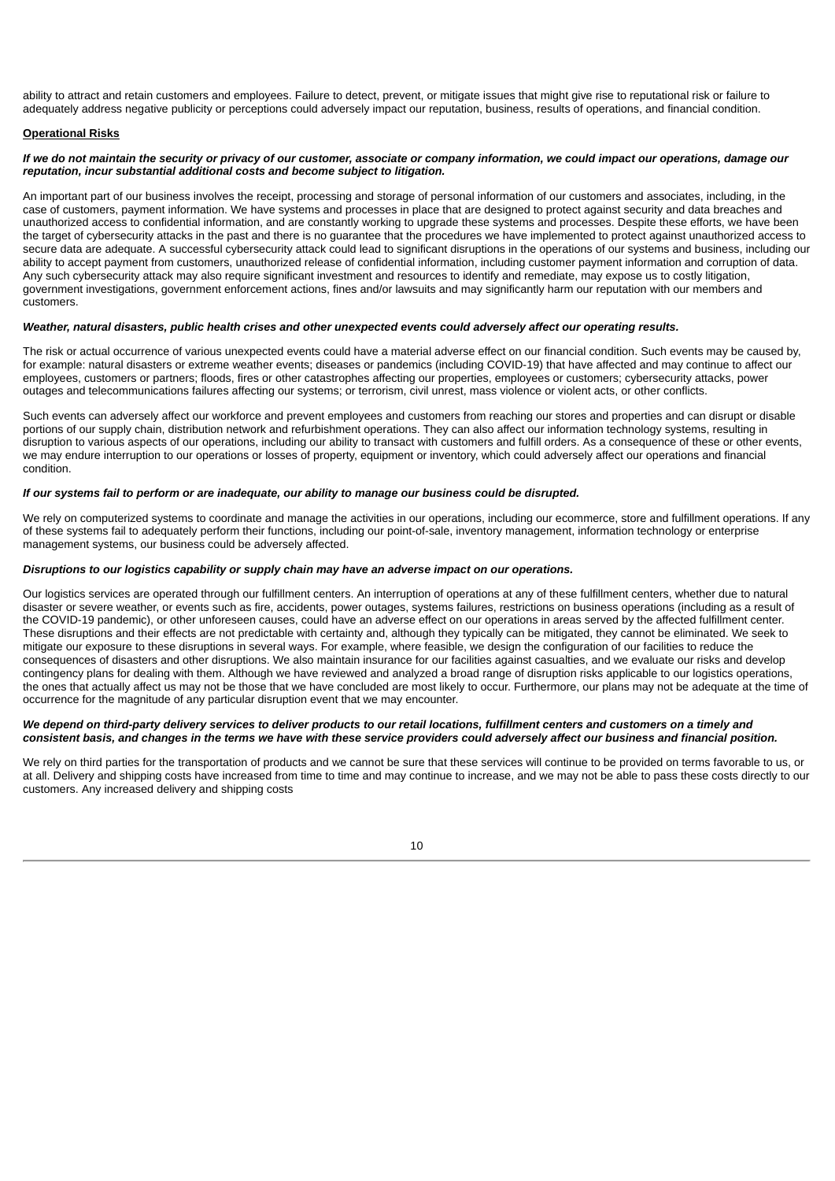ability to attract and retain customers and employees. Failure to detect, prevent, or mitigate issues that might give rise to reputational risk or failure to adequately address negative publicity or perceptions could adversely impact our reputation, business, results of operations, and financial condition.

**Operational Risks**

***If we do not maintain the security or privacy of our customer, associate or company information, we could impact our operations, damage our reputation, incur substantial additional costs and become subject to litigation.***

An important part of our business involves the receipt, processing and storage of personal information of our customers and associates, including, in the case of customers, payment information. We have systems and processes in place that are designed to protect against security and data breaches and unauthorized access to confidential information, and are constantly working to upgrade these systems and processes. Despite these efforts, we have been the target of cybersecurity attacks in the past and there is no guarantee that the procedures we have implemented to protect against unauthorized access to secure data are adequate. A successful cybersecurity attack could lead to significant disruptions in the operations of our systems and business, including our ability to accept payment from customers, unauthorized release of confidential information, including customer payment information and corruption of data. Any such cybersecurity attack may also require significant investment and resources to identify and remediate, may expose us to costly litigation, government investigations, government enforcement actions, fines and/or lawsuits and may significantly harm our reputation with our members and customers.

***Weather, natural disasters, public health crises and other unexpected events could adversely affect our operating results.***

The risk or actual occurrence of various unexpected events could have a material adverse effect on our financial condition. Such events may be caused by, for example: natural disasters or extreme weather events; diseases or pandemics (including COVID-19) that have affected and may continue to affect our employees, customers or partners; floods, fires or other catastrophes affecting our properties, employees or customers; cybersecurity attacks, power outages and telecommunications failures affecting our systems; or terrorism, civil unrest, mass violence or violent acts, or other conflicts.

Such events can adversely affect our workforce and prevent employees and customers from reaching our stores and properties and can disrupt or disable portions of our supply chain, distribution network and refurbishment operations. They can also affect our information technology systems, resulting in disruption to various aspects of our operations, including our ability to transact with customers and fulfill orders. As a consequence of these or other events, we may endure interruption to our operations or losses of property, equipment or inventory, which could adversely affect our operations and financial condition.

***If our systems fail to perform or are inadequate, our ability to manage our business could be disrupted.***

We rely on computerized systems to coordinate and manage the activities in our operations, including our ecommerce, store and fulfillment operations. If any of these systems fail to adequately perform their functions, including our point-of-sale, inventory management, information technology or enterprise management systems, our business could be adversely affected.

***Disruptions to our logistics capability or supply chain may have an adverse impact on our operations.***

Our logistics services are operated through our fulfillment centers. An interruption of operations at any of these fulfillment centers, whether due to natural disaster or severe weather, or events such as fire, accidents, power outages, systems failures, restrictions on business operations (including as a result of the COVID-19 pandemic), or other unforeseen causes, could have an adverse effect on our operations in areas served by the affected fulfillment center. These disruptions and their effects are not predictable with certainty and, although they typically can be mitigated, they cannot be eliminated. We seek to mitigate our exposure to these disruptions in several ways. For example, where feasible, we design the configuration of our facilities to reduce the consequences of disasters and other disruptions. We also maintain insurance for our facilities against casualties, and we evaluate our risks and develop contingency plans for dealing with them. Although we have reviewed and analyzed a broad range of disruption risks applicable to our logistics operations, the ones that actually affect us may not be those that we have concluded are most likely to occur. Furthermore, our plans may not be adequate at the time of occurrence for the magnitude of any particular disruption event that we may encounter.

***We depend on third-party delivery services to deliver products to our retail locations, fulfillment centers and customers on a timely and consistent basis, and changes in the terms we have with these service providers could adversely affect our business and financial position.***

We rely on third parties for the transportation of products and we cannot be sure that these services will continue to be provided on terms favorable to us, or at all. Delivery and shipping costs have increased from time to time and may continue to increase, and we may not be able to pass these costs directly to our customers. Any increased delivery and shipping costs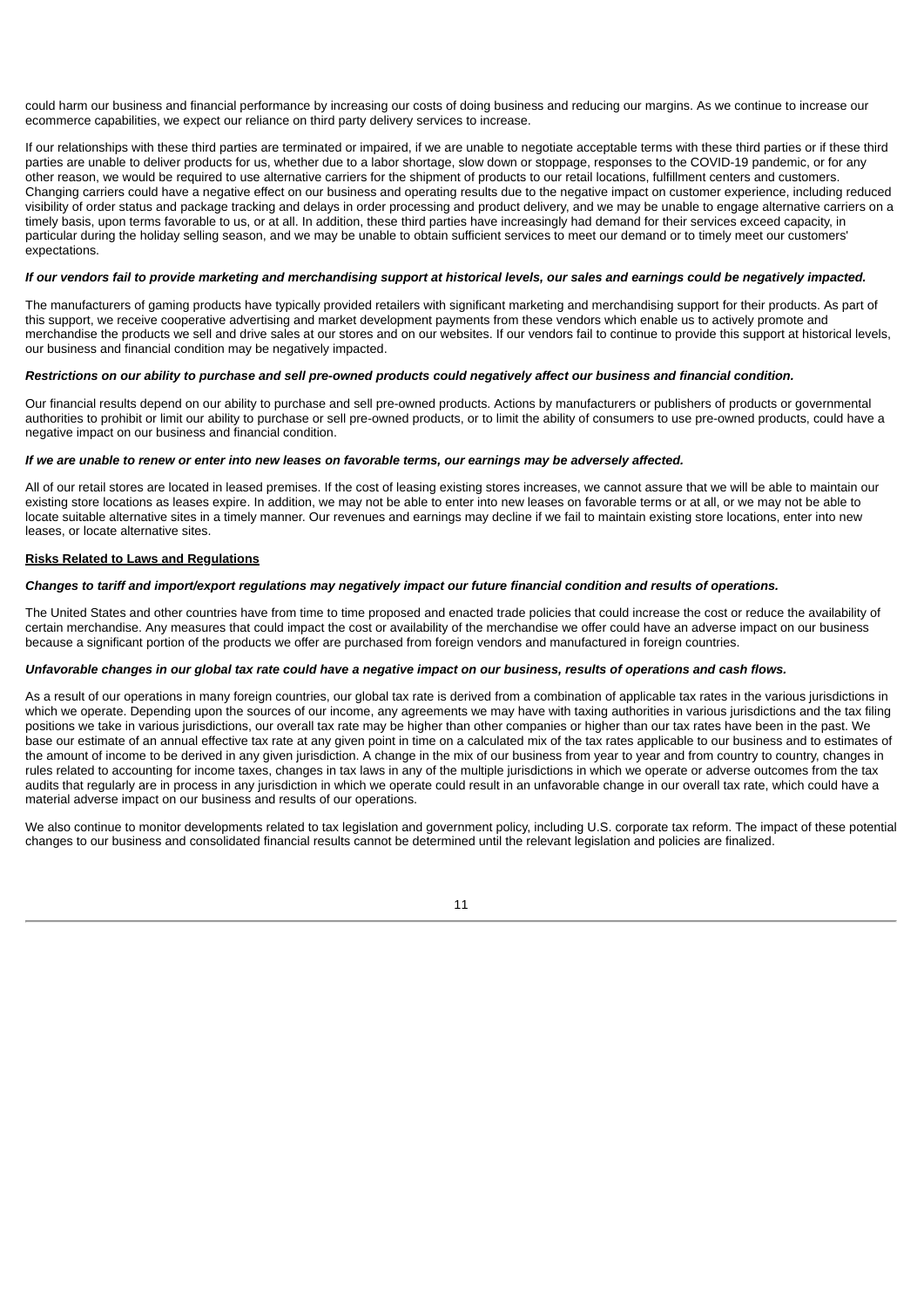could harm our business and financial performance by increasing our costs of doing business and reducing our margins. As we continue to increase our ecommerce capabilities, we expect our reliance on third party delivery services to increase.

If our relationships with these third parties are terminated or impaired, if we are unable to negotiate acceptable terms with these third parties or if these third parties are unable to deliver products for us, whether due to a labor shortage, slow down or stoppage, responses to the COVID-19 pandemic, or for any other reason, we would be required to use alternative carriers for the shipment of products to our retail locations, fulfillment centers and customers. Changing carriers could have a negative effect on our business and operating results due to the negative impact on customer experience, including reduced visibility of order status and package tracking and delays in order processing and product delivery, and we may be unable to engage alternative carriers on a timely basis, upon terms favorable to us, or at all. In addition, these third parties have increasingly had demand for their services exceed capacity, in particular during the holiday selling season, and we may be unable to obtain sufficient services to meet our demand or to timely meet our customers' expectations.

***If our vendors fail to provide marketing and merchandising support at historical levels, our sales and earnings could be negatively impacted.***

The manufacturers of gaming products have typically provided retailers with significant marketing and merchandising support for their products. As part of this support, we receive cooperative advertising and market development payments from these vendors which enable us to actively promote and merchandise the products we sell and drive sales at our stores and on our websites. If our vendors fail to continue to provide this support at historical levels, our business and financial condition may be negatively impacted.

***Restrictions on our ability to purchase and sell pre-owned products could negatively affect our business and financial condition.***

Our financial results depend on our ability to purchase and sell pre-owned products. Actions by manufacturers or publishers of products or governmental authorities to prohibit or limit our ability to purchase or sell pre-owned products, or to limit the ability of consumers to use pre-owned products, could have a negative impact on our business and financial condition.

***If we are unable to renew or enter into new leases on favorable terms, our earnings may be adversely affected.***

All of our retail stores are located in leased premises. If the cost of leasing existing stores increases, we cannot assure that we will be able to maintain our existing store locations as leases expire. In addition, we may not be able to enter into new leases on favorable terms or at all, or we may not be able to locate suitable alternative sites in a timely manner. Our revenues and earnings may decline if we fail to maintain existing store locations, enter into new leases, or locate alternative sites.

**Risks Related to Laws and Regulations**

***Changes to tariff and import/export regulations may negatively impact our future financial condition and results of operations.***

The United States and other countries have from time to time proposed and enacted trade policies that could increase the cost or reduce the availability of certain merchandise. Any measures that could impact the cost or availability of the merchandise we offer could have an adverse impact on our business because a significant portion of the products we offer are purchased from foreign vendors and manufactured in foreign countries.

***Unfavorable changes in our global tax rate could have a negative impact on our business, results of operations and cash flows.***

As a result of our operations in many foreign countries, our global tax rate is derived from a combination of applicable tax rates in the various jurisdictions in which we operate. Depending upon the sources of our income, any agreements we may have with taxing authorities in various jurisdictions and the tax filing positions we take in various jurisdictions, our overall tax rate may be higher than other companies or higher than our tax rates have been in the past. We base our estimate of an annual effective tax rate at any given point in time on a calculated mix of the tax rates applicable to our business and to estimates of the amount of income to be derived in any given jurisdiction. A change in the mix of our business from year to year and from country to country, changes in rules related to accounting for income taxes, changes in tax laws in any of the multiple jurisdictions in which we operate or adverse outcomes from the tax audits that regularly are in process in any jurisdiction in which we operate could result in an unfavorable change in our overall tax rate, which could have a material adverse impact on our business and results of our operations.

We also continue to monitor developments related to tax legislation and government policy, including U.S. corporate tax reform. The impact of these potential changes to our business and consolidated financial results cannot be determined until the relevant legislation and policies are finalized.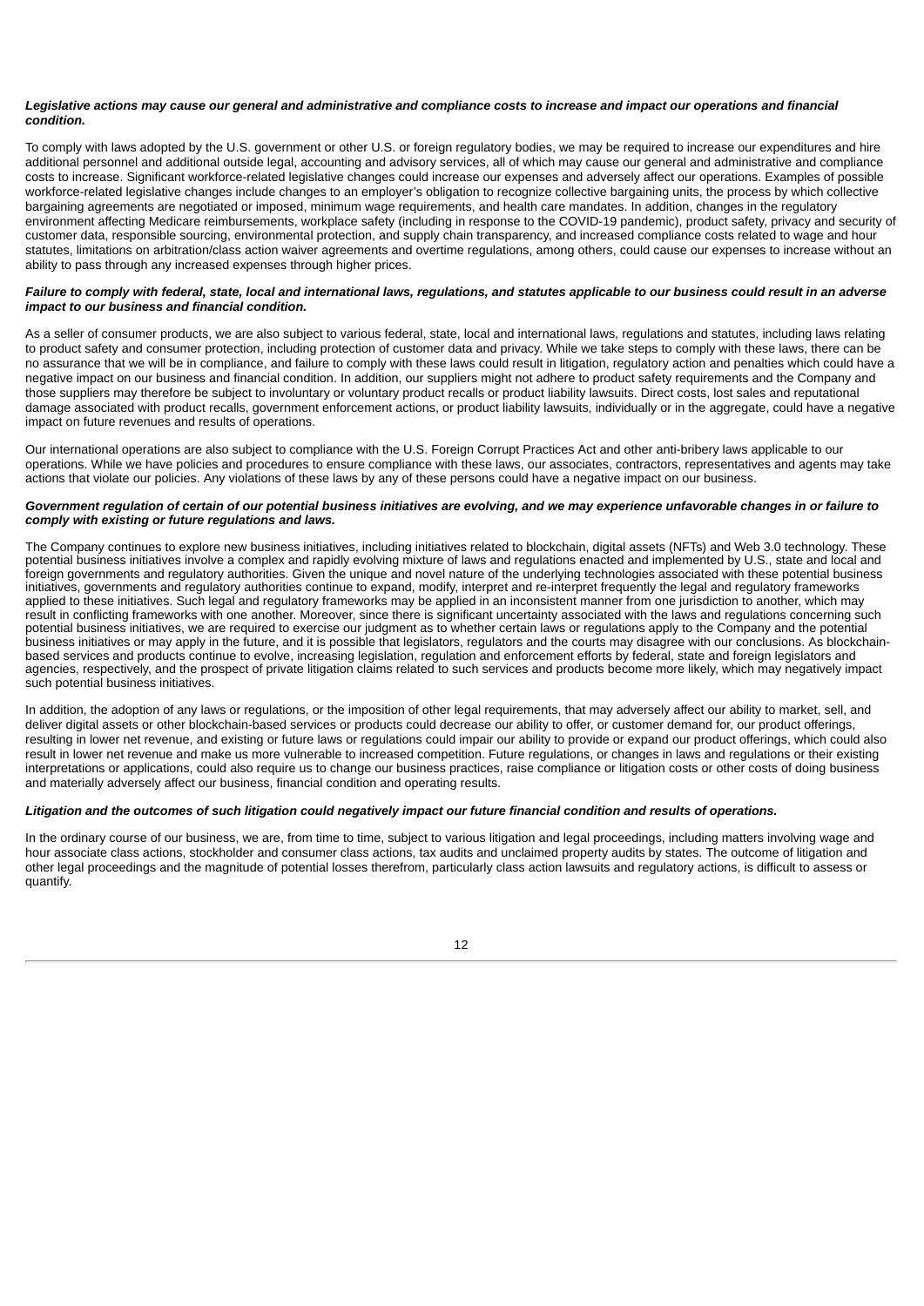***Legislative actions may cause our general and administrative and compliance costs to increase and impact our operations and financial condition.***

To comply with laws adopted by the U.S. government or other U.S. or foreign regulatory bodies, we may be required to increase our expenditures and hire additional personnel and additional outside legal, accounting and advisory services, all of which may cause our general and administrative and compliance costs to increase. Significant workforce-related legislative changes could increase our expenses and adversely affect our operations. Examples of possible workforce-related legislative changes include changes to an employer's obligation to recognize collective bargaining units, the process by which collective bargaining agreements are negotiated or imposed, minimum wage requirements, and health care mandates. In addition, changes in the regulatory environment affecting Medicare reimbursements, workplace safety (including in response to the COVID-19 pandemic), product safety, privacy and security of customer data, responsible sourcing, environmental protection, and supply chain transparency, and increased compliance costs related to wage and hour statutes, limitations on arbitration/class action waiver agreements and overtime regulations, among others, could cause our expenses to increase without an ability to pass through any increased expenses through higher prices.

***Failure to comply with federal, state, local and international laws, regulations, and statutes applicable to our business could result in an adverse impact to our business and financial condition.***

As a seller of consumer products, we are also subject to various federal, state, local and international laws, regulations and statutes, including laws relating to product safety and consumer protection, including protection of customer data and privacy. While we take steps to comply with these laws, there can be no assurance that we will be in compliance, and failure to comply with these laws could result in litigation, regulatory action and penalties which could have a negative impact on our business and financial condition. In addition, our suppliers might not adhere to product safety requirements and the Company and those suppliers may therefore be subject to involuntary or voluntary product recalls or product liability lawsuits. Direct costs, lost sales and reputational damage associated with product recalls, government enforcement actions, or product liability lawsuits, individually or in the aggregate, could have a negative impact on future revenues and results of operations.

Our international operations are also subject to compliance with the U.S. Foreign Corrupt Practices Act and other anti-bribery laws applicable to our operations. While we have policies and procedures to ensure compliance with these laws, our associates, contractors, representatives and agents may take actions that violate our policies. Any violations of these laws by any of these persons could have a negative impact on our business.

***Government regulation of certain of our potential business initiatives are evolving, and we may experience unfavorable changes in or failure to comply with existing or future regulations and laws.***

The Company continues to explore new business initiatives, including initiatives related to blockchain, digital assets (NFTs) and Web 3.0 technology. These potential business initiatives involve a complex and rapidly evolving mixture of laws and regulations enacted and implemented by U.S., state and local and foreign governments and regulatory authorities. Given the unique and novel nature of the underlying technologies associated with these potential business initiatives, governments and regulatory authorities continue to expand, modify, interpret and re-interpret frequently the legal and regulatory frameworks applied to these initiatives. Such legal and regulatory frameworks may be applied in an inconsistent manner from one jurisdiction to another, which may result in conflicting frameworks with one another. Moreover, since there is significant uncertainty associated with the laws and regulations concerning such potential business initiatives, we are required to exercise our judgment as to whether certain laws or regulations apply to the Company and the potential business initiatives or may apply in the future, and it is possible that legislators, regulators and the courts may disagree with our conclusions. As blockchain-based services and products continue to evolve, increasing legislation, regulation and enforcement efforts by federal, state and foreign legislators and agencies, respectively, and the prospect of private litigation claims related to such services and products become more likely, which may negatively impact such potential business initiatives.

In addition, the adoption of any laws or regulations, or the imposition of other legal requirements, that may adversely affect our ability to market, sell, and deliver digital assets or other blockchain-based services or products could decrease our ability to offer, or customer demand for, our product offerings, resulting in lower net revenue, and existing or future laws or regulations could impair our ability to provide or expand our product offerings, which could also result in lower net revenue and make us more vulnerable to increased competition. Future regulations, or changes in laws and regulations or their existing interpretations or applications, could also require us to change our business practices, raise compliance or litigation costs or other costs of doing business and materially adversely affect our business, financial condition and operating results.

***Litigation and the outcomes of such litigation could negatively impact our future financial condition and results of operations.***

In the ordinary course of our business, we are, from time to time, subject to various litigation and legal proceedings, including matters involving wage and hour associate class actions, stockholder and consumer class actions, tax audits and unclaimed property audits by states. The outcome of litigation and other legal proceedings and the magnitude of potential losses therefrom, particularly class action lawsuits and regulatory actions, is difficult to assess or quantify.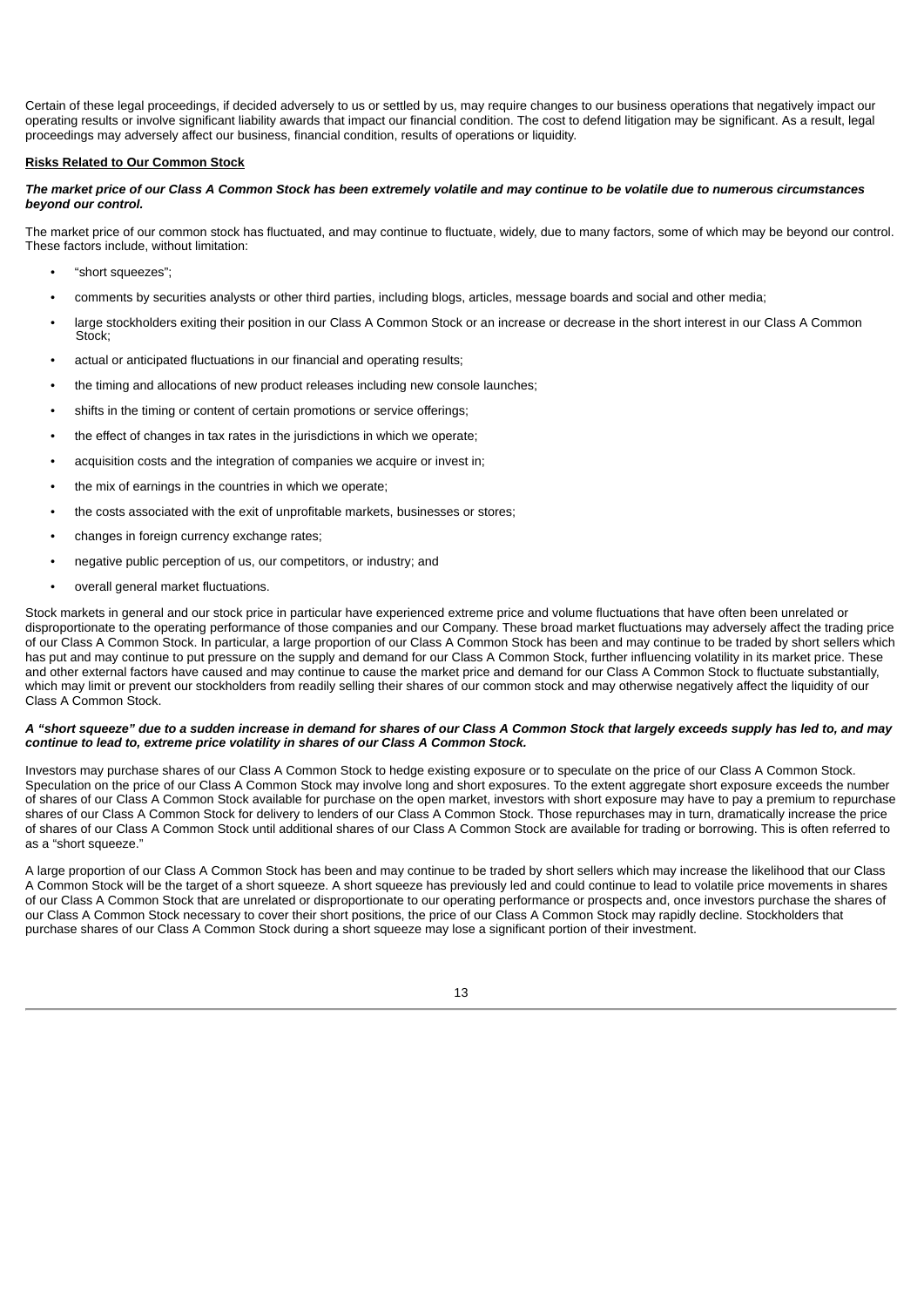Certain of these legal proceedings, if decided adversely to us or settled by us, may require changes to our business operations that negatively impact our operating results or involve significant liability awards that impact our financial condition. The cost to defend litigation may be significant. As a result, legal proceedings may adversely affect our business, financial condition, results of operations or liquidity.

**Risks Related to Our Common Stock**

***The market price of our Class A Common Stock has been extremely volatile and may continue to be volatile due to numerous circumstances beyond our control.***

The market price of our common stock has fluctuated, and may continue to fluctuate, widely, due to many factors, some of which may be beyond our control. These factors include, without limitation:

- "short squeezes";
- comments by securities analysts or other third parties, including blogs, articles, message boards and social and other media;
- large stockholders exiting their position in our Class A Common Stock or an increase or decrease in the short interest in our Class A Common Stock;
- actual or anticipated fluctuations in our financial and operating results;
- the timing and allocations of new product releases including new console launches;
- shifts in the timing or content of certain promotions or service offerings;
- the effect of changes in tax rates in the jurisdictions in which we operate;
- acquisition costs and the integration of companies we acquire or invest in;
- the mix of earnings in the countries in which we operate;
- the costs associated with the exit of unprofitable markets, businesses or stores;
- changes in foreign currency exchange rates;
- negative public perception of us, our competitors, or industry; and
- overall general market fluctuations.

Stock markets in general and our stock price in particular have experienced extreme price and volume fluctuations that have often been unrelated or disproportionate to the operating performance of those companies and our Company. These broad market fluctuations may adversely affect the trading price of our Class A Common Stock. In particular, a large proportion of our Class A Common Stock has been and may continue to be traded by short sellers which has put and may continue to put pressure on the supply and demand for our Class A Common Stock, further influencing volatility in its market price. These and other external factors have caused and may continue to cause the market price and demand for our Class A Common Stock to fluctuate substantially, which may limit or prevent our stockholders from readily selling their shares of our common stock and may otherwise negatively affect the liquidity of our Class A Common Stock.

***A "short squeeze" due to a sudden increase in demand for shares of our Class A Common Stock that largely exceeds supply has led to, and may continue to lead to, extreme price volatility in shares of our Class A Common Stock.***

Investors may purchase shares of our Class A Common Stock to hedge existing exposure or to speculate on the price of our Class A Common Stock. Speculation on the price of our Class A Common Stock may involve long and short exposures. To the extent aggregate short exposure exceeds the number of shares of our Class A Common Stock available for purchase on the open market, investors with short exposure may have to pay a premium to repurchase shares of our Class A Common Stock for delivery to lenders of our Class A Common Stock. Those repurchases may in turn, dramatically increase the price of shares of our Class A Common Stock until additional shares of our Class A Common Stock are available for trading or borrowing. This is often referred to as a "short squeeze."

A large proportion of our Class A Common Stock has been and may continue to be traded by short sellers which may increase the likelihood that our Class A Common Stock will be the target of a short squeeze. A short squeeze has previously led and could continue to lead to volatile price movements in shares of our Class A Common Stock that are unrelated or disproportionate to our operating performance or prospects and, once investors purchase the shares of our Class A Common Stock necessary to cover their short positions, the price of our Class A Common Stock may rapidly decline. Stockholders that purchase shares of our Class A Common Stock during a short squeeze may lose a significant portion of their investment.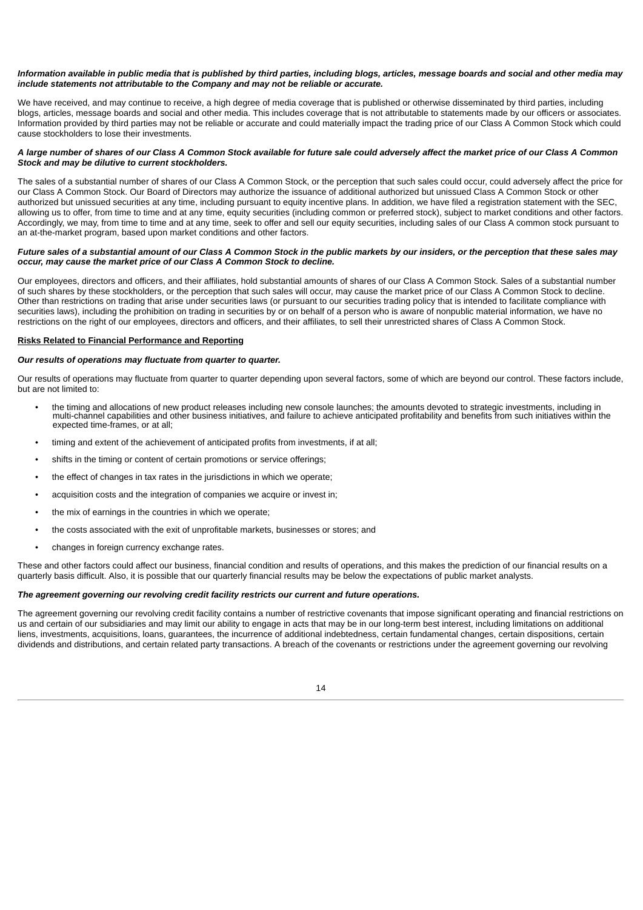***Information available in public media that is published by third parties, including blogs, articles, message boards and social and other media may include statements not attributable to the Company and may not be reliable or accurate.***

We have received, and may continue to receive, a high degree of media coverage that is published or otherwise disseminated by third parties, including blogs, articles, message boards and social and other media. This includes coverage that is not attributable to statements made by our officers or associates. Information provided by third parties may not be reliable or accurate and could materially impact the trading price of our Class A Common Stock which could cause stockholders to lose their investments.

***A large number of shares of our Class A Common Stock available for future sale could adversely affect the market price of our Class A Common Stock and may be dilutive to current stockholders.***

The sales of a substantial number of shares of our Class A Common Stock, or the perception that such sales could occur, could adversely affect the price for our Class A Common Stock. Our Board of Directors may authorize the issuance of additional authorized but unissued Class A Common Stock or other authorized but unissued securities at any time, including pursuant to equity incentive plans. In addition, we have filed a registration statement with the SEC, allowing us to offer, from time to time and at any time, equity securities (including common or preferred stock), subject to market conditions and other factors. Accordingly, we may, from time to time and at any time, seek to offer and sell our equity securities, including sales of our Class A common stock pursuant to an at-the-market program, based upon market conditions and other factors.

***Future sales of a substantial amount of our Class A Common Stock in the public markets by our insiders, or the perception that these sales may occur, may cause the market price of our Class A Common Stock to decline.***

Our employees, directors and officers, and their affiliates, hold substantial amounts of shares of our Class A Common Stock. Sales of a substantial number of such shares by these stockholders, or the perception that such sales will occur, may cause the market price of our Class A Common Stock to decline. Other than restrictions on trading that arise under securities laws (or pursuant to our securities trading policy that is intended to facilitate compliance with securities laws), including the prohibition on trading in securities by or on behalf of a person who is aware of nonpublic material information, we have no restrictions on the right of our employees, directors and officers, and their affiliates, to sell their unrestricted shares of Class A Common Stock.

**Risks Related to Financial Performance and Reporting**

***Our results of operations may fluctuate from quarter to quarter.***

Our results of operations may fluctuate from quarter to quarter depending upon several factors, some of which are beyond our control. These factors include, but are not limited to:

- the timing and allocations of new product releases including new console launches; the amounts devoted to strategic investments, including in multi-channel capabilities and other business initiatives, and failure to achieve anticipated profitability and benefits from such initiatives within the expected time-frames, or at all;
- timing and extent of the achievement of anticipated profits from investments, if at all;
- shifts in the timing or content of certain promotions or service offerings;
- the effect of changes in tax rates in the jurisdictions in which we operate;
- acquisition costs and the integration of companies we acquire or invest in;
- the mix of earnings in the countries in which we operate;
- the costs associated with the exit of unprofitable markets, businesses or stores; and
- changes in foreign currency exchange rates.

These and other factors could affect our business, financial condition and results of operations, and this makes the prediction of our financial results on a quarterly basis difficult. Also, it is possible that our quarterly financial results may be below the expectations of public market analysts.

***The agreement governing our revolving credit facility restricts our current and future operations.***

The agreement governing our revolving credit facility contains a number of restrictive covenants that impose significant operating and financial restrictions on us and certain of our subsidiaries and may limit our ability to engage in acts that may be in our long-term best interest, including limitations on additional liens, investments, acquisitions, loans, guarantees, the incurrence of additional indebtedness, certain fundamental changes, certain dispositions, certain dividends and distributions, and certain related party transactions. A breach of the covenants or restrictions under the agreement governing our revolving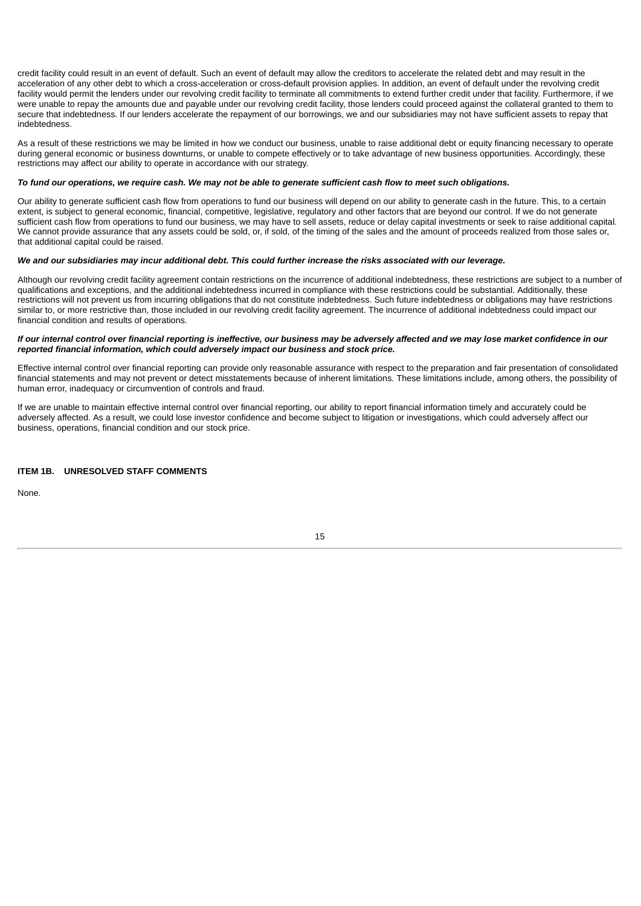credit facility could result in an event of default. Such an event of default may allow the creditors to accelerate the related debt and may result in the acceleration of any other debt to which a cross-acceleration or cross-default provision applies. In addition, an event of default under the revolving credit facility would permit the lenders under our revolving credit facility to terminate all commitments to extend further credit under that facility. Furthermore, if we were unable to repay the amounts due and payable under our revolving credit facility, those lenders could proceed against the collateral granted to them to secure that indebtedness. If our lenders accelerate the repayment of our borrowings, we and our subsidiaries may not have sufficient assets to repay that indebtedness.

As a result of these restrictions we may be limited in how we conduct our business, unable to raise additional debt or equity financing necessary to operate during general economic or business downturns, or unable to compete effectively or to take advantage of new business opportunities. Accordingly, these restrictions may affect our ability to operate in accordance with our strategy.

***To fund our operations, we require cash. We may not be able to generate sufficient cash flow to meet such obligations.***

Our ability to generate sufficient cash flow from operations to fund our business will depend on our ability to generate cash in the future. This, to a certain extent, is subject to general economic, financial, competitive, legislative, regulatory and other factors that are beyond our control. If we do not generate sufficient cash flow from operations to fund our business, we may have to sell assets, reduce or delay capital investments or seek to raise additional capital. We cannot provide assurance that any assets could be sold, or, if sold, of the timing of the sales and the amount of proceeds realized from those sales or, that additional capital could be raised.

***We and our subsidiaries may incur additional debt. This could further increase the risks associated with our leverage.***

Although our revolving credit facility agreement contain restrictions on the incurrence of additional indebtedness, these restrictions are subject to a number of qualifications and exceptions, and the additional indebtedness incurred in compliance with these restrictions could be substantial. Additionally, these restrictions will not prevent us from incurring obligations that do not constitute indebtedness. Such future indebtedness or obligations may have restrictions similar to, or more restrictive than, those included in our revolving credit facility agreement. The incurrence of additional indebtedness could impact our financial condition and results of operations.

***If our internal control over financial reporting is ineffective, our business may be adversely affected and we may lose market confidence in our reported financial information, which could adversely impact our business and stock price.***

Effective internal control over financial reporting can provide only reasonable assurance with respect to the preparation and fair presentation of consolidated financial statements and may not prevent or detect misstatements because of inherent limitations. These limitations include, among others, the possibility of human error, inadequacy or circumvention of controls and fraud.

If we are unable to maintain effective internal control over financial reporting, our ability to report financial information timely and accurately could be adversely affected. As a result, we could lose investor confidence and become subject to litigation or investigations, which could adversely affect our business, operations, financial condition and our stock price.

## ITEM 1B. UNRESOLVED STAFF COMMENTS

None.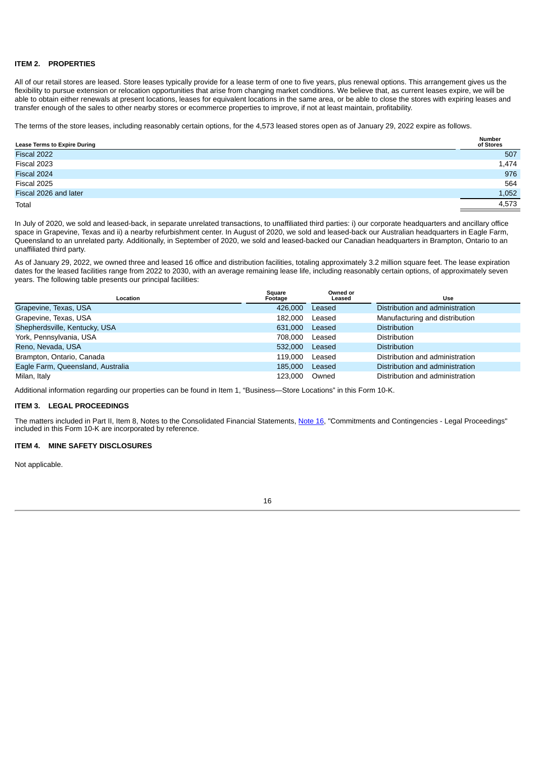## ITEM 2. PROPERTIES

All of our retail stores are leased. Store leases typically provide for a lease term of one to five years, plus renewal options. This arrangement gives us the flexibility to pursue extension or relocation opportunities that arise from changing market conditions. We believe that, as current leases expire, we will be able to obtain either renewals at present locations, leases for equivalent locations in the same area, or be able to close the stores with expiring leases and transfer enough of the sales to other nearby stores or ecommerce properties to improve, if not at least maintain, profitability.

The terms of the store leases, including reasonably certain options, for the 4,573 leased stores open as of January 29, 2022 expire as follows.

| Lease Terms to Expire During | Number of Stores |
|---|---|
| Fiscal 2022 | 507 |
| Fiscal 2023 | 1,474 |
| Fiscal 2024 | 976 |
| Fiscal 2025 | 564 |
| Fiscal 2026 and later | 1,052 |
| Total | 4,573 |

In July of 2020, we sold and leased-back, in separate unrelated transactions, to unaffiliated third parties: i) our corporate headquarters and ancillary office space in Grapevine, Texas and ii) a nearby refurbishment center. In August of 2020, we sold and leased-back our Australian headquarters in Eagle Farm, Queensland to an unrelated party. Additionally, in September of 2020, we sold and leased-backed our Canadian headquarters in Brampton, Ontario to an unaffiliated third party.

As of January 29, 2022, we owned three and leased 16 office and distribution facilities, totaling approximately 3.2 million square feet. The lease expiration dates for the leased facilities range from 2022 to 2030, with an average remaining lease life, including reasonably certain options, of approximately seven years. The following table presents our principal facilities:

| Location | Square Footage | Owned or Leased | Use |
|---|---|---|---|
| Grapevine, Texas, USA | 426,000 | Leased | Distribution and administration |
| Grapevine, Texas, USA | 182,000 | Leased | Manufacturing and distribution |
| Shepherdsville, Kentucky, USA | 631,000 | Leased | Distribution |
| York, Pennsylvania, USA | 708,000 | Leased | Distribution |
| Reno, Nevada, USA | 532,000 | Leased | Distribution |
| Brampton, Ontario, Canada | 119,000 | Leased | Distribution and administration |
| Eagle Farm, Queensland, Australia | 185,000 | Leased | Distribution and administration |
| Milan, Italy | 123,000 | Owned | Distribution and administration |

Additional information regarding our properties can be found in Item 1, "Business—Store Locations" in this Form 10-K.

## ITEM 3. LEGAL PROCEEDINGS

The matters included in Part II, Item 8, Notes to the Consolidated Financial Statements, Note 16, "Commitments and Contingencies - Legal Proceedings" included in this Form 10-K are incorporated by reference.

## ITEM 4. MINE SAFETY DISCLOSURES

Not applicable.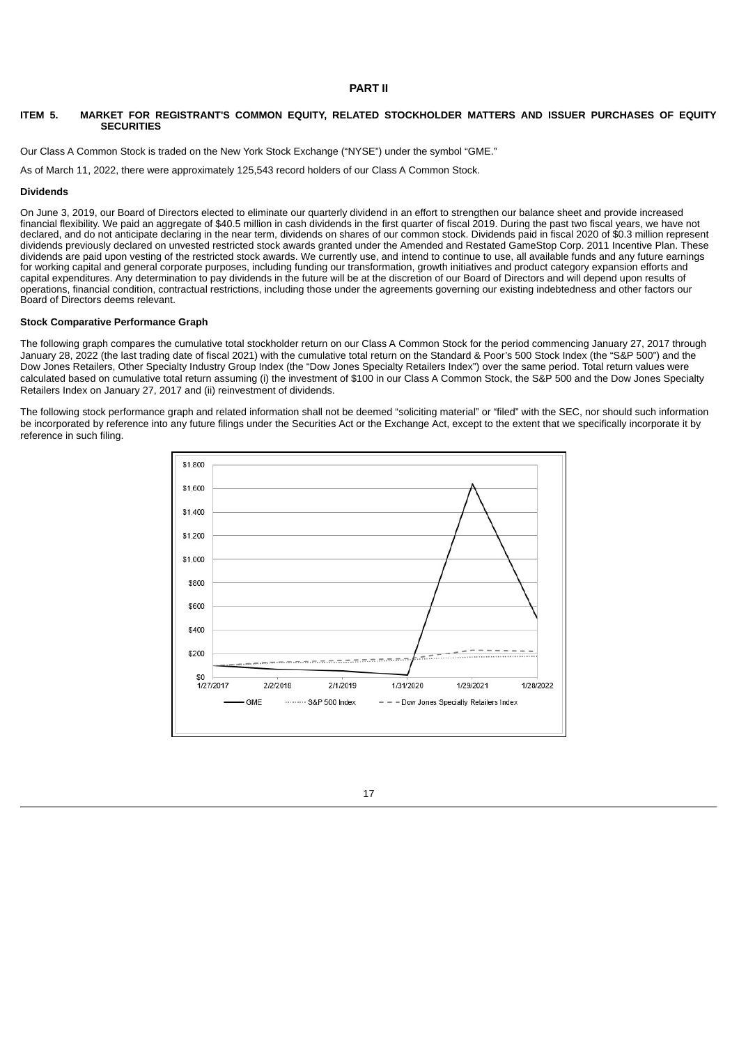# PART II

## ITEM 5. MARKET FOR REGISTRANT'S COMMON EQUITY, RELATED STOCKHOLDER MATTERS AND ISSUER PURCHASES OF EQUITY SECURITIES

Our Class A Common Stock is traded on the New York Stock Exchange ("NYSE") under the symbol "GME."

As of March 11, 2022, there were approximately 125,543 record holders of our Class A Common Stock.

### Dividends

On June 3, 2019, our Board of Directors elected to eliminate our quarterly dividend in an effort to strengthen our balance sheet and provide increased financial flexibility. We paid an aggregate of $40.5 million in cash dividends in the first quarter of fiscal 2019. During the past two fiscal years, we have not declared, and do not anticipate declaring in the near term, dividends on shares of our common stock. Dividends paid in fiscal 2020 of $0.3 million represent dividends previously declared on unvested restricted stock awards granted under the Amended and Restated GameStop Corp. 2011 Incentive Plan. These dividends are paid upon vesting of the restricted stock awards. We currently use, and intend to continue to use, all available funds and any future earnings for working capital and general corporate purposes, including funding our transformation, growth initiatives and product category expansion efforts and capital expenditures. Any determination to pay dividends in the future will be at the discretion of our Board of Directors and will depend upon results of operations, financial condition, contractual restrictions, including those under the agreements governing our existing indebtedness and other factors our Board of Directors deems relevant.

### Stock Comparative Performance Graph

The following graph compares the cumulative total stockholder return on our Class A Common Stock for the period commencing January 27, 2017 through January 28, 2022 (the last trading date of fiscal 2021) with the cumulative total return on the Standard & Poor's 500 Stock Index (the "S&P 500") and the Dow Jones Retailers, Other Specialty Industry Group Index (the "Dow Jones Specialty Retailers Index") over the same period. Total return values were calculated based on cumulative total return assuming (i) the investment of $100 in our Class A Common Stock, the S&P 500 and the Dow Jones Specialty Retailers Index on January 27, 2017 and (ii) reinvestment of dividends.

The following stock performance graph and related information shall not be deemed "soliciting material" or "filed" with the SEC, nor should such information be incorporated by reference into any future filings under the Securities Act or the Exchange Act, except to the extent that we specifically incorporate it by reference in such filing.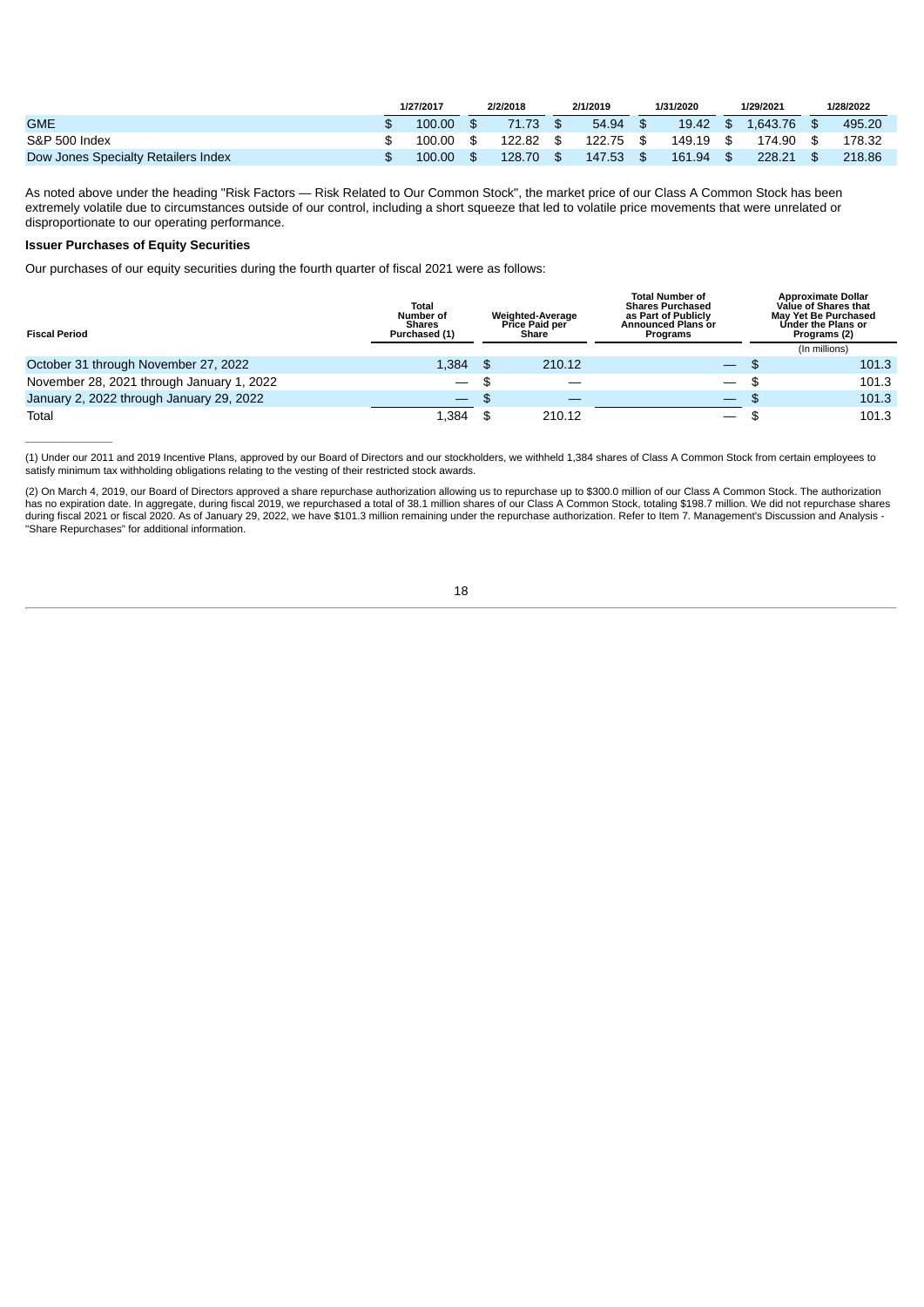| | 1/27/2017 | 2/2/2018 | 2/1/2019 | 1/31/2020 | 1/29/2021 | 1/28/2022 |
|---|---|---|---|---|---|---|
| GME | $ 100.00 | $ 71.73 | $ 54.94 | $ 19.42 | $ 1,643.76 | $ 495.20 |
| S&P 500 Index | $ 100.00 | $ 122.82 | $ 122.75 | $ 149.19 | $ 174.90 | $ 178.32 |
| Dow Jones Specialty Retailers Index | $ 100.00 | $ 128.70 | $ 147.53 | $ 161.94 | $ 228.21 | $ 218.86 |

As noted above under the heading "Risk Factors — Risk Related to Our Common Stock", the market price of our Class A Common Stock has been extremely volatile due to circumstances outside of our control, including a short squeeze that led to volatile price movements that were unrelated or disproportionate to our operating performance.

**Issuer Purchases of Equity Securities**

Our purchases of our equity securities during the fourth quarter of fiscal 2021 were as follows:

| Fiscal Period | Total Number of Shares Purchased (1) | Weighted-Average Price Paid per Share | Total Number of Shares Purchased as Part of Publicly Announced Plans or Programs | Approximate Dollar Value of Shares that May Yet Be Purchased Under the Plans or Programs (2) |
|---|---|---|---|---|
| | | | | (In millions) |
| October 31 through November 27, 2022 | 1,384 | $ 210.12 | — | $ 101.3 |
| November 28, 2021 through January 1, 2022 | — | $ — | — | $ 101.3 |
| January 2, 2022 through January 29, 2022 | — | $ — | — | $ 101.3 |
| Total | 1,384 | $ 210.12 | — | $ 101.3 |

(1) Under our 2011 and 2019 Incentive Plans, approved by our Board of Directors and our stockholders, we withheld 1,384 shares of Class A Common Stock from certain employees to satisfy minimum tax withholding obligations relating to the vesting of their restricted stock awards.

(2) On March 4, 2019, our Board of Directors approved a share repurchase authorization allowing us to repurchase up to $300.0 million of our Class A Common Stock. The authorization has no expiration date. In aggregate, during fiscal 2019, we repurchased a total of 38.1 million shares of our Class A Common Stock, totaling $198.7 million. We did not repurchase shares during fiscal 2021 or fiscal 2020. As of January 29, 2022, we have $101.3 million remaining under the repurchase authorization. Refer to Item 7. Management's Discussion and Analysis - "Share Repurchases" for additional information.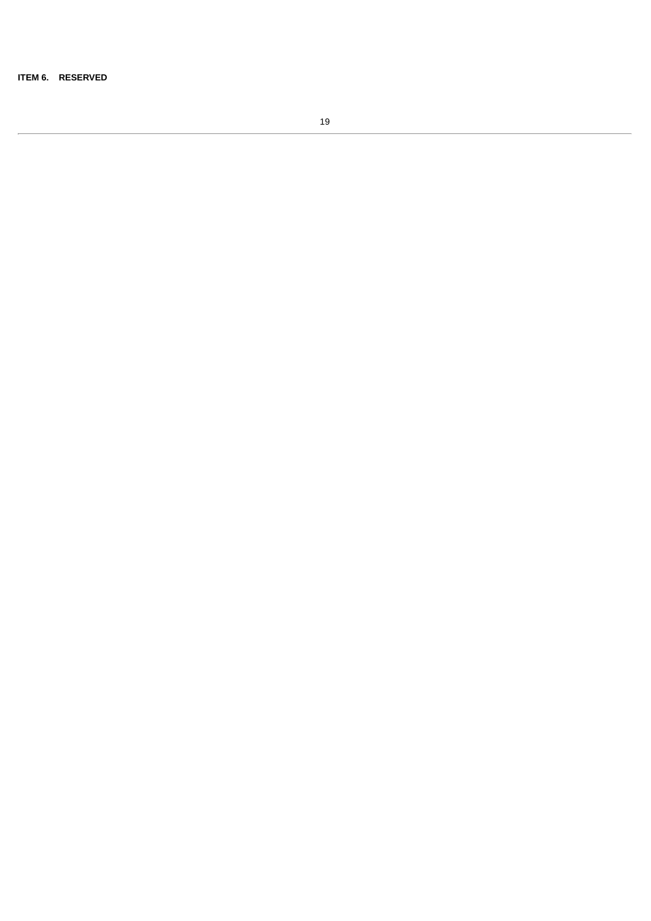**ITEM 6. RESERVED**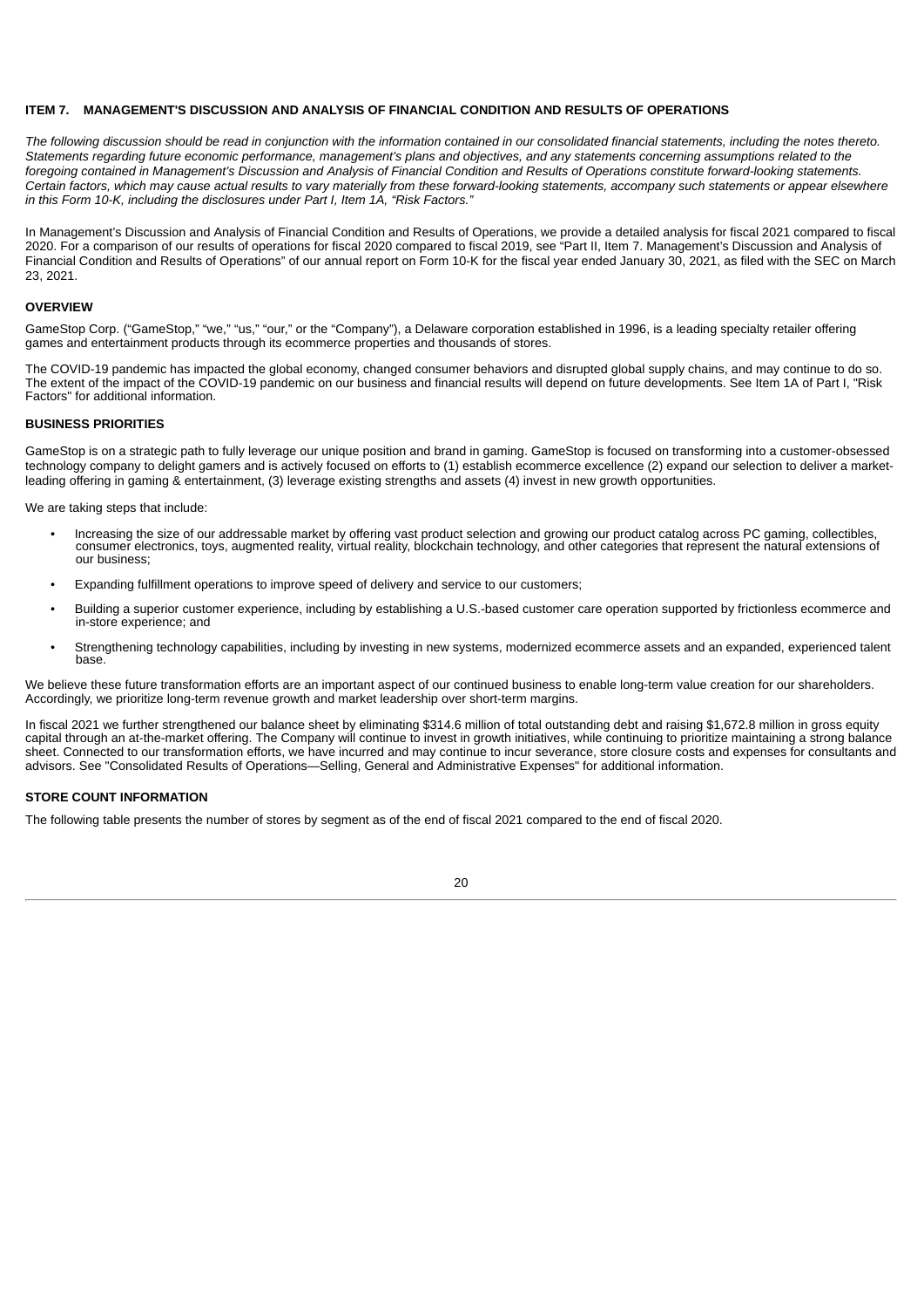## ITEM 7. MANAGEMENT'S DISCUSSION AND ANALYSIS OF FINANCIAL CONDITION AND RESULTS OF OPERATIONS

*The following discussion should be read in conjunction with the information contained in our consolidated financial statements, including the notes thereto. Statements regarding future economic performance, management's plans and objectives, and any statements concerning assumptions related to the foregoing contained in Management's Discussion and Analysis of Financial Condition and Results of Operations constitute forward-looking statements. Certain factors, which may cause actual results to vary materially from these forward-looking statements, accompany such statements or appear elsewhere in this Form 10-K, including the disclosures under Part I, Item 1A, "Risk Factors."*

In Management's Discussion and Analysis of Financial Condition and Results of Operations, we provide a detailed analysis for fiscal 2021 compared to fiscal 2020. For a comparison of our results of operations for fiscal 2020 compared to fiscal 2019, see "Part II, Item 7. Management's Discussion and Analysis of Financial Condition and Results of Operations" of our annual report on Form 10-K for the fiscal year ended January 30, 2021, as filed with the SEC on March 23, 2021.

### OVERVIEW

GameStop Corp. ("GameStop," "we," "us," "our," or the "Company"), a Delaware corporation established in 1996, is a leading specialty retailer offering games and entertainment products through its ecommerce properties and thousands of stores.

The COVID-19 pandemic has impacted the global economy, changed consumer behaviors and disrupted global supply chains, and may continue to do so. The extent of the impact of the COVID-19 pandemic on our business and financial results will depend on future developments. See Item 1A of Part I, "Risk Factors" for additional information.

### BUSINESS PRIORITIES

GameStop is on a strategic path to fully leverage our unique position and brand in gaming. GameStop is focused on transforming into a customer-obsessed technology company to delight gamers and is actively focused on efforts to (1) establish ecommerce excellence (2) expand our selection to deliver a market-leading offering in gaming & entertainment, (3) leverage existing strengths and assets (4) invest in new growth opportunities.

We are taking steps that include:

- Increasing the size of our addressable market by offering vast product selection and growing our product catalog across PC gaming, collectibles, consumer electronics, toys, augmented reality, virtual reality, blockchain technology, and other categories that represent the natural extensions of our business;
- Expanding fulfillment operations to improve speed of delivery and service to our customers;
- Building a superior customer experience, including by establishing a U.S.-based customer care operation supported by frictionless ecommerce and in-store experience; and
- Strengthening technology capabilities, including by investing in new systems, modernized ecommerce assets and an expanded, experienced talent base.

We believe these future transformation efforts are an important aspect of our continued business to enable long-term value creation for our shareholders. Accordingly, we prioritize long-term revenue growth and market leadership over short-term margins.

In fiscal 2021 we further strengthened our balance sheet by eliminating $314.6 million of total outstanding debt and raising $1,672.8 million in gross equity capital through an at-the-market offering. The Company will continue to invest in growth initiatives, while continuing to prioritize maintaining a strong balance sheet. Connected to our transformation efforts, we have incurred and may continue to incur severance, store closure costs and expenses for consultants and advisors. See "Consolidated Results of Operations—Selling, General and Administrative Expenses" for additional information.

### STORE COUNT INFORMATION

The following table presents the number of stores by segment as of the end of fiscal 2021 compared to the end of fiscal 2020.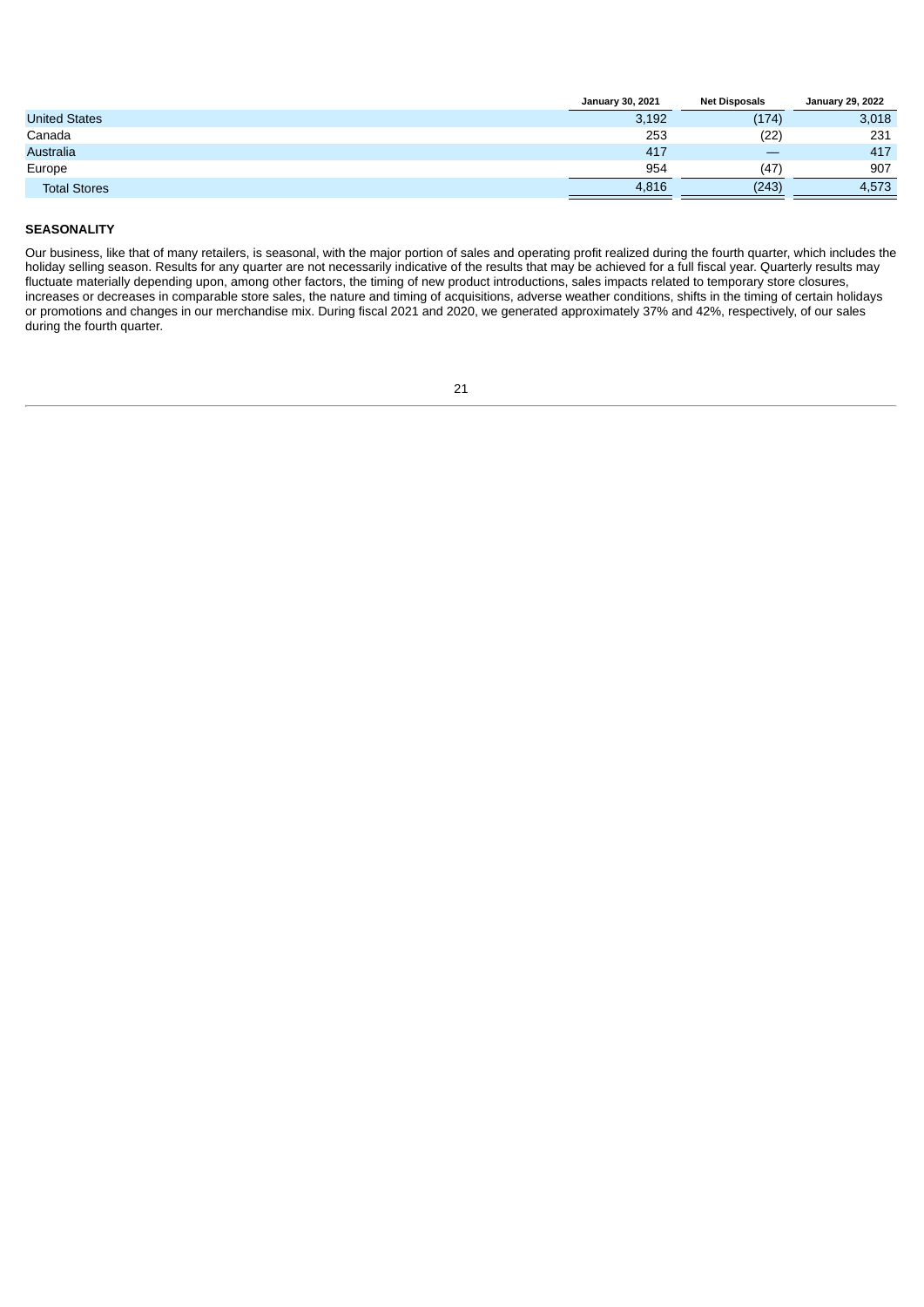| | January 30, 2021 | Net Disposals | January 29, 2022 |
|---|---|---|---|
| United States | 3,192 | (174) | 3,018 |
| Canada | 253 | (22) | 231 |
| Australia | 417 | — | 417 |
| Europe | 954 | (47) | 907 |
| Total Stores | 4,816 | (243) | 4,573 |

**SEASONALITY**

Our business, like that of many retailers, is seasonal, with the major portion of sales and operating profit realized during the fourth quarter, which includes the holiday selling season. Results for any quarter are not necessarily indicative of the results that may be achieved for a full fiscal year. Quarterly results may fluctuate materially depending upon, among other factors, the timing of new product introductions, sales impacts related to temporary store closures, increases or decreases in comparable store sales, the nature and timing of acquisitions, adverse weather conditions, shifts in the timing of certain holidays or promotions and changes in our merchandise mix. During fiscal 2021 and 2020, we generated approximately 37% and 42%, respectively, of our sales during the fourth quarter.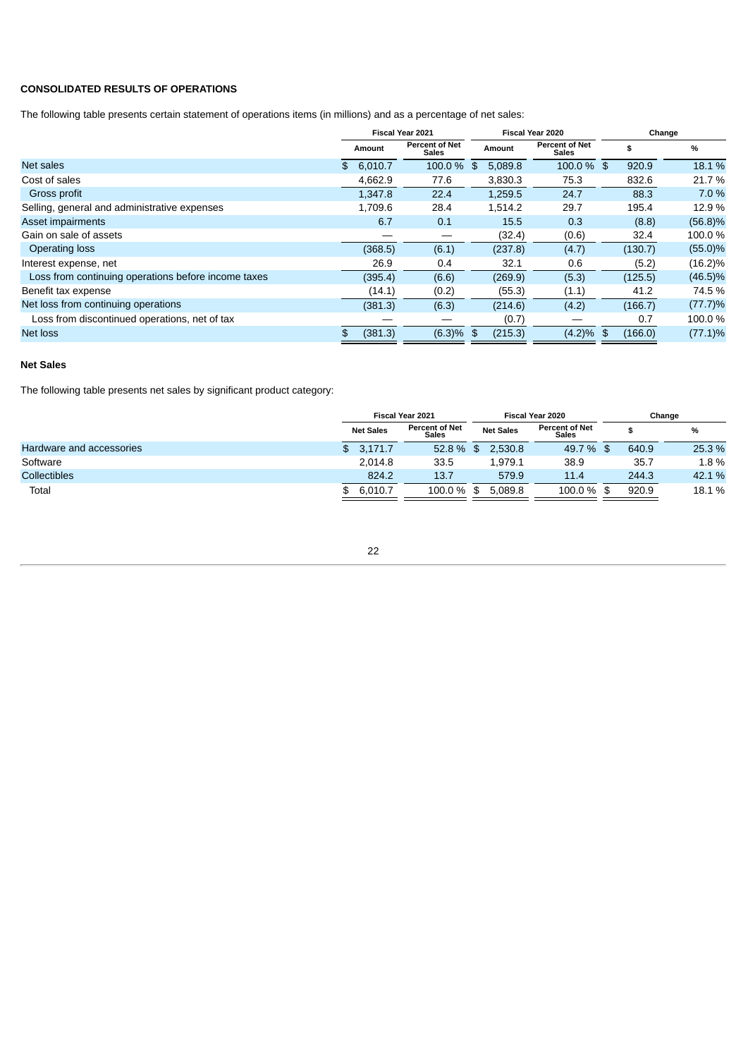### CONSOLIDATED RESULTS OF OPERATIONS

The following table presents certain statement of operations items (in millions) and as a percentage of net sales:

| | Fiscal Year 2021 | | Fiscal Year 2020 | | Change | |
|---|---|---|---|---|---|---|
| | Amount | Percent of Net Sales | Amount | Percent of Net Sales | $ | % |
| Net sales | $ 6,010.7 | 100.0 % | $ 5,089.8 | 100.0 % | $ 920.9 | 18.1 % |
| Cost of sales | 4,662.9 | 77.6 | 3,830.3 | 75.3 | 832.6 | 21.7 % |
| Gross profit | 1,347.8 | 22.4 | 1,259.5 | 24.7 | 88.3 | 7.0 % |
| Selling, general and administrative expenses | 1,709.6 | 28.4 | 1,514.2 | 29.7 | 195.4 | 12.9 % |
| Asset impairments | 6.7 | 0.1 | 15.5 | 0.3 | (8.8) | (56.8)% |
| Gain on sale of assets | — | — | (32.4) | (0.6) | 32.4 | 100.0 % |
| Operating loss | (368.5) | (6.1) | (237.8) | (4.7) | (130.7) | (55.0)% |
| Interest expense, net | 26.9 | 0.4 | 32.1 | 0.6 | (5.2) | (16.2)% |
| Loss from continuing operations before income taxes | (395.4) | (6.6) | (269.9) | (5.3) | (125.5) | (46.5)% |
| Benefit tax expense | (14.1) | (0.2) | (55.3) | (1.1) | 41.2 | 74.5 % |
| Net loss from continuing operations | (381.3) | (6.3) | (214.6) | (4.2) | (166.7) | (77.7)% |
| Loss from discontinued operations, net of tax | — | — | (0.7) | — | 0.7 | 100.0 % |
| Net loss | $ (381.3) | (6.3)% | $ (215.3) | (4.2)% | $ (166.0) | (77.1)% |

### Net Sales

The following table presents net sales by significant product category:

| | Fiscal Year 2021 | | Fiscal Year 2020 | | Change | |
|---|---|---|---|---|---|---|
| | Net Sales | Percent of Net Sales | Net Sales | Percent of Net Sales | $ | % |
| Hardware and accessories | $ 3,171.7 | 52.8 % | $ 2,530.8 | 49.7 % | $ 640.9 | 25.3 % |
| Software | 2,014.8 | 33.5 | 1,979.1 | 38.9 | 35.7 | 1.8 % |
| Collectibles | 824.2 | 13.7 | 579.9 | 11.4 | 244.3 | 42.1 % |
| Total | $ 6,010.7 | 100.0 % | $ 5,089.8 | 100.0 % | $ 920.9 | 18.1 % |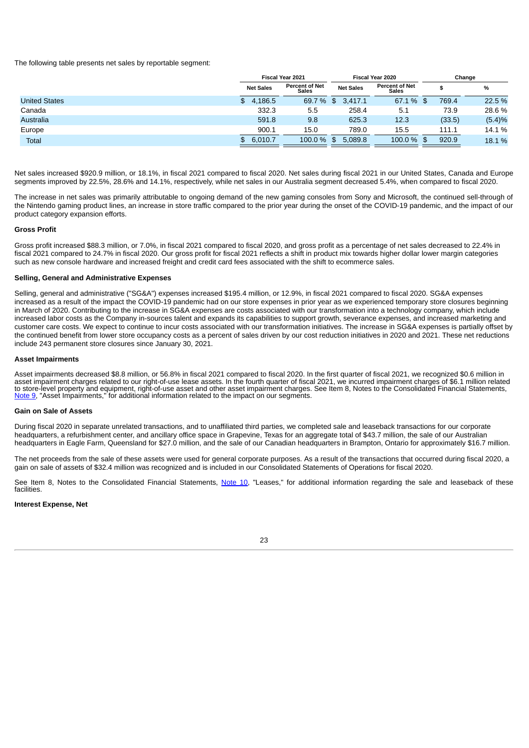The following table presents net sales by reportable segment:

| | Fiscal Year 2021 | | Fiscal Year 2020 | | Change | |
|---|---|---|---|---|---|---|
| | Net Sales | Percent of Net Sales | Net Sales | Percent of Net Sales | $ | % |
| United States | $ 4,186.5 | 69.7 % | $ 3,417.1 | 67.1 % | $ 769.4 | 22.5 % |
| Canada | 332.3 | 5.5 | 258.4 | 5.1 | 73.9 | 28.6 % |
| Australia | 591.8 | 9.8 | 625.3 | 12.3 | (33.5) | (5.4)% |
| Europe | 900.1 | 15.0 | 789.0 | 15.5 | 111.1 | 14.1 % |
| Total | $ 6,010.7 | 100.0 % | $ 5,089.8 | 100.0 % | $ 920.9 | 18.1 % |

Net sales increased $920.9 million, or 18.1%, in fiscal 2021 compared to fiscal 2020. Net sales during fiscal 2021 in our United States, Canada and Europe segments improved by 22.5%, 28.6% and 14.1%, respectively, while net sales in our Australia segment decreased 5.4%, when compared to fiscal 2020.

The increase in net sales was primarily attributable to ongoing demand of the new gaming consoles from Sony and Microsoft, the continued sell-through of the Nintendo gaming product lines, an increase in store traffic compared to the prior year during the onset of the COVID-19 pandemic, and the impact of our product category expansion efforts.

#### Gross Profit

Gross profit increased $88.3 million, or 7.0%, in fiscal 2021 compared to fiscal 2020, and gross profit as a percentage of net sales decreased to 22.4% in fiscal 2021 compared to 24.7% in fiscal 2020. Our gross profit for fiscal 2021 reflects a shift in product mix towards higher dollar lower margin categories such as new console hardware and increased freight and credit card fees associated with the shift to ecommerce sales.

#### Selling, General and Administrative Expenses

Selling, general and administrative ("SG&A") expenses increased $195.4 million, or 12.9%, in fiscal 2021 compared to fiscal 2020. SG&A expenses increased as a result of the impact the COVID-19 pandemic had on our store expenses in prior year as we experienced temporary store closures beginning in March of 2020. Contributing to the increase in SG&A expenses are costs associated with our transformation into a technology company, which include increased labor costs as the Company in-sources talent and expands its capabilities to support growth, severance expenses, and increased marketing and customer care costs. We expect to continue to incur costs associated with our transformation initiatives. The increase in SG&A expenses is partially offset by the continued benefit from lower store occupancy costs as a percent of sales driven by our cost reduction initiatives in 2020 and 2021. These net reductions include 243 permanent store closures since January 30, 2021.

#### Asset Impairments

Asset impairments decreased $8.8 million, or 56.8% in fiscal 2021 compared to fiscal 2020. In the first quarter of fiscal 2021, we recognized $0.6 million in asset impairment charges related to our right-of-use lease assets. In the fourth quarter of fiscal 2021, we incurred impairment charges of $6.1 million related to store-level property and equipment, right-of-use asset and other asset impairment charges. See Item 8, Notes to the Consolidated Financial Statements, Note 9, "Asset Impairments," for additional information related to the impact on our segments.

#### Gain on Sale of Assets

During fiscal 2020 in separate unrelated transactions, and to unaffiliated third parties, we completed sale and leaseback transactions for our corporate headquarters, a refurbishment center, and ancillary office space in Grapevine, Texas for an aggregate total of $43.7 million, the sale of our Australian headquarters in Eagle Farm, Queensland for $27.0 million, and the sale of our Canadian headquarters in Brampton, Ontario for approximately $16.7 million.

The net proceeds from the sale of these assets were used for general corporate purposes. As a result of the transactions that occurred during fiscal 2020, a gain on sale of assets of $32.4 million was recognized and is included in our Consolidated Statements of Operations for fiscal 2020.

See Item 8, Notes to the Consolidated Financial Statements, Note 10, "Leases," for additional information regarding the sale and leaseback of these facilities.

#### Interest Expense, Net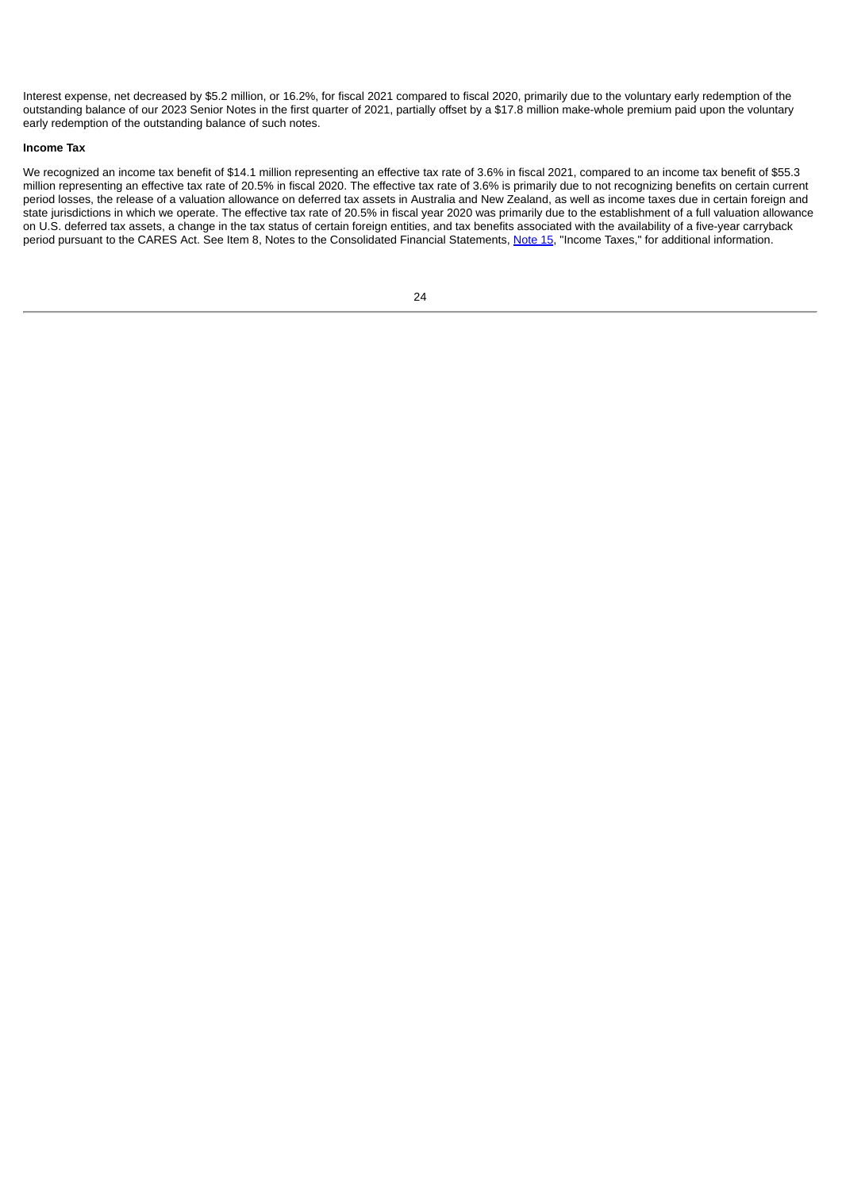Interest expense, net decreased by $5.2 million, or 16.2%, for fiscal 2021 compared to fiscal 2020, primarily due to the voluntary early redemption of the outstanding balance of our 2023 Senior Notes in the first quarter of 2021, partially offset by a $17.8 million make-whole premium paid upon the voluntary early redemption of the outstanding balance of such notes.

**Income Tax**

We recognized an income tax benefit of $14.1 million representing an effective tax rate of 3.6% in fiscal 2021, compared to an income tax benefit of $55.3 million representing an effective tax rate of 20.5% in fiscal 2020. The effective tax rate of 3.6% is primarily due to not recognizing benefits on certain current period losses, the release of a valuation allowance on deferred tax assets in Australia and New Zealand, as well as income taxes due in certain foreign and state jurisdictions in which we operate. The effective tax rate of 20.5% in fiscal year 2020 was primarily due to the establishment of a full valuation allowance on U.S. deferred tax assets, a change in the tax status of certain foreign entities, and tax benefits associated with the availability of a five-year carryback period pursuant to the CARES Act. See Item 8, Notes to the Consolidated Financial Statements, Note 15, "Income Taxes," for additional information.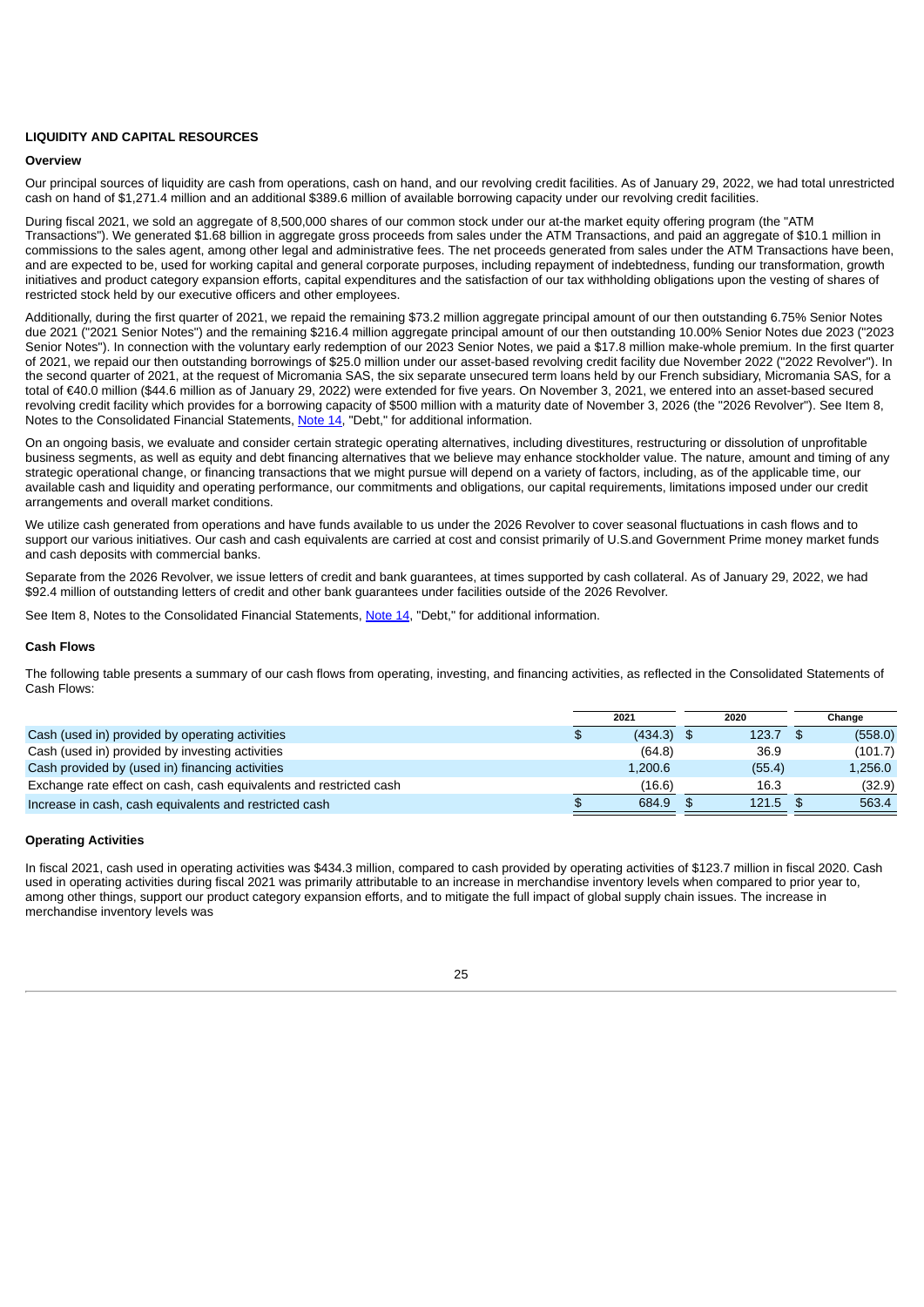**LIQUIDITY AND CAPITAL RESOURCES**

**Overview**

Our principal sources of liquidity are cash from operations, cash on hand, and our revolving credit facilities. As of January 29, 2022, we had total unrestricted cash on hand of $1,271.4 million and an additional $389.6 million of available borrowing capacity under our revolving credit facilities.

During fiscal 2021, we sold an aggregate of 8,500,000 shares of our common stock under our at-the market equity offering program (the "ATM Transactions"). We generated $1.68 billion in aggregate gross proceeds from sales under the ATM Transactions, and paid an aggregate of $10.1 million in commissions to the sales agent, among other legal and administrative fees. The net proceeds generated from sales under the ATM Transactions have been, and are expected to be, used for working capital and general corporate purposes, including repayment of indebtedness, funding our transformation, growth initiatives and product category expansion efforts, capital expenditures and the satisfaction of our tax withholding obligations upon the vesting of shares of restricted stock held by our executive officers and other employees.

Additionally, during the first quarter of 2021, we repaid the remaining $73.2 million aggregate principal amount of our then outstanding 6.75% Senior Notes due 2021 ("2021 Senior Notes") and the remaining $216.4 million aggregate principal amount of our then outstanding 10.00% Senior Notes due 2023 ("2023 Senior Notes"). In connection with the voluntary early redemption of our 2023 Senior Notes, we paid a $17.8 million make-whole premium. In the first quarter of 2021, we repaid our then outstanding borrowings of $25.0 million under our asset-based revolving credit facility due November 2022 ("2022 Revolver"). In the second quarter of 2021, at the request of Micromania SAS, the six separate unsecured term loans held by our French subsidiary, Micromania SAS, for a total of €40.0 million ($44.6 million as of January 29, 2022) were extended for five years. On November 3, 2021, we entered into an asset-based secured revolving credit facility which provides for a borrowing capacity of $500 million with a maturity date of November 3, 2026 (the "2026 Revolver"). See Item 8, Notes to the Consolidated Financial Statements, Note 14, "Debt," for additional information.

On an ongoing basis, we evaluate and consider certain strategic operating alternatives, including divestitures, restructuring or dissolution of unprofitable business segments, as well as equity and debt financing alternatives that we believe may enhance stockholder value. The nature, amount and timing of any strategic operational change, or financing transactions that we might pursue will depend on a variety of factors, including, as of the applicable time, our available cash and liquidity and operating performance, our commitments and obligations, our capital requirements, limitations imposed under our credit arrangements and overall market conditions.

We utilize cash generated from operations and have funds available to us under the 2026 Revolver to cover seasonal fluctuations in cash flows and to support our various initiatives. Our cash and cash equivalents are carried at cost and consist primarily of U.S.and Government Prime money market funds and cash deposits with commercial banks.

Separate from the 2026 Revolver, we issue letters of credit and bank guarantees, at times supported by cash collateral. As of January 29, 2022, we had $92.4 million of outstanding letters of credit and other bank guarantees under facilities outside of the 2026 Revolver.

See Item 8, Notes to the Consolidated Financial Statements, Note 14, "Debt," for additional information.

**Cash Flows**

The following table presents a summary of our cash flows from operating, investing, and financing activities, as reflected in the Consolidated Statements of Cash Flows:

| | 2021 | 2020 | Change |
|---|---|---|---|
| Cash (used in) provided by operating activities | $ (434.3) | $ 123.7 | $ (558.0) |
| Cash (used in) provided by investing activities | (64.8) | 36.9 | (101.7) |
| Cash provided by (used in) financing activities | 1,200.6 | (55.4) | 1,256.0 |
| Exchange rate effect on cash, cash equivalents and restricted cash | (16.6) | 16.3 | (32.9) |
| Increase in cash, cash equivalents and restricted cash | $ 684.9 | $ 121.5 | $ 563.4 |

**Operating Activities**

In fiscal 2021, cash used in operating activities was $434.3 million, compared to cash provided by operating activities of $123.7 million in fiscal 2020. Cash used in operating activities during fiscal 2021 was primarily attributable to an increase in merchandise inventory levels when compared to prior year to, among other things, support our product category expansion efforts, and to mitigate the full impact of global supply chain issues. The increase in merchandise inventory levels was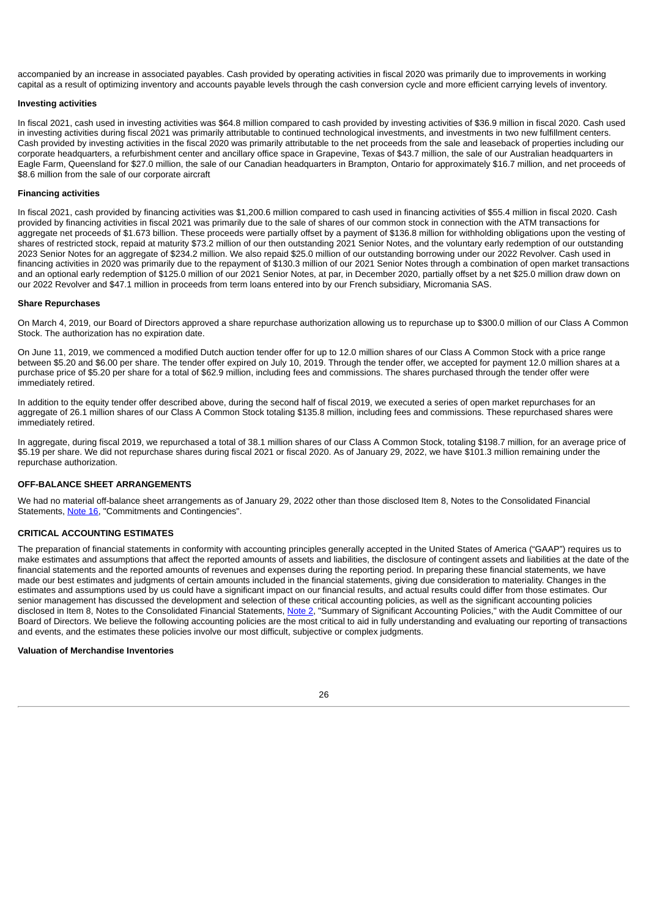accompanied by an increase in associated payables. Cash provided by operating activities in fiscal 2020 was primarily due to improvements in working capital as a result of optimizing inventory and accounts payable levels through the cash conversion cycle and more efficient carrying levels of inventory.

**Investing activities**

In fiscal 2021, cash used in investing activities was $64.8 million compared to cash provided by investing activities of $36.9 million in fiscal 2020. Cash used in investing activities during fiscal 2021 was primarily attributable to continued technological investments, and investments in two new fulfillment centers. Cash provided by investing activities in the fiscal 2020 was primarily attributable to the net proceeds from the sale and leaseback of properties including our corporate headquarters, a refurbishment center and ancillary office space in Grapevine, Texas of $43.7 million, the sale of our Australian headquarters in Eagle Farm, Queensland for $27.0 million, the sale of our Canadian headquarters in Brampton, Ontario for approximately $16.7 million, and net proceeds of $8.6 million from the sale of our corporate aircraft

**Financing activities**

In fiscal 2021, cash provided by financing activities was $1,200.6 million compared to cash used in financing activities of $55.4 million in fiscal 2020. Cash provided by financing activities in fiscal 2021 was primarily due to the sale of shares of our common stock in connection with the ATM transactions for aggregate net proceeds of $1.673 billion. These proceeds were partially offset by a payment of $136.8 million for withholding obligations upon the vesting of shares of restricted stock, repaid at maturity $73.2 million of our then outstanding 2021 Senior Notes, and the voluntary early redemption of our outstanding 2023 Senior Notes for an aggregate of $234.2 million. We also repaid $25.0 million of our outstanding borrowing under our 2022 Revolver. Cash used in financing activities in 2020 was primarily due to the repayment of $130.3 million of our 2021 Senior Notes through a combination of open market transactions and an optional early redemption of $125.0 million of our 2021 Senior Notes, at par, in December 2020, partially offset by a net $25.0 million draw down on our 2022 Revolver and $47.1 million in proceeds from term loans entered into by our French subsidiary, Micromania SAS.

**Share Repurchases**

On March 4, 2019, our Board of Directors approved a share repurchase authorization allowing us to repurchase up to $300.0 million of our Class A Common Stock. The authorization has no expiration date.

On June 11, 2019, we commenced a modified Dutch auction tender offer for up to 12.0 million shares of our Class A Common Stock with a price range between $5.20 and $6.00 per share. The tender offer expired on July 10, 2019. Through the tender offer, we accepted for payment 12.0 million shares at a purchase price of $5.20 per share for a total of $62.9 million, including fees and commissions. The shares purchased through the tender offer were immediately retired.

In addition to the equity tender offer described above, during the second half of fiscal 2019, we executed a series of open market repurchases for an aggregate of 26.1 million shares of our Class A Common Stock totaling $135.8 million, including fees and commissions. These repurchased shares were immediately retired.

In aggregate, during fiscal 2019, we repurchased a total of 38.1 million shares of our Class A Common Stock, totaling $198.7 million, for an average price of $5.19 per share. We did not repurchase shares during fiscal 2021 or fiscal 2020. As of January 29, 2022, we have $101.3 million remaining under the repurchase authorization.

## OFF-BALANCE SHEET ARRANGEMENTS

We had no material off-balance sheet arrangements as of January 29, 2022 other than those disclosed Item 8, Notes to the Consolidated Financial Statements, Note 16, "Commitments and Contingencies".

## CRITICAL ACCOUNTING ESTIMATES

The preparation of financial statements in conformity with accounting principles generally accepted in the United States of America ("GAAP") requires us to make estimates and assumptions that affect the reported amounts of assets and liabilities, the disclosure of contingent assets and liabilities at the date of the financial statements and the reported amounts of revenues and expenses during the reporting period. In preparing these financial statements, we have made our best estimates and judgments of certain amounts included in the financial statements, giving due consideration to materiality. Changes in the estimates and assumptions used by us could have a significant impact on our financial results, and actual results could differ from those estimates. Our senior management has discussed the development and selection of these critical accounting policies, as well as the significant accounting policies disclosed in Item 8, Notes to the Consolidated Financial Statements, Note 2, "Summary of Significant Accounting Policies," with the Audit Committee of our Board of Directors. We believe the following accounting policies are the most critical to aid in fully understanding and evaluating our reporting of transactions and events, and the estimates these policies involve our most difficult, subjective or complex judgments.

**Valuation of Merchandise Inventories**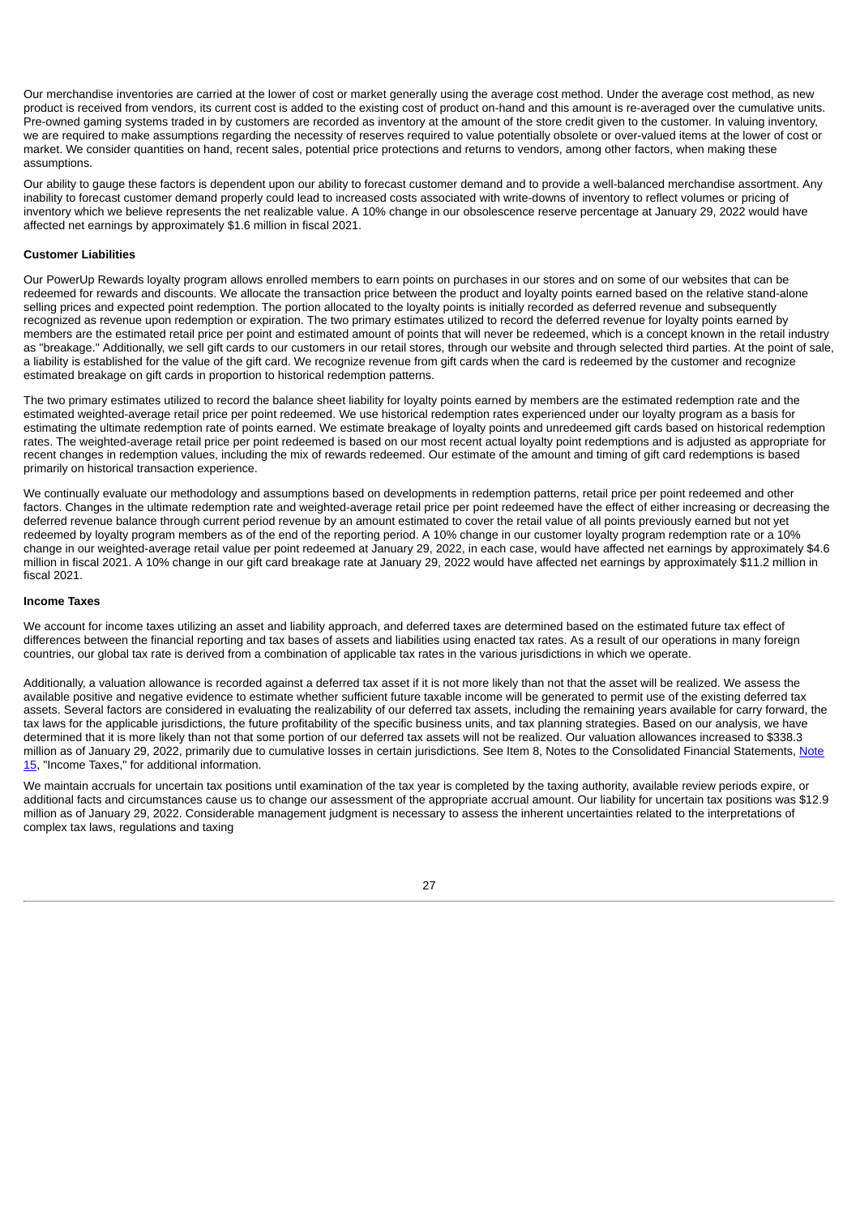Our merchandise inventories are carried at the lower of cost or market generally using the average cost method. Under the average cost method, as new product is received from vendors, its current cost is added to the existing cost of product on-hand and this amount is re-averaged over the cumulative units. Pre-owned gaming systems traded in by customers are recorded as inventory at the amount of the store credit given to the customer. In valuing inventory, we are required to make assumptions regarding the necessity of reserves required to value potentially obsolete or over-valued items at the lower of cost or market. We consider quantities on hand, recent sales, potential price protections and returns to vendors, among other factors, when making these assumptions.

Our ability to gauge these factors is dependent upon our ability to forecast customer demand and to provide a well-balanced merchandise assortment. Any inability to forecast customer demand properly could lead to increased costs associated with write-downs of inventory to reflect volumes or pricing of inventory which we believe represents the net realizable value. A 10% change in our obsolescence reserve percentage at January 29, 2022 would have affected net earnings by approximately $1.6 million in fiscal 2021.

**Customer Liabilities**

Our PowerUp Rewards loyalty program allows enrolled members to earn points on purchases in our stores and on some of our websites that can be redeemed for rewards and discounts. We allocate the transaction price between the product and loyalty points earned based on the relative stand-alone selling prices and expected point redemption. The portion allocated to the loyalty points is initially recorded as deferred revenue and subsequently recognized as revenue upon redemption or expiration. The two primary estimates utilized to record the deferred revenue for loyalty points earned by members are the estimated retail price per point and estimated amount of points that will never be redeemed, which is a concept known in the retail industry as "breakage." Additionally, we sell gift cards to our customers in our retail stores, through our website and through selected third parties. At the point of sale, a liability is established for the value of the gift card. We recognize revenue from gift cards when the card is redeemed by the customer and recognize estimated breakage on gift cards in proportion to historical redemption patterns.

The two primary estimates utilized to record the balance sheet liability for loyalty points earned by members are the estimated redemption rate and the estimated weighted-average retail price per point redeemed. We use historical redemption rates experienced under our loyalty program as a basis for estimating the ultimate redemption rate of points earned. We estimate breakage of loyalty points and unredeemed gift cards based on historical redemption rates. The weighted-average retail price per point redeemed is based on our most recent actual loyalty point redemptions and is adjusted as appropriate for recent changes in redemption values, including the mix of rewards redeemed. Our estimate of the amount and timing of gift card redemptions is based primarily on historical transaction experience.

We continually evaluate our methodology and assumptions based on developments in redemption patterns, retail price per point redeemed and other factors. Changes in the ultimate redemption rate and weighted-average retail price per point redeemed have the effect of either increasing or decreasing the deferred revenue balance through current period revenue by an amount estimated to cover the retail value of all points previously earned but not yet redeemed by loyalty program members as of the end of the reporting period. A 10% change in our customer loyalty program redemption rate or a 10% change in our weighted-average retail value per point redeemed at January 29, 2022, in each case, would have affected net earnings by approximately $4.6 million in fiscal 2021. A 10% change in our gift card breakage rate at January 29, 2022 would have affected net earnings by approximately $11.2 million in fiscal 2021.

**Income Taxes**

We account for income taxes utilizing an asset and liability approach, and deferred taxes are determined based on the estimated future tax effect of differences between the financial reporting and tax bases of assets and liabilities using enacted tax rates. As a result of our operations in many foreign countries, our global tax rate is derived from a combination of applicable tax rates in the various jurisdictions in which we operate.

Additionally, a valuation allowance is recorded against a deferred tax asset if it is not more likely than not that the asset will be realized. We assess the available positive and negative evidence to estimate whether sufficient future taxable income will be generated to permit use of the existing deferred tax assets. Several factors are considered in evaluating the realizability of our deferred tax assets, including the remaining years available for carry forward, the tax laws for the applicable jurisdictions, the future profitability of the specific business units, and tax planning strategies. Based on our analysis, we have determined that it is more likely than not that some portion of our deferred tax assets will not be realized. Our valuation allowances increased to $338.3 million as of January 29, 2022, primarily due to cumulative losses in certain jurisdictions. See Item 8, Notes to the Consolidated Financial Statements, Note 15, "Income Taxes," for additional information.

We maintain accruals for uncertain tax positions until examination of the tax year is completed by the taxing authority, available review periods expire, or additional facts and circumstances cause us to change our assessment of the appropriate accrual amount. Our liability for uncertain tax positions was $12.9 million as of January 29, 2022. Considerable management judgment is necessary to assess the inherent uncertainties related to the interpretations of complex tax laws, regulations and taxing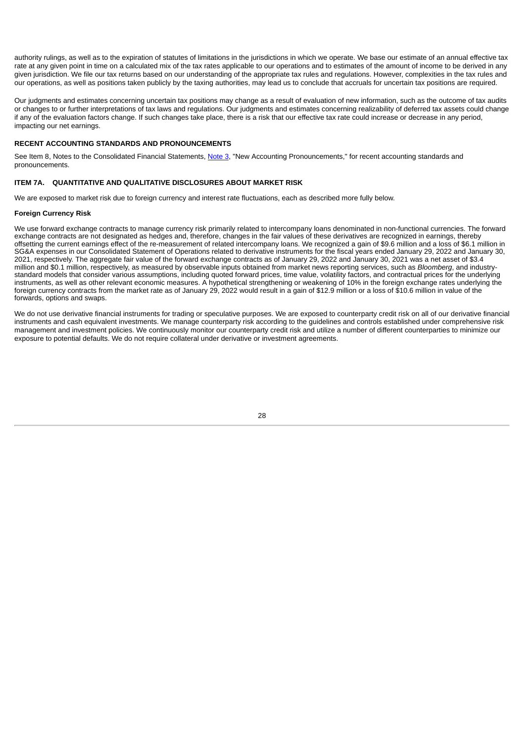authority rulings, as well as to the expiration of statutes of limitations in the jurisdictions in which we operate. We base our estimate of an annual effective tax rate at any given point in time on a calculated mix of the tax rates applicable to our operations and to estimates of the amount of income to be derived in any given jurisdiction. We file our tax returns based on our understanding of the appropriate tax rules and regulations. However, complexities in the tax rules and our operations, as well as positions taken publicly by the taxing authorities, may lead us to conclude that accruals for uncertain tax positions are required.

Our judgments and estimates concerning uncertain tax positions may change as a result of evaluation of new information, such as the outcome of tax audits or changes to or further interpretations of tax laws and regulations. Our judgments and estimates concerning realizability of deferred tax assets could change if any of the evaluation factors change. If such changes take place, there is a risk that our effective tax rate could increase or decrease in any period, impacting our net earnings.

### RECENT ACCOUNTING STANDARDS AND PRONOUNCEMENTS

See Item 8, Notes to the Consolidated Financial Statements, Note 3, "New Accounting Pronouncements," for recent accounting standards and pronouncements.

## ITEM 7A. QUANTITATIVE AND QUALITATIVE DISCLOSURES ABOUT MARKET RISK

We are exposed to market risk due to foreign currency and interest rate fluctuations, each as described more fully below.

### Foreign Currency Risk

We use forward exchange contracts to manage currency risk primarily related to intercompany loans denominated in non-functional currencies. The forward exchange contracts are not designated as hedges and, therefore, changes in the fair values of these derivatives are recognized in earnings, thereby offsetting the current earnings effect of the re-measurement of related intercompany loans. We recognized a gain of $9.6 million and a loss of $6.1 million in SG&A expenses in our Consolidated Statement of Operations related to derivative instruments for the fiscal years ended January 29, 2022 and January 30, 2021, respectively. The aggregate fair value of the forward exchange contracts as of January 29, 2022 and January 30, 2021 was a net asset of $3.4 million and $0.1 million, respectively, as measured by observable inputs obtained from market news reporting services, such as *Bloomberg*, and industry-standard models that consider various assumptions, including quoted forward prices, time value, volatility factors, and contractual prices for the underlying instruments, as well as other relevant economic measures. A hypothetical strengthening or weakening of 10% in the foreign exchange rates underlying the foreign currency contracts from the market rate as of January 29, 2022 would result in a gain of $12.9 million or a loss of $10.6 million in value of the forwards, options and swaps.

We do not use derivative financial instruments for trading or speculative purposes. We are exposed to counterparty credit risk on all of our derivative financial instruments and cash equivalent investments. We manage counterparty risk according to the guidelines and controls established under comprehensive risk management and investment policies. We continuously monitor our counterparty credit risk and utilize a number of different counterparties to minimize our exposure to potential defaults. We do not require collateral under derivative or investment agreements.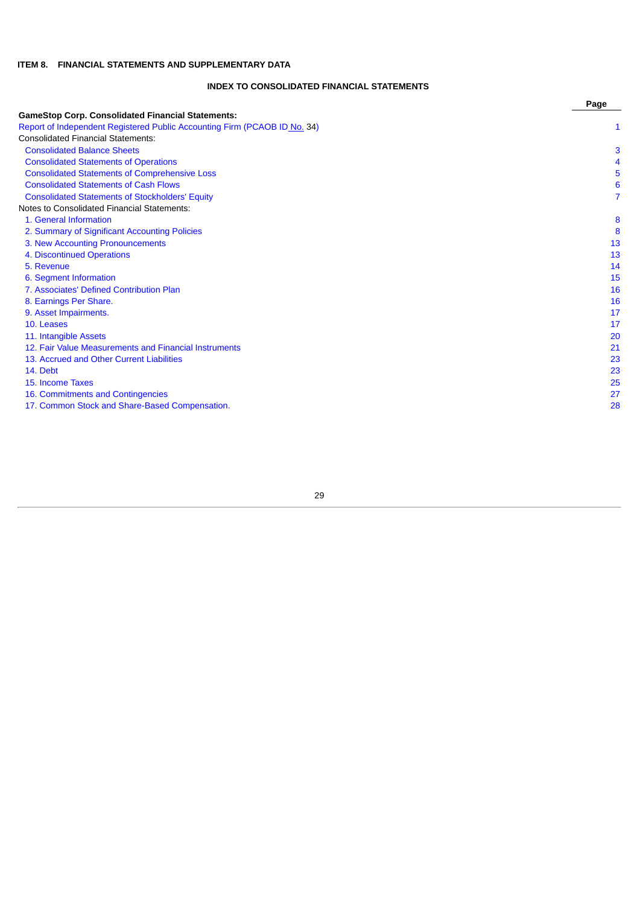# ITEM 8. FINANCIAL STATEMENTS AND SUPPLEMENTARY DATA

## INDEX TO CONSOLIDATED FINANCIAL STATEMENTS

| | Page |
|---|---|
| **GameStop Corp. Consolidated Financial Statements:** | |
| Report of Independent Registered Public Accounting Firm (PCAOB ID No. 34) | 1 |
| Consolidated Financial Statements: | |
| Consolidated Balance Sheets | 3 |
| Consolidated Statements of Operations | 4 |
| Consolidated Statements of Comprehensive Loss | 5 |
| Consolidated Statements of Cash Flows | 6 |
| Consolidated Statements of Stockholders' Equity | 7 |
| Notes to Consolidated Financial Statements: | |
| 1. General Information | 8 |
| 2. Summary of Significant Accounting Policies | 8 |
| 3. New Accounting Pronouncements | 13 |
| 4. Discontinued Operations | 13 |
| 5. Revenue | 14 |
| 6. Segment Information | 15 |
| 7. Associates' Defined Contribution Plan | 16 |
| 8. Earnings Per Share. | 16 |
| 9. Asset Impairments. | 17 |
| 10. Leases | 17 |
| 11. Intangible Assets | 20 |
| 12. Fair Value Measurements and Financial Instruments | 21 |
| 13. Accrued and Other Current Liabilities | 23 |
| 14. Debt | 23 |
| 15. Income Taxes | 25 |
| 16. Commitments and Contingencies | 27 |
| 17. Common Stock and Share-Based Compensation. | 28 |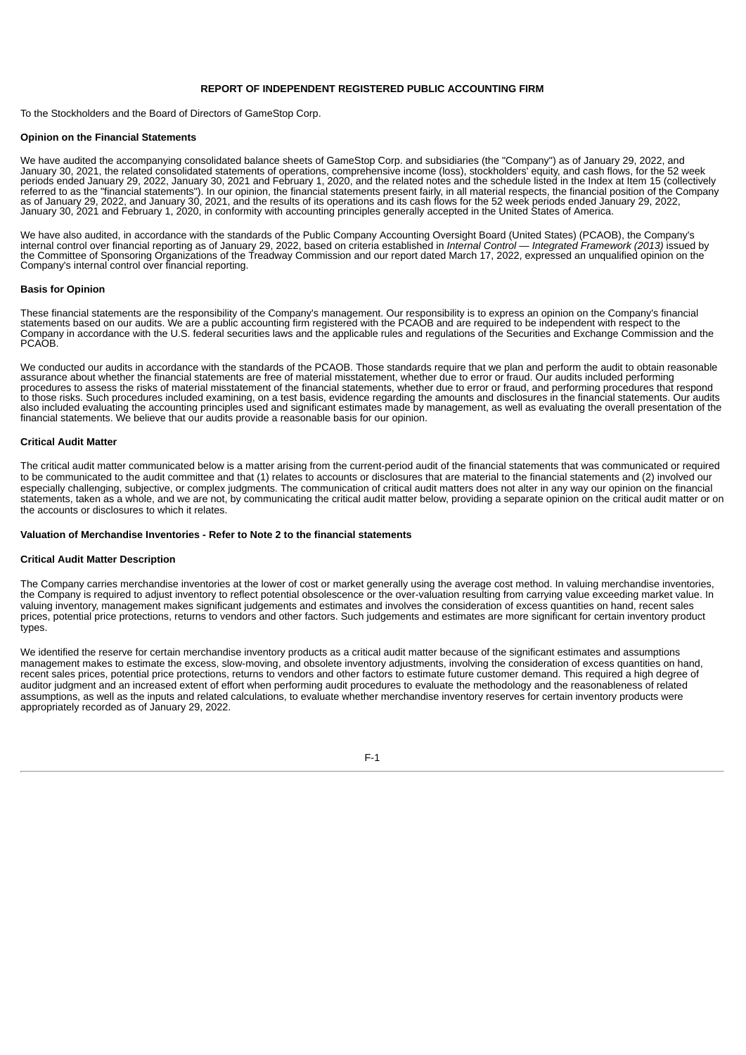# REPORT OF INDEPENDENT REGISTERED PUBLIC ACCOUNTING FIRM

To the Stockholders and the Board of Directors of GameStop Corp.

**Opinion on the Financial Statements**

We have audited the accompanying consolidated balance sheets of GameStop Corp. and subsidiaries (the "Company") as of January 29, 2022, and January 30, 2021, the related consolidated statements of operations, comprehensive income (loss), stockholders' equity, and cash flows, for the 52 week periods ended January 29, 2022, January 30, 2021 and February 1, 2020, and the related notes and the schedule listed in the Index at Item 15 (collectively referred to as the "financial statements"). In our opinion, the financial statements present fairly, in all material respects, the financial position of the Company as of January 29, 2022, and January 30, 2021, and the results of its operations and its cash flows for the 52 week periods ended January 29, 2022, January 30, 2021 and February 1, 2020, in conformity with accounting principles generally accepted in the United States of America.

We have also audited, in accordance with the standards of the Public Company Accounting Oversight Board (United States) (PCAOB), the Company's internal control over financial reporting as of January 29, 2022, based on criteria established in *Internal Control — Integrated Framework (2013)* issued by the Committee of Sponsoring Organizations of the Treadway Commission and our report dated March 17, 2022, expressed an unqualified opinion on the Company's internal control over financial reporting.

**Basis for Opinion**

These financial statements are the responsibility of the Company's management. Our responsibility is to express an opinion on the Company's financial statements based on our audits. We are a public accounting firm registered with the PCAOB and are required to be independent with respect to the Company in accordance with the U.S. federal securities laws and the applicable rules and regulations of the Securities and Exchange Commission and the PCAOB.

We conducted our audits in accordance with the standards of the PCAOB. Those standards require that we plan and perform the audit to obtain reasonable assurance about whether the financial statements are free of material misstatement, whether due to error or fraud. Our audits included performing procedures to assess the risks of material misstatement of the financial statements, whether due to error or fraud, and performing procedures that respond to those risks. Such procedures included examining, on a test basis, evidence regarding the amounts and disclosures in the financial statements. Our audits also included evaluating the accounting principles used and significant estimates made by management, as well as evaluating the overall presentation of the financial statements. We believe that our audits provide a reasonable basis for our opinion.

**Critical Audit Matter**

The critical audit matter communicated below is a matter arising from the current-period audit of the financial statements that was communicated or required to be communicated to the audit committee and that (1) relates to accounts or disclosures that are material to the financial statements and (2) involved our especially challenging, subjective, or complex judgments. The communication of critical audit matters does not alter in any way our opinion on the financial statements, taken as a whole, and we are not, by communicating the critical audit matter below, providing a separate opinion on the critical audit matter or on the accounts or disclosures to which it relates.

**Valuation of Merchandise Inventories - Refer to Note 2 to the financial statements**

**Critical Audit Matter Description**

The Company carries merchandise inventories at the lower of cost or market generally using the average cost method. In valuing merchandise inventories, the Company is required to adjust inventory to reflect potential obsolescence or the over-valuation resulting from carrying value exceeding market value. In valuing inventory, management makes significant judgements and estimates and involves the consideration of excess quantities on hand, recent sales prices, potential price protections, returns to vendors and other factors. Such judgements and estimates are more significant for certain inventory product types.

We identified the reserve for certain merchandise inventory products as a critical audit matter because of the significant estimates and assumptions management makes to estimate the excess, slow-moving, and obsolete inventory adjustments, involving the consideration of excess quantities on hand, recent sales prices, potential price protections, returns to vendors and other factors to estimate future customer demand. This required a high degree of auditor judgment and an increased extent of effort when performing audit procedures to evaluate the methodology and the reasonableness of related assumptions, as well as the inputs and related calculations, to evaluate whether merchandise inventory reserves for certain inventory products were appropriately recorded as of January 29, 2022.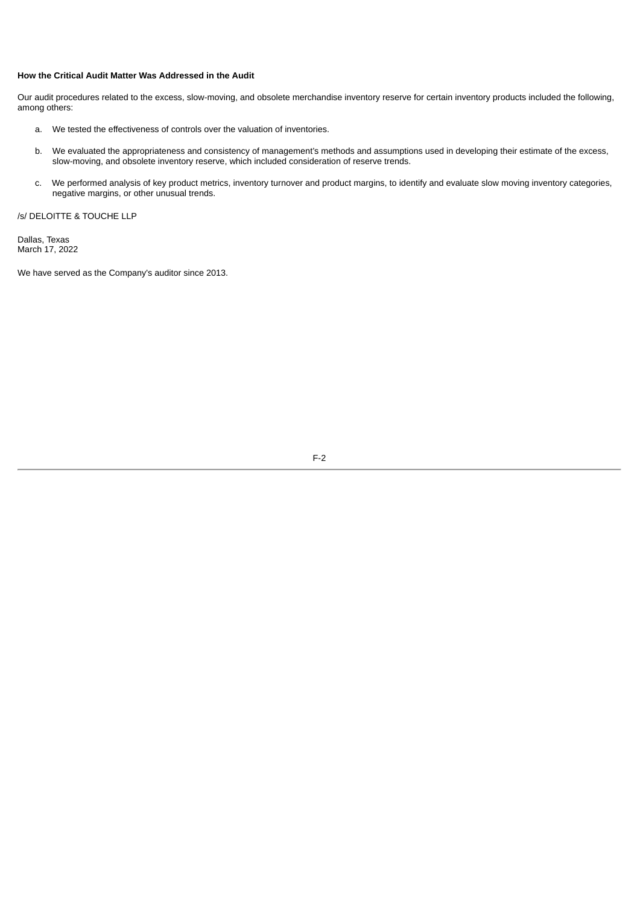**How the Critical Audit Matter Was Addressed in the Audit**

Our audit procedures related to the excess, slow-moving, and obsolete merchandise inventory reserve for certain inventory products included the following, among others:

a. We tested the effectiveness of controls over the valuation of inventories.

b. We evaluated the appropriateness and consistency of management's methods and assumptions used in developing their estimate of the excess, slow-moving, and obsolete inventory reserve, which included consideration of reserve trends.

c. We performed analysis of key product metrics, inventory turnover and product margins, to identify and evaluate slow moving inventory categories, negative margins, or other unusual trends.

/s/ DELOITTE & TOUCHE LLP

Dallas, Texas
March 17, 2022

We have served as the Company's auditor since 2013.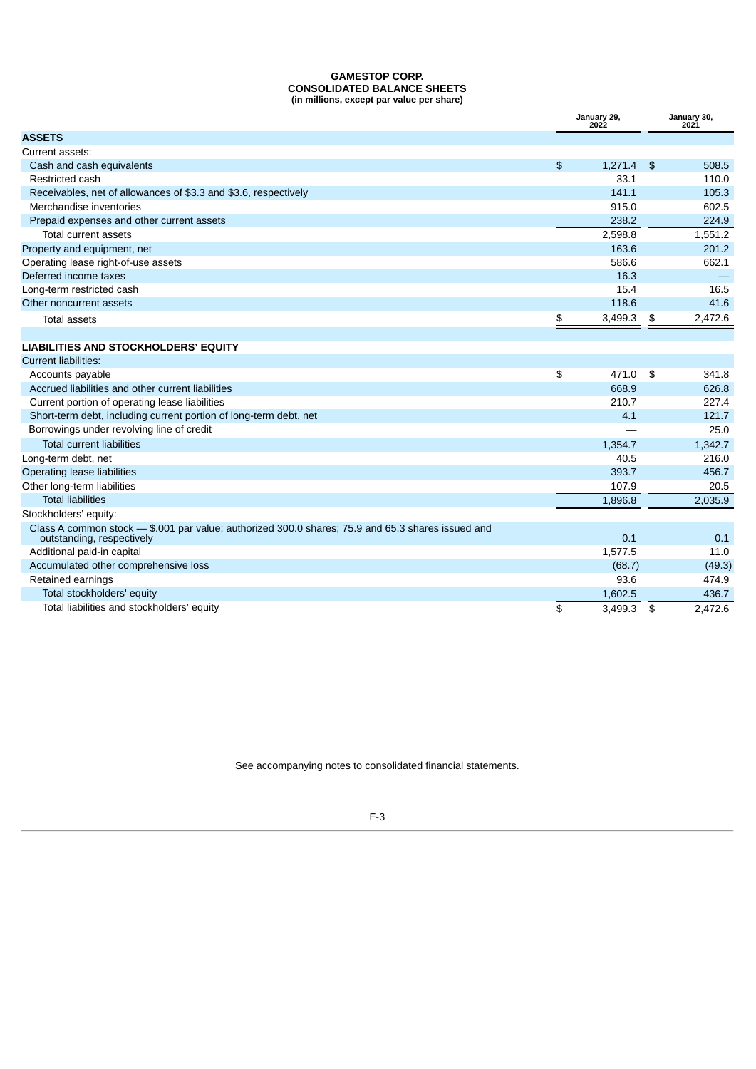# GAMESTOP CORP.
## CONSOLIDATED BALANCE SHEETS
**(in millions, except par value per share)**

| | January 29, 2022 | January 30, 2021 |
|---|---|---|
| **ASSETS** | | |
| Current assets: | | |
| Cash and cash equivalents | $ 1,271.4 | $ 508.5 |
| Restricted cash | 33.1 | 110.0 |
| Receivables, net of allowances of $3.3 and $3.6, respectively | 141.1 | 105.3 |
| Merchandise inventories | 915.0 | 602.5 |
| Prepaid expenses and other current assets | 238.2 | 224.9 |
| Total current assets | 2,598.8 | 1,551.2 |
| Property and equipment, net | 163.6 | 201.2 |
| Operating lease right-of-use assets | 586.6 | 662.1 |
| Deferred income taxes | 16.3 | — |
| Long-term restricted cash | 15.4 | 16.5 |
| Other noncurrent assets | 118.6 | 41.6 |
| Total assets | $ 3,499.3 | $ 2,472.6 |
| | | |
| **LIABILITIES AND STOCKHOLDERS' EQUITY** | | |
| Current liabilities: | | |
| Accounts payable | $ 471.0 | $ 341.8 |
| Accrued liabilities and other current liabilities | 668.9 | 626.8 |
| Current portion of operating lease liabilities | 210.7 | 227.4 |
| Short-term debt, including current portion of long-term debt, net | 4.1 | 121.7 |
| Borrowings under revolving line of credit | — | 25.0 |
| Total current liabilities | 1,354.7 | 1,342.7 |
| Long-term debt, net | 40.5 | 216.0 |
| Operating lease liabilities | 393.7 | 456.7 |
| Other long-term liabilities | 107.9 | 20.5 |
| Total liabilities | 1,896.8 | 2,035.9 |
| Stockholders' equity: | | |
| Class A common stock — $.001 par value; authorized 300.0 shares; 75.9 and 65.3 shares issued and outstanding, respectively | 0.1 | 0.1 |
| Additional paid-in capital | 1,577.5 | 11.0 |
| Accumulated other comprehensive loss | (68.7) | (49.3) |
| Retained earnings | 93.6 | 474.9 |
| Total stockholders' equity | 1,602.5 | 436.7 |
| Total liabilities and stockholders' equity | $ 3,499.3 | $ 2,472.6 |

See accompanying notes to consolidated financial statements.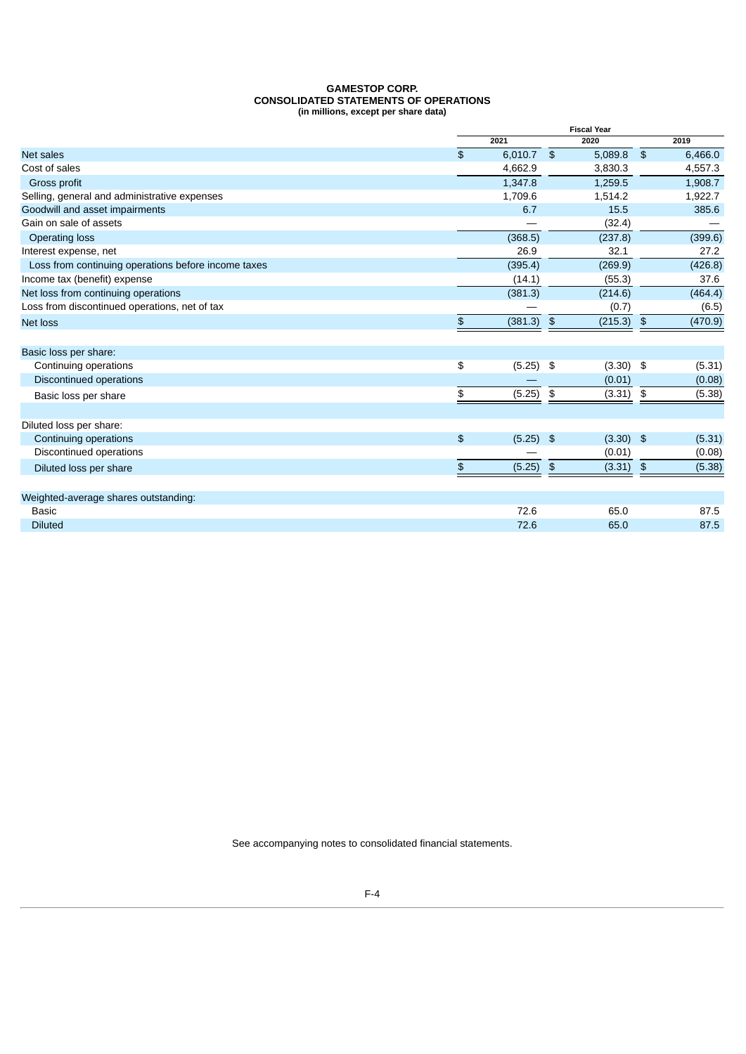**GAMESTOP CORP.**
**CONSOLIDATED STATEMENTS OF OPERATIONS**
**(in millions, except per share data)**

| | Fiscal Year | | |
|---|---|---|---|
| | 2021 | 2020 | 2019 |
| Net sales | $ 6,010.7 | $ 5,089.8 | $ 6,466.0 |
| Cost of sales | 4,662.9 | 3,830.3 | 4,557.3 |
| Gross profit | 1,347.8 | 1,259.5 | 1,908.7 |
| Selling, general and administrative expenses | 1,709.6 | 1,514.2 | 1,922.7 |
| Goodwill and asset impairments | 6.7 | 15.5 | 385.6 |
| Gain on sale of assets | — | (32.4) | — |
| Operating loss | (368.5) | (237.8) | (399.6) |
| Interest expense, net | 26.9 | 32.1 | 27.2 |
| Loss from continuing operations before income taxes | (395.4) | (269.9) | (426.8) |
| Income tax (benefit) expense | (14.1) | (55.3) | 37.6 |
| Net loss from continuing operations | (381.3) | (214.6) | (464.4) |
| Loss from discontinued operations, net of tax | — | (0.7) | (6.5) |
| Net loss | $ (381.3) | $ (215.3) | $ (470.9) |
| | | | |
| Basic loss per share: | | | |
| Continuing operations | $ (5.25) | $ (3.30) | $ (5.31) |
| Discontinued operations | — | (0.01) | (0.08) |
| Basic loss per share | $ (5.25) | $ (3.31) | $ (5.38) |
| | | | |
| Diluted loss per share: | | | |
| Continuing operations | $ (5.25) | $ (3.30) | $ (5.31) |
| Discontinued operations | — | (0.01) | (0.08) |
| Diluted loss per share | $ (5.25) | $ (3.31) | $ (5.38) |
| | | | |
| Weighted-average shares outstanding: | | | |
| Basic | 72.6 | 65.0 | 87.5 |
| Diluted | 72.6 | 65.0 | 87.5 |

See accompanying notes to consolidated financial statements.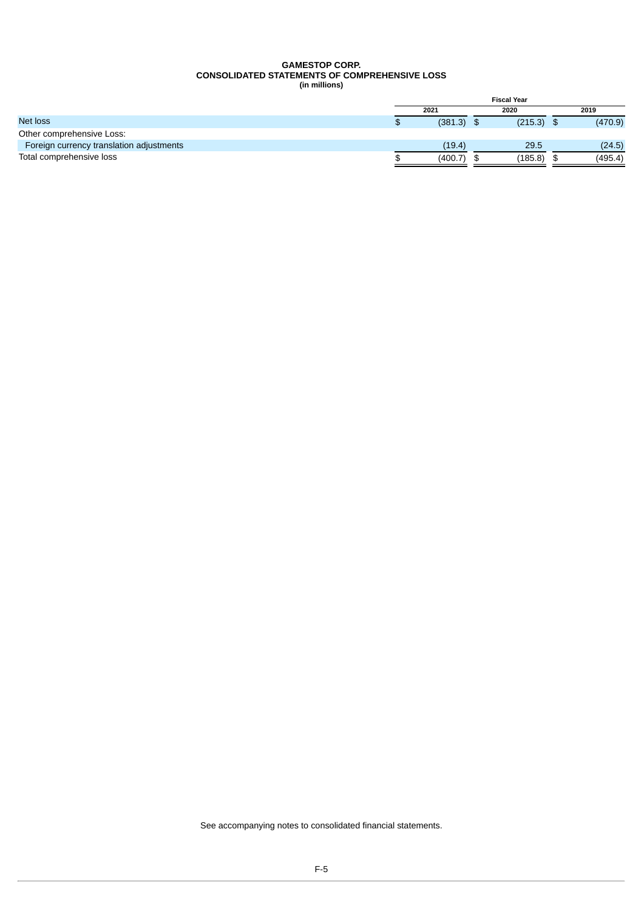# GAMESTOP CORP.
## CONSOLIDATED STATEMENTS OF COMPREHENSIVE LOSS
**(in millions)**

| | Fiscal Year | | |
|---|---|---|---|
| | 2021 | 2020 | 2019 |
| Net loss | $ (381.3) | $ (215.3) | $ (470.9) |
| Other comprehensive Loss: | | | |
| Foreign currency translation adjustments | (19.4) | 29.5 | (24.5) |
| Total comprehensive loss | $ (400.7) | $ (185.8) | $ (495.4) |

See accompanying notes to consolidated financial statements.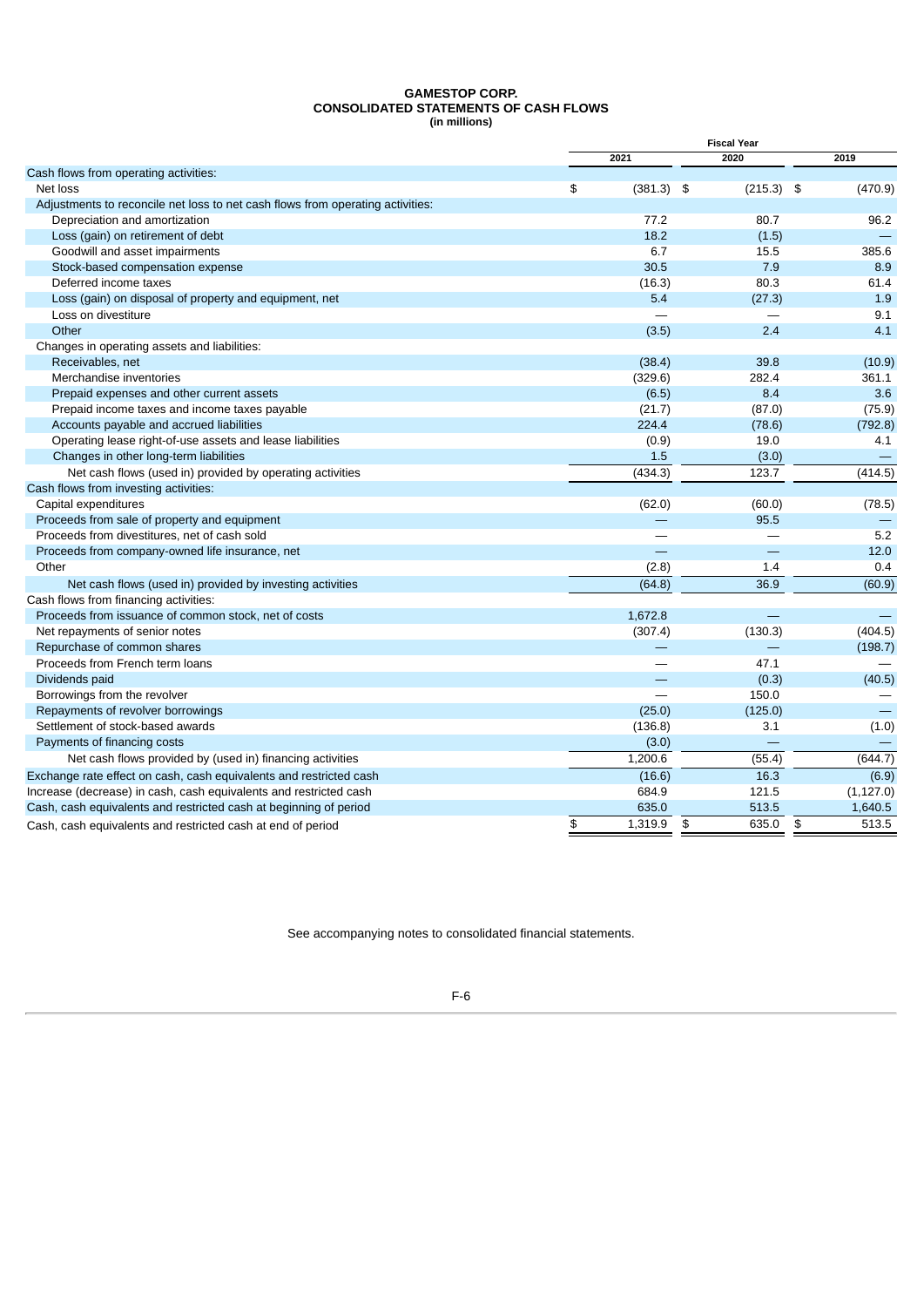# GAMESTOP CORP.
## CONSOLIDATED STATEMENTS OF CASH FLOWS
**(in millions)**

| | Fiscal Year | | |
|---|---|---|---|
| | 2021 | 2020 | 2019 |
| Cash flows from operating activities: | | | |
| Net loss | $ (381.3) | $ (215.3) | $ (470.9) |
| Adjustments to reconcile net loss to net cash flows from operating activities: | | | |
| Depreciation and amortization | 77.2 | 80.7 | 96.2 |
| Loss (gain) on retirement of debt | 18.2 | (1.5) | — |
| Goodwill and asset impairments | 6.7 | 15.5 | 385.6 |
| Stock-based compensation expense | 30.5 | 7.9 | 8.9 |
| Deferred income taxes | (16.3) | 80.3 | 61.4 |
| Loss (gain) on disposal of property and equipment, net | 5.4 | (27.3) | 1.9 |
| Loss on divestiture | — | — | 9.1 |
| Other | (3.5) | 2.4 | 4.1 |
| Changes in operating assets and liabilities: | | | |
| Receivables, net | (38.4) | 39.8 | (10.9) |
| Merchandise inventories | (329.6) | 282.4 | 361.1 |
| Prepaid expenses and other current assets | (6.5) | 8.4 | 3.6 |
| Prepaid income taxes and income taxes payable | (21.7) | (87.0) | (75.9) |
| Accounts payable and accrued liabilities | 224.4 | (78.6) | (792.8) |
| Operating lease right-of-use assets and lease liabilities | (0.9) | 19.0 | 4.1 |
| Changes in other long-term liabilities | 1.5 | (3.0) | — |
| Net cash flows (used in) provided by operating activities | (434.3) | 123.7 | (414.5) |
| Cash flows from investing activities: | | | |
| Capital expenditures | (62.0) | (60.0) | (78.5) |
| Proceeds from sale of property and equipment | — | 95.5 | — |
| Proceeds from divestitures, net of cash sold | — | — | 5.2 |
| Proceeds from company-owned life insurance, net | — | — | 12.0 |
| Other | (2.8) | 1.4 | 0.4 |
| Net cash flows (used in) provided by investing activities | (64.8) | 36.9 | (60.9) |
| Cash flows from financing activities: | | | |
| Proceeds from issuance of common stock, net of costs | 1,672.8 | — | — |
| Net repayments of senior notes | (307.4) | (130.3) | (404.5) |
| Repurchase of common shares | — | — | (198.7) |
| Proceeds from French term loans | — | 47.1 | — |
| Dividends paid | — | (0.3) | (40.5) |
| Borrowings from the revolver | — | 150.0 | — |
| Repayments of revolver borrowings | (25.0) | (125.0) | — |
| Settlement of stock-based awards | (136.8) | 3.1 | (1.0) |
| Payments of financing costs | (3.0) | — | — |
| Net cash flows provided by (used in) financing activities | 1,200.6 | (55.4) | (644.7) |
| Exchange rate effect on cash, cash equivalents and restricted cash | (16.6) | 16.3 | (6.9) |
| Increase (decrease) in cash, cash equivalents and restricted cash | 684.9 | 121.5 | (1,127.0) |
| Cash, cash equivalents and restricted cash at beginning of period | 635.0 | 513.5 | 1,640.5 |
| Cash, cash equivalents and restricted cash at end of period | $ 1,319.9 | $ 635.0 | $ 513.5 |

See accompanying notes to consolidated financial statements.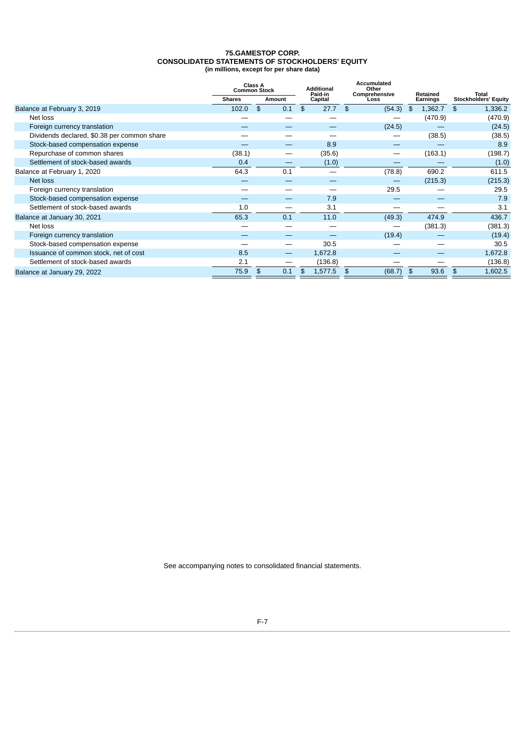**75.GAMESTOP CORP.**
**CONSOLIDATED STATEMENTS OF STOCKHOLDERS' EQUITY**
**(in millions, except for per share data)**

| | Class A Common Stock | | Additional Paid-in Capital | Accumulated Other Comprehensive Loss | Retained Earnings | Total Stockholders' Equity |
|---|---|---|---|---|---|---|
| | Shares | Amount | | | | |
| Balance at February 3, 2019 | 102.0 | $ 0.1 | $ 27.7 | $ (54.3) | $ 1,362.7 | $ 1,336.2 |
| Net loss | — | — | — | — | (470.9) | (470.9) |
| Foreign currency translation | — | — | — | (24.5) | — | (24.5) |
| Dividends declared, $0.38 per common share | — | — | — | — | (38.5) | (38.5) |
| Stock-based compensation expense | — | — | 8.9 | — | — | 8.9 |
| Repurchase of common shares | (38.1) | — | (35.6) | — | (163.1) | (198.7) |
| Settlement of stock-based awards | 0.4 | — | (1.0) | — | — | (1.0) |
| Balance at February 1, 2020 | 64.3 | 0.1 | — | (78.8) | 690.2 | 611.5 |
| Net loss | — | — | — | — | (215.3) | (215.3) |
| Foreign currency translation | — | — | — | 29.5 | — | 29.5 |
| Stock-based compensation expense | — | — | 7.9 | — | — | 7.9 |
| Settlement of stock-based awards | 1.0 | — | 3.1 | — | — | 3.1 |
| Balance at January 30, 2021 | 65.3 | 0.1 | 11.0 | (49.3) | 474.9 | 436.7 |
| Net loss | — | — | — | — | (381.3) | (381.3) |
| Foreign currency translation | — | — | — | (19.4) | — | (19.4) |
| Stock-based compensation expense | — | — | 30.5 | — | — | 30.5 |
| Issuance of common stock, net of cost | 8.5 | — | 1,672.8 | — | — | 1,672.8 |
| Settlement of stock-based awards | 2.1 | — | (136.8) | — | — | (136.8) |
| Balance at January 29, 2022 | 75.9 | $ 0.1 | $ 1,577.5 | $ (68.7) | $ 93.6 | $ 1,602.5 |

See accompanying notes to consolidated financial statements.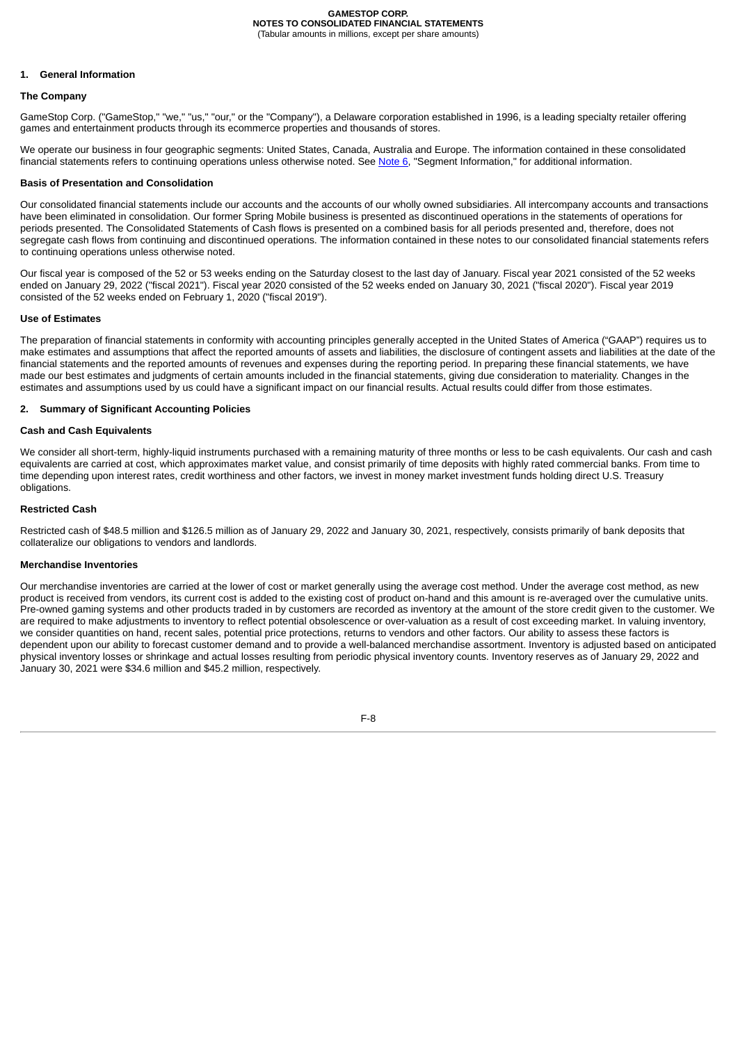## 1. General Information

### The Company

GameStop Corp. ("GameStop," "we," "us," "our," or the "Company"), a Delaware corporation established in 1996, is a leading specialty retailer offering games and entertainment products through its ecommerce properties and thousands of stores.

We operate our business in four geographic segments: United States, Canada, Australia and Europe. The information contained in these consolidated financial statements refers to continuing operations unless otherwise noted. See Note 6, "Segment Information," for additional information.

### Basis of Presentation and Consolidation

Our consolidated financial statements include our accounts and the accounts of our wholly owned subsidiaries. All intercompany accounts and transactions have been eliminated in consolidation. Our former Spring Mobile business is presented as discontinued operations in the statements of operations for periods presented. The Consolidated Statements of Cash flows is presented on a combined basis for all periods presented and, therefore, does not segregate cash flows from continuing and discontinued operations. The information contained in these notes to our consolidated financial statements refers to continuing operations unless otherwise noted.

Our fiscal year is composed of the 52 or 53 weeks ending on the Saturday closest to the last day of January. Fiscal year 2021 consisted of the 52 weeks ended on January 29, 2022 ("fiscal 2021"). Fiscal year 2020 consisted of the 52 weeks ended on January 30, 2021 ("fiscal 2020"). Fiscal year 2019 consisted of the 52 weeks ended on February 1, 2020 ("fiscal 2019").

### Use of Estimates

The preparation of financial statements in conformity with accounting principles generally accepted in the United States of America ("GAAP") requires us to make estimates and assumptions that affect the reported amounts of assets and liabilities, the disclosure of contingent assets and liabilities at the date of the financial statements and the reported amounts of revenues and expenses during the reporting period. In preparing these financial statements, we have made our best estimates and judgments of certain amounts included in the financial statements, giving due consideration to materiality. Changes in the estimates and assumptions used by us could have a significant impact on our financial results. Actual results could differ from those estimates.

## 2. Summary of Significant Accounting Policies

### Cash and Cash Equivalents

We consider all short-term, highly-liquid instruments purchased with a remaining maturity of three months or less to be cash equivalents. Our cash and cash equivalents are carried at cost, which approximates market value, and consist primarily of time deposits with highly rated commercial banks. From time to time depending upon interest rates, credit worthiness and other factors, we invest in money market investment funds holding direct U.S. Treasury obligations.

### Restricted Cash

Restricted cash of $48.5 million and $126.5 million as of January 29, 2022 and January 30, 2021, respectively, consists primarily of bank deposits that collateralize our obligations to vendors and landlords.

### Merchandise Inventories

Our merchandise inventories are carried at the lower of cost or market generally using the average cost method. Under the average cost method, as new product is received from vendors, its current cost is added to the existing cost of product on-hand and this amount is re-averaged over the cumulative units. Pre-owned gaming systems and other products traded in by customers are recorded as inventory at the amount of the store credit given to the customer. We are required to make adjustments to inventory to reflect potential obsolescence or over-valuation as a result of cost exceeding market. In valuing inventory, we consider quantities on hand, recent sales, potential price protections, returns to vendors and other factors. Our ability to assess these factors is dependent upon our ability to forecast customer demand and to provide a well-balanced merchandise assortment. Inventory is adjusted based on anticipated physical inventory losses or shrinkage and actual losses resulting from periodic physical inventory counts. Inventory reserves as of January 29, 2022 and January 30, 2021 were $34.6 million and $45.2 million, respectively.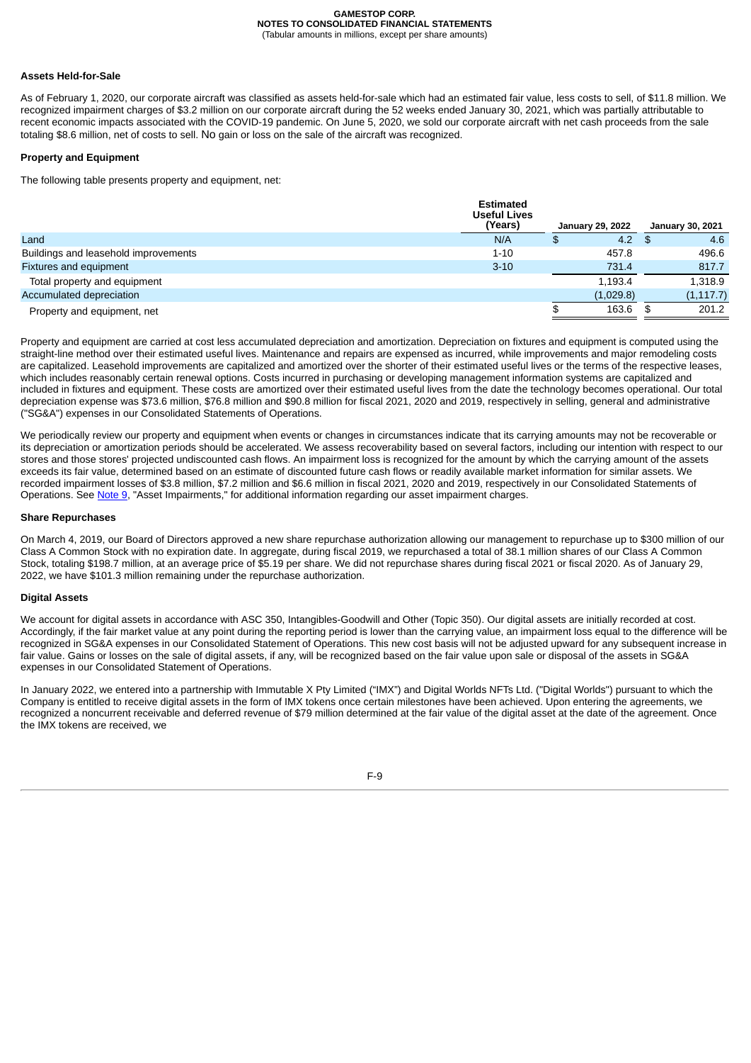### Assets Held-for-Sale

As of February 1, 2020, our corporate aircraft was classified as assets held-for-sale which had an estimated fair value, less costs to sell, of $11.8 million. We recognized impairment charges of $3.2 million on our corporate aircraft during the 52 weeks ended January 30, 2021, which was partially attributable to recent economic impacts associated with the COVID-19 pandemic. On June 5, 2020, we sold our corporate aircraft with net cash proceeds from the sale totaling $8.6 million, net of costs to sell. No gain or loss on the sale of the aircraft was recognized.

### Property and Equipment

The following table presents property and equipment, net:

| | Estimated Useful Lives (Years) | January 29, 2022 | January 30, 2021 |
|---|---|---|---|
| Land | N/A | $ 4.2 | $ 4.6 |
| Buildings and leasehold improvements | 1-10 | 457.8 | 496.6 |
| Fixtures and equipment | 3-10 | 731.4 | 817.7 |
| Total property and equipment | | 1,193.4 | 1,318.9 |
| Accumulated depreciation | | (1,029.8) | (1,117.7) |
| Property and equipment, net | | $ 163.6 | $ 201.2 |

Property and equipment are carried at cost less accumulated depreciation and amortization. Depreciation on fixtures and equipment is computed using the straight-line method over their estimated useful lives. Maintenance and repairs are expensed as incurred, while improvements and major remodeling costs are capitalized. Leasehold improvements are capitalized and amortized over the shorter of their estimated useful lives or the terms of the respective leases, which includes reasonably certain renewal options. Costs incurred in purchasing or developing management information systems are capitalized and included in fixtures and equipment. These costs are amortized over their estimated useful lives from the date the technology becomes operational. Our total depreciation expense was $73.6 million, $76.8 million and $90.8 million for fiscal 2021, 2020 and 2019, respectively in selling, general and administrative ("SG&A") expenses in our Consolidated Statements of Operations.

We periodically review our property and equipment when events or changes in circumstances indicate that its carrying amounts may not be recoverable or its depreciation or amortization periods should be accelerated. We assess recoverability based on several factors, including our intention with respect to our stores and those stores' projected undiscounted cash flows. An impairment loss is recognized for the amount by which the carrying amount of the assets exceeds its fair value, determined based on an estimate of discounted future cash flows or readily available market information for similar assets. We recorded impairment losses of $3.8 million, $7.2 million and $6.6 million in fiscal 2021, 2020 and 2019, respectively in our Consolidated Statements of Operations. See Note 9, "Asset Impairments," for additional information regarding our asset impairment charges.

### Share Repurchases

On March 4, 2019, our Board of Directors approved a new share repurchase authorization allowing our management to repurchase up to $300 million of our Class A Common Stock with no expiration date. In aggregate, during fiscal 2019, we repurchased a total of 38.1 million shares of our Class A Common Stock, totaling $198.7 million, at an average price of $5.19 per share. We did not repurchase shares during fiscal 2021 or fiscal 2020. As of January 29, 2022, we have $101.3 million remaining under the repurchase authorization.

### Digital Assets

We account for digital assets in accordance with ASC 350, Intangibles-Goodwill and Other (Topic 350). Our digital assets are initially recorded at cost. Accordingly, if the fair market value at any point during the reporting period is lower than the carrying value, an impairment loss equal to the difference will be recognized in SG&A expenses in our Consolidated Statement of Operations. This new cost basis will not be adjusted upward for any subsequent increase in fair value. Gains or losses on the sale of digital assets, if any, will be recognized based on the fair value upon sale or disposal of the assets in SG&A expenses in our Consolidated Statement of Operations.

In January 2022, we entered into a partnership with Immutable X Pty Limited ("IMX") and Digital Worlds NFTs Ltd. ("Digital Worlds") pursuant to which the Company is entitled to receive digital assets in the form of IMX tokens once certain milestones have been achieved. Upon entering the agreements, we recognized a noncurrent receivable and deferred revenue of $79 million determined at the fair value of the digital asset at the date of the agreement. Once the IMX tokens are received, we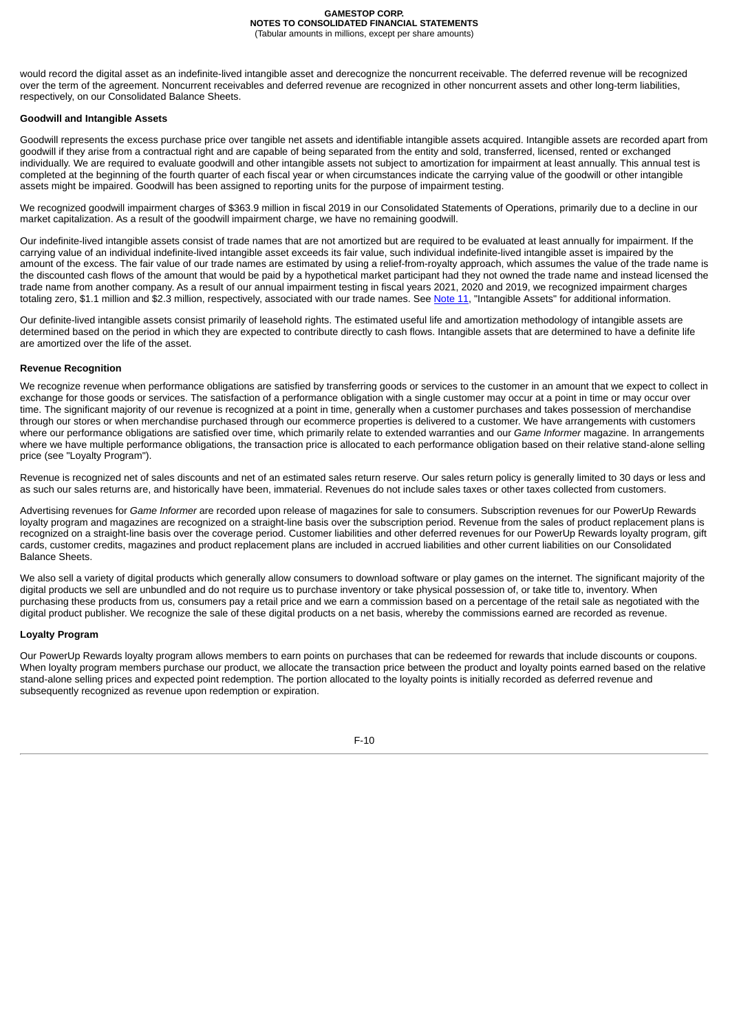would record the digital asset as an indefinite-lived intangible asset and derecognize the noncurrent receivable. The deferred revenue will be recognized over the term of the agreement. Noncurrent receivables and deferred revenue are recognized in other noncurrent assets and other long-term liabilities, respectively, on our Consolidated Balance Sheets.

**Goodwill and Intangible Assets**

Goodwill represents the excess purchase price over tangible net assets and identifiable intangible assets acquired. Intangible assets are recorded apart from goodwill if they arise from a contractual right and are capable of being separated from the entity and sold, transferred, licensed, rented or exchanged individually. We are required to evaluate goodwill and other intangible assets not subject to amortization for impairment at least annually. This annual test is completed at the beginning of the fourth quarter of each fiscal year or when circumstances indicate the carrying value of the goodwill or other intangible assets might be impaired. Goodwill has been assigned to reporting units for the purpose of impairment testing.

We recognized goodwill impairment charges of $363.9 million in fiscal 2019 in our Consolidated Statements of Operations, primarily due to a decline in our market capitalization. As a result of the goodwill impairment charge, we have no remaining goodwill.

Our indefinite-lived intangible assets consist of trade names that are not amortized but are required to be evaluated at least annually for impairment. If the carrying value of an individual indefinite-lived intangible asset exceeds its fair value, such individual indefinite-lived intangible asset is impaired by the amount of the excess. The fair value of our trade names are estimated by using a relief-from-royalty approach, which assumes the value of the trade name is the discounted cash flows of the amount that would be paid by a hypothetical market participant had they not owned the trade name and instead licensed the trade name from another company. As a result of our annual impairment testing in fiscal years 2021, 2020 and 2019, we recognized impairment charges totaling zero, $1.1 million and $2.3 million, respectively, associated with our trade names. See Note 11, "Intangible Assets" for additional information.

Our definite-lived intangible assets consist primarily of leasehold rights. The estimated useful life and amortization methodology of intangible assets are determined based on the period in which they are expected to contribute directly to cash flows. Intangible assets that are determined to have a definite life are amortized over the life of the asset.

**Revenue Recognition**

We recognize revenue when performance obligations are satisfied by transferring goods or services to the customer in an amount that we expect to collect in exchange for those goods or services. The satisfaction of a performance obligation with a single customer may occur at a point in time or may occur over time. The significant majority of our revenue is recognized at a point in time, generally when a customer purchases and takes possession of merchandise through our stores or when merchandise purchased through our ecommerce properties is delivered to a customer. We have arrangements with customers where our performance obligations are satisfied over time, which primarily relate to extended warranties and our *Game Informer* magazine. In arrangements where we have multiple performance obligations, the transaction price is allocated to each performance obligation based on their relative stand-alone selling price (see "Loyalty Program").

Revenue is recognized net of sales discounts and net of an estimated sales return reserve. Our sales return policy is generally limited to 30 days or less and as such our sales returns are, and historically have been, immaterial. Revenues do not include sales taxes or other taxes collected from customers.

Advertising revenues for *Game Informer* are recorded upon release of magazines for sale to consumers. Subscription revenues for our PowerUp Rewards loyalty program and magazines are recognized on a straight-line basis over the subscription period. Revenue from the sales of product replacement plans is recognized on a straight-line basis over the coverage period. Customer liabilities and other deferred revenues for our PowerUp Rewards loyalty program, gift cards, customer credits, magazines and product replacement plans are included in accrued liabilities and other current liabilities on our Consolidated Balance Sheets.

We also sell a variety of digital products which generally allow consumers to download software or play games on the internet. The significant majority of the digital products we sell are unbundled and do not require us to purchase inventory or take physical possession of, or take title to, inventory. When purchasing these products from us, consumers pay a retail price and we earn a commission based on a percentage of the retail sale as negotiated with the digital product publisher. We recognize the sale of these digital products on a net basis, whereby the commissions earned are recorded as revenue.

**Loyalty Program**

Our PowerUp Rewards loyalty program allows members to earn points on purchases that can be redeemed for rewards that include discounts or coupons. When loyalty program members purchase our product, we allocate the transaction price between the product and loyalty points earned based on the relative stand-alone selling prices and expected point redemption. The portion allocated to the loyalty points is initially recorded as deferred revenue and subsequently recognized as revenue upon redemption or expiration.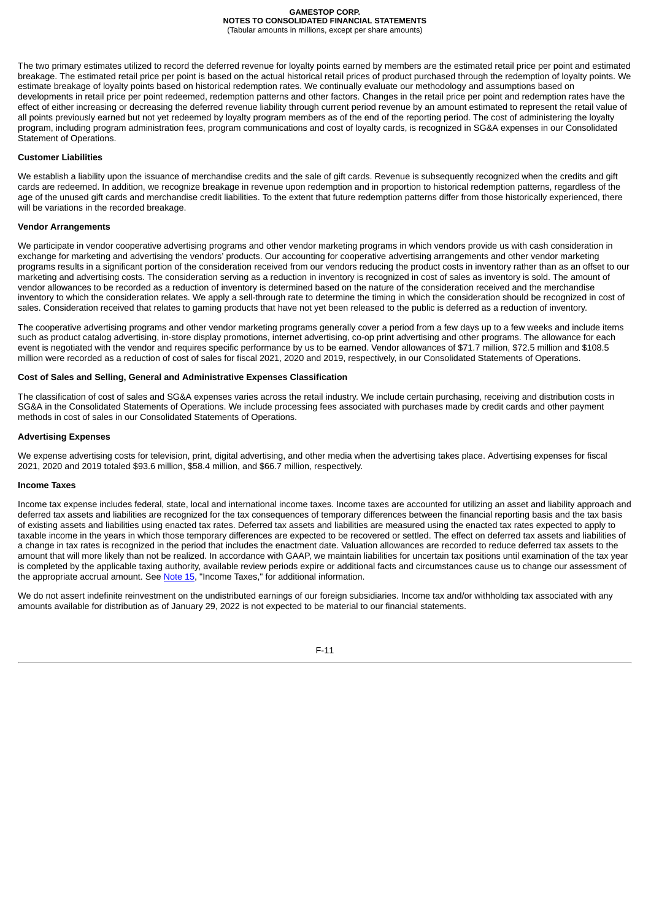The two primary estimates utilized to record the deferred revenue for loyalty points earned by members are the estimated retail price per point and estimated breakage. The estimated retail price per point is based on the actual historical retail prices of product purchased through the redemption of loyalty points. We estimate breakage of loyalty points based on historical redemption rates. We continually evaluate our methodology and assumptions based on developments in retail price per point redeemed, redemption patterns and other factors. Changes in the retail price per point and redemption rates have the effect of either increasing or decreasing the deferred revenue liability through current period revenue by an amount estimated to represent the retail value of all points previously earned but not yet redeemed by loyalty program members as of the end of the reporting period. The cost of administering the loyalty program, including program administration fees, program communications and cost of loyalty cards, is recognized in SG&A expenses in our Consolidated Statement of Operations.

**Customer Liabilities**

We establish a liability upon the issuance of merchandise credits and the sale of gift cards. Revenue is subsequently recognized when the credits and gift cards are redeemed. In addition, we recognize breakage in revenue upon redemption and in proportion to historical redemption patterns, regardless of the age of the unused gift cards and merchandise credit liabilities. To the extent that future redemption patterns differ from those historically experienced, there will be variations in the recorded breakage.

**Vendor Arrangements**

We participate in vendor cooperative advertising programs and other vendor marketing programs in which vendors provide us with cash consideration in exchange for marketing and advertising the vendors' products. Our accounting for cooperative advertising arrangements and other vendor marketing programs results in a significant portion of the consideration received from our vendors reducing the product costs in inventory rather than as an offset to our marketing and advertising costs. The consideration serving as a reduction in inventory is recognized in cost of sales as inventory is sold. The amount of vendor allowances to be recorded as a reduction of inventory is determined based on the nature of the consideration received and the merchandise inventory to which the consideration relates. We apply a sell-through rate to determine the timing in which the consideration should be recognized in cost of sales. Consideration received that relates to gaming products that have not yet been released to the public is deferred as a reduction of inventory.

The cooperative advertising programs and other vendor marketing programs generally cover a period from a few days up to a few weeks and include items such as product catalog advertising, in-store display promotions, internet advertising, co-op print advertising and other programs. The allowance for each event is negotiated with the vendor and requires specific performance by us to be earned. Vendor allowances of $71.7 million, $72.5 million and $108.5 million were recorded as a reduction of cost of sales for fiscal 2021, 2020 and 2019, respectively, in our Consolidated Statements of Operations.

**Cost of Sales and Selling, General and Administrative Expenses Classification**

The classification of cost of sales and SG&A expenses varies across the retail industry. We include certain purchasing, receiving and distribution costs in SG&A in the Consolidated Statements of Operations. We include processing fees associated with purchases made by credit cards and other payment methods in cost of sales in our Consolidated Statements of Operations.

**Advertising Expenses**

We expense advertising costs for television, print, digital advertising, and other media when the advertising takes place. Advertising expenses for fiscal 2021, 2020 and 2019 totaled $93.6 million, $58.4 million, and $66.7 million, respectively.

**Income Taxes**

Income tax expense includes federal, state, local and international income taxes. Income taxes are accounted for utilizing an asset and liability approach and deferred tax assets and liabilities are recognized for the tax consequences of temporary differences between the financial reporting basis and the tax basis of existing assets and liabilities using enacted tax rates. Deferred tax assets and liabilities are measured using the enacted tax rates expected to apply to taxable income in the years in which those temporary differences are expected to be recovered or settled. The effect on deferred tax assets and liabilities of a change in tax rates is recognized in the period that includes the enactment date. Valuation allowances are recorded to reduce deferred tax assets to the amount that will more likely than not be realized. In accordance with GAAP, we maintain liabilities for uncertain tax positions until examination of the tax year is completed by the applicable taxing authority, available review periods expire or additional facts and circumstances cause us to change our assessment of the appropriate accrual amount. See Note 15, "Income Taxes," for additional information.

We do not assert indefinite reinvestment on the undistributed earnings of our foreign subsidiaries. Income tax and/or withholding tax associated with any amounts available for distribution as of January 29, 2022 is not expected to be material to our financial statements.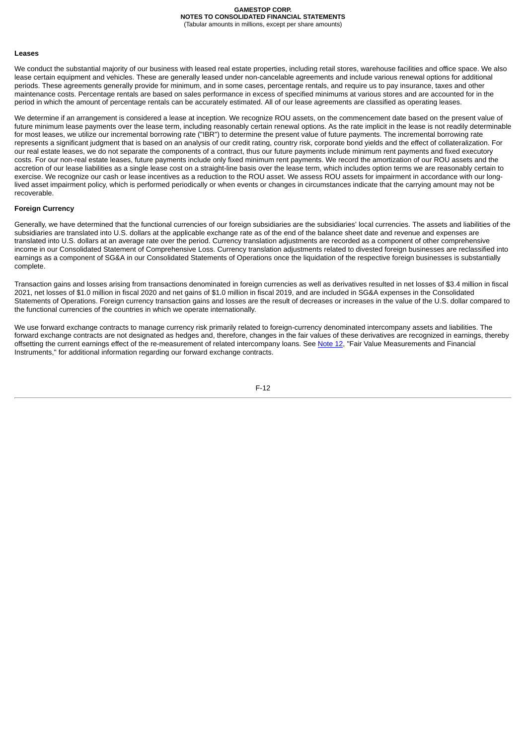**Leases**

We conduct the substantial majority of our business with leased real estate properties, including retail stores, warehouse facilities and office space. We also lease certain equipment and vehicles. These are generally leased under non-cancelable agreements and include various renewal options for additional periods. These agreements generally provide for minimum, and in some cases, percentage rentals, and require us to pay insurance, taxes and other maintenance costs. Percentage rentals are based on sales performance in excess of specified minimums at various stores and are accounted for in the period in which the amount of percentage rentals can be accurately estimated. All of our lease agreements are classified as operating leases.

We determine if an arrangement is considered a lease at inception. We recognize ROU assets, on the commencement date based on the present value of future minimum lease payments over the lease term, including reasonably certain renewal options. As the rate implicit in the lease is not readily determinable for most leases, we utilize our incremental borrowing rate ("IBR") to determine the present value of future payments. The incremental borrowing rate represents a significant judgment that is based on an analysis of our credit rating, country risk, corporate bond yields and the effect of collateralization. For our real estate leases, we do not separate the components of a contract, thus our future payments include minimum rent payments and fixed executory costs. For our non-real estate leases, future payments include only fixed minimum rent payments. We record the amortization of our ROU assets and the accretion of our lease liabilities as a single lease cost on a straight-line basis over the lease term, which includes option terms we are reasonably certain to exercise. We recognize our cash or lease incentives as a reduction to the ROU asset. We assess ROU assets for impairment in accordance with our long-lived asset impairment policy, which is performed periodically or when events or changes in circumstances indicate that the carrying amount may not be recoverable.

**Foreign Currency**

Generally, we have determined that the functional currencies of our foreign subsidiaries are the subsidiaries' local currencies. The assets and liabilities of the subsidiaries are translated into U.S. dollars at the applicable exchange rate as of the end of the balance sheet date and revenue and expenses are translated into U.S. dollars at an average rate over the period. Currency translation adjustments are recorded as a component of other comprehensive income in our Consolidated Statement of Comprehensive Loss. Currency translation adjustments related to divested foreign businesses are reclassified into earnings as a component of SG&A in our Consolidated Statements of Operations once the liquidation of the respective foreign businesses is substantially complete.

Transaction gains and losses arising from transactions denominated in foreign currencies as well as derivatives resulted in net losses of $3.4 million in fiscal 2021, net losses of $1.0 million in fiscal 2020 and net gains of $1.0 million in fiscal 2019, and are included in SG&A expenses in the Consolidated Statements of Operations. Foreign currency transaction gains and losses are the result of decreases or increases in the value of the U.S. dollar compared to the functional currencies of the countries in which we operate internationally.

We use forward exchange contracts to manage currency risk primarily related to foreign-currency denominated intercompany assets and liabilities. The forward exchange contracts are not designated as hedges and, therefore, changes in the fair values of these derivatives are recognized in earnings, thereby offsetting the current earnings effect of the re-measurement of related intercompany loans. See Note 12, "Fair Value Measurements and Financial Instruments," for additional information regarding our forward exchange contracts.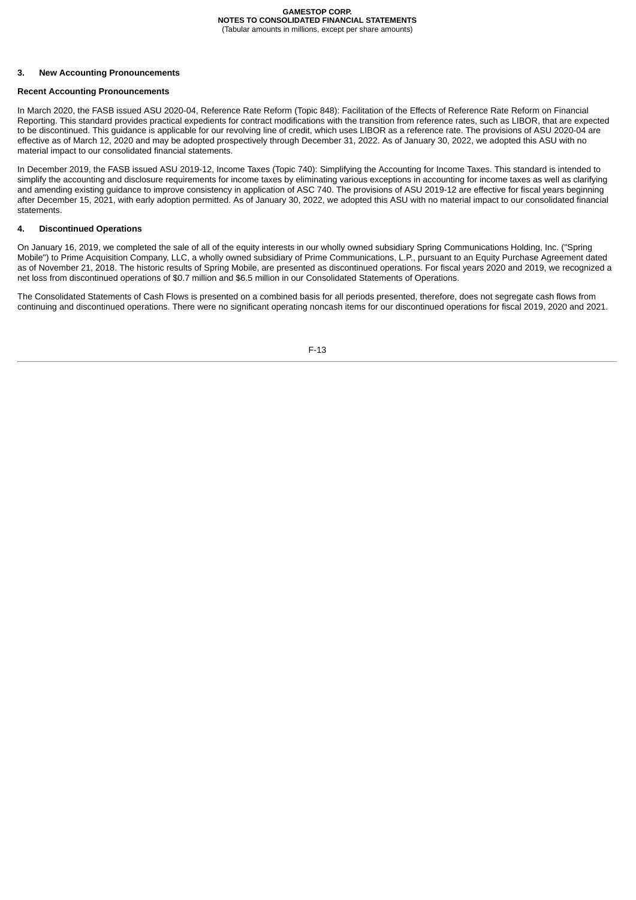## 3. New Accounting Pronouncements

### Recent Accounting Pronouncements

In March 2020, the FASB issued ASU 2020-04, Reference Rate Reform (Topic 848): Facilitation of the Effects of Reference Rate Reform on Financial Reporting. This standard provides practical expedients for contract modifications with the transition from reference rates, such as LIBOR, that are expected to be discontinued. This guidance is applicable for our revolving line of credit, which uses LIBOR as a reference rate. The provisions of ASU 2020-04 are effective as of March 12, 2020 and may be adopted prospectively through December 31, 2022. As of January 30, 2022, we adopted this ASU with no material impact to our consolidated financial statements.

In December 2019, the FASB issued ASU 2019-12, Income Taxes (Topic 740): Simplifying the Accounting for Income Taxes. This standard is intended to simplify the accounting and disclosure requirements for income taxes by eliminating various exceptions in accounting for income taxes as well as clarifying and amending existing guidance to improve consistency in application of ASC 740. The provisions of ASU 2019-12 are effective for fiscal years beginning after December 15, 2021, with early adoption permitted. As of January 30, 2022, we adopted this ASU with no material impact to our consolidated financial statements.

## 4. Discontinued Operations

On January 16, 2019, we completed the sale of all of the equity interests in our wholly owned subsidiary Spring Communications Holding, Inc. ("Spring Mobile") to Prime Acquisition Company, LLC, a wholly owned subsidiary of Prime Communications, L.P., pursuant to an Equity Purchase Agreement dated as of November 21, 2018. The historic results of Spring Mobile, are presented as discontinued operations. For fiscal years 2020 and 2019, we recognized a net loss from discontinued operations of $0.7 million and $6.5 million in our Consolidated Statements of Operations.

The Consolidated Statements of Cash Flows is presented on a combined basis for all periods presented, therefore, does not segregate cash flows from continuing and discontinued operations. There were no significant operating noncash items for our discontinued operations for fiscal 2019, 2020 and 2021.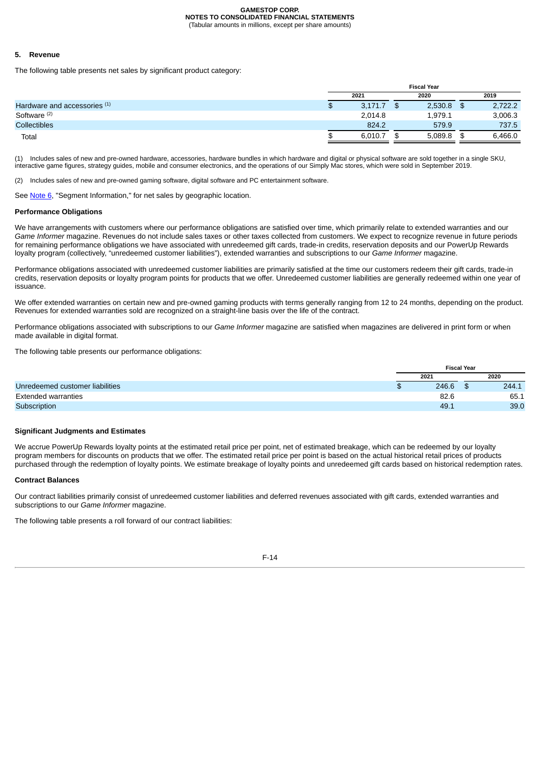## 5. Revenue

The following table presents net sales by significant product category:

| | Fiscal Year | | |
|---|---|---|---|
| | 2021 | 2020 | 2019 |
| Hardware and accessories [(1)] | $ 3,171.7 | $ 2,530.8 | $ 2,722.2 |
| Software [(2)] | 2,014.8 | 1,979.1 | 3,006.3 |
| Collectibles | 824.2 | 579.9 | 737.5 |
| Total | $ 6,010.7 | $ 5,089.8 | $ 6,466.0 |

(1) Includes sales of new and pre-owned hardware, accessories, hardware bundles in which hardware and digital or physical software are sold together in a single SKU, interactive game figures, strategy guides, mobile and consumer electronics, and the operations of our Simply Mac stores, which were sold in September 2019.

(2) Includes sales of new and pre-owned gaming software, digital software and PC entertainment software.

See Note 6, "Segment Information," for net sales by geographic location.

### Performance Obligations

We have arrangements with customers where our performance obligations are satisfied over time, which primarily relate to extended warranties and our *Game Informer* magazine. Revenues do not include sales taxes or other taxes collected from customers. We expect to recognize revenue in future periods for remaining performance obligations we have associated with unredeemed gift cards, trade-in credits, reservation deposits and our PowerUp Rewards loyalty program (collectively, "unredeemed customer liabilities"), extended warranties and subscriptions to our *Game Informer* magazine.

Performance obligations associated with unredeemed customer liabilities are primarily satisfied at the time our customers redeem their gift cards, trade-in credits, reservation deposits or loyalty program points for products that we offer. Unredeemed customer liabilities are generally redeemed within one year of issuance.

We offer extended warranties on certain new and pre-owned gaming products with terms generally ranging from 12 to 24 months, depending on the product. Revenues for extended warranties sold are recognized on a straight-line basis over the life of the contract.

Performance obligations associated with subscriptions to our *Game Informer* magazine are satisfied when magazines are delivered in print form or when made available in digital format.

The following table presents our performance obligations:

| | Fiscal Year | |
|---|---|---|
| | 2021 | 2020 |
| Unredeemed customer liabilities | $ 246.6 | $ 244.1 |
| Extended warranties | 82.6 | 65.1 |
| Subscription | 49.1 | 39.0 |

### Significant Judgments and Estimates

We accrue PowerUp Rewards loyalty points at the estimated retail price per point, net of estimated breakage, which can be redeemed by our loyalty program members for discounts on products that we offer. The estimated retail price per point is based on the actual historical retail prices of products purchased through the redemption of loyalty points. We estimate breakage of loyalty points and unredeemed gift cards based on historical redemption rates.

### Contract Balances

Our contract liabilities primarily consist of unredeemed customer liabilities and deferred revenues associated with gift cards, extended warranties and subscriptions to our *Game Informer* magazine.

The following table presents a roll forward of our contract liabilities: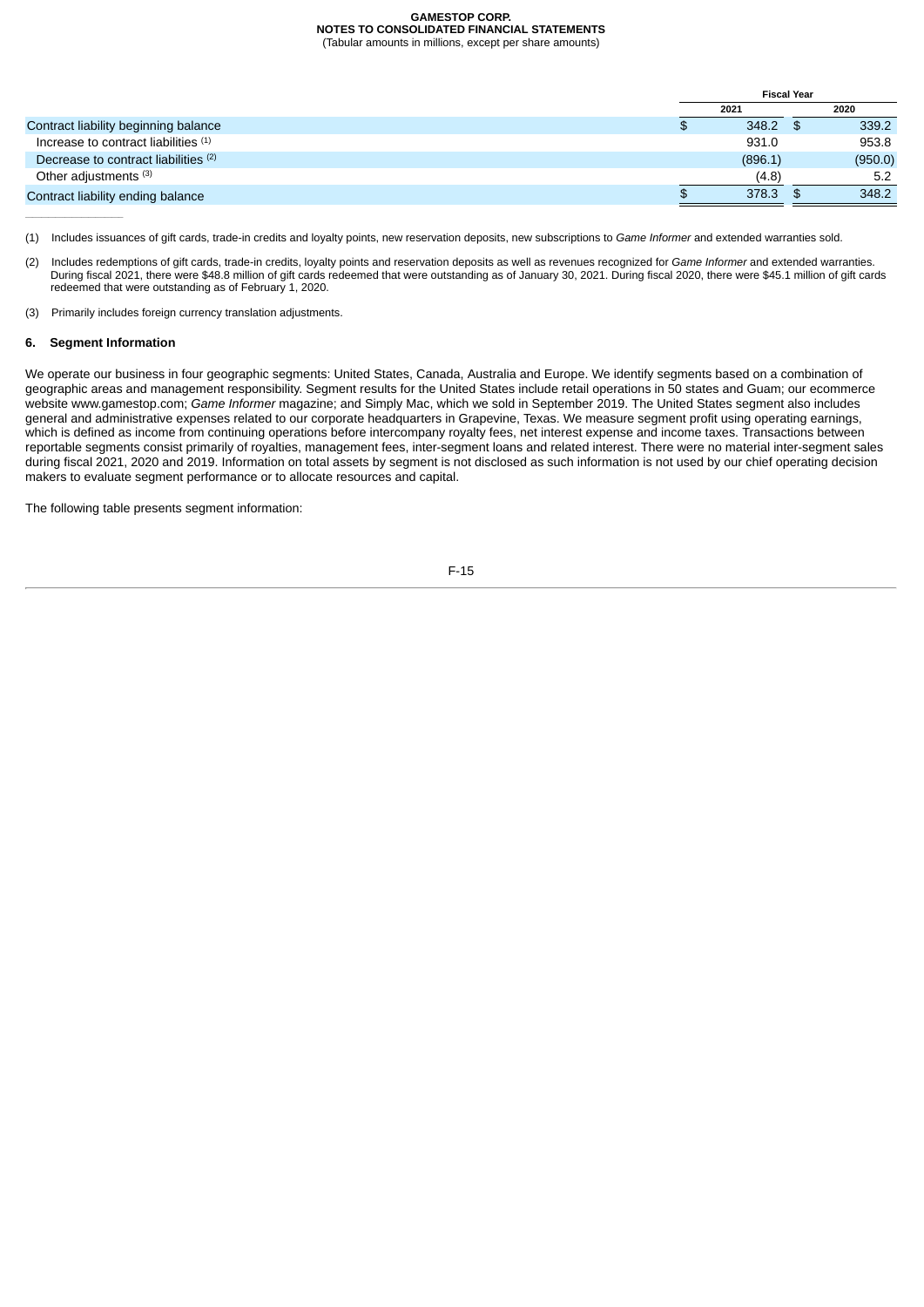| | Fiscal Year | |
|---|---|---|
| | 2021 | 2020 |
| Contract liability beginning balance | $ 348.2 | $ 339.2 |
| Increase to contract liabilities [(1)] | 931.0 | 953.8 |
| Decrease to contract liabilities [(2)] | (896.1) | (950.0) |
| Other adjustments [(3)] | (4.8) | 5.2 |
| Contract liability ending balance | $ 378.3 | $ 348.2 |

(1) Includes issuances of gift cards, trade-in credits and loyalty points, new reservation deposits, new subscriptions to *Game Informer* and extended warranties sold.

(2) Includes redemptions of gift cards, trade-in credits, loyalty points and reservation deposits as well as revenues recognized for *Game Informer* and extended warranties. During fiscal 2021, there were $48.8 million of gift cards redeemed that were outstanding as of January 30, 2021. During fiscal 2020, there were $45.1 million of gift cards redeemed that were outstanding as of February 1, 2020.

(3) Primarily includes foreign currency translation adjustments.

## 6. Segment Information

We operate our business in four geographic segments: United States, Canada, Australia and Europe. We identify segments based on a combination of geographic areas and management responsibility. Segment results for the United States include retail operations in 50 states and Guam; our ecommerce website www.gamestop.com; *Game Informer* magazine; and Simply Mac, which we sold in September 2019. The United States segment also includes general and administrative expenses related to our corporate headquarters in Grapevine, Texas. We measure segment profit using operating earnings, which is defined as income from continuing operations before intercompany royalty fees, net interest expense and income taxes. Transactions between reportable segments consist primarily of royalties, management fees, inter-segment loans and related interest. There were no material inter-segment sales during fiscal 2021, 2020 and 2019. Information on total assets by segment is not disclosed as such information is not used by our chief operating decision makers to evaluate segment performance or to allocate resources and capital.

The following table presents segment information: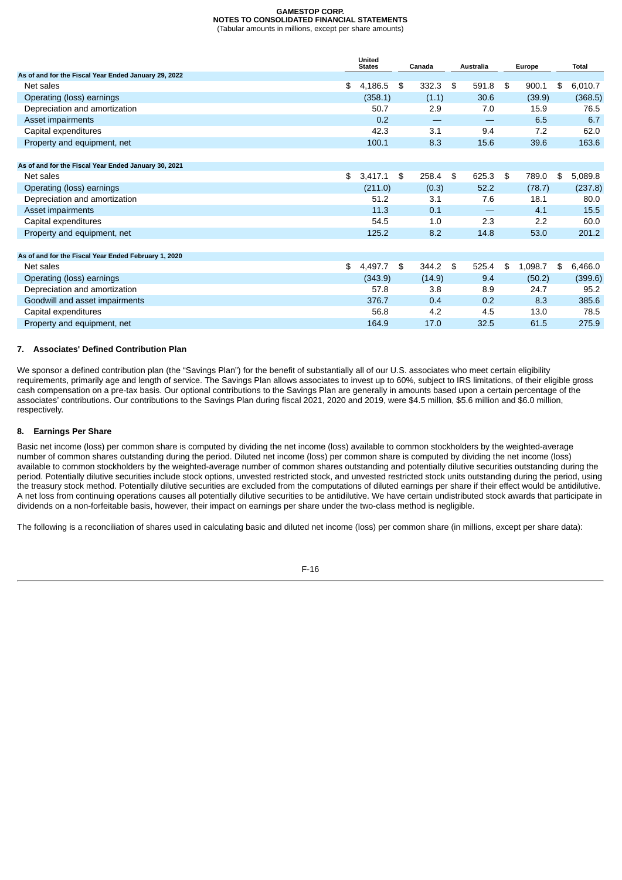|  | United States | Canada | Australia | Europe | Total |
|---|---|---|---|---|---|
| **As of and for the Fiscal Year Ended January 29, 2022** |  |  |  |  |  |
| Net sales | $ 4,186.5 | $ 332.3 | $ 591.8 | $ 900.1 | $ 6,010.7 |
| Operating (loss) earnings | (358.1) | (1.1) | 30.6 | (39.9) | (368.5) |
| Depreciation and amortization | 50.7 | 2.9 | 7.0 | 15.9 | 76.5 |
| Asset impairments | 0.2 | — | — | 6.5 | 6.7 |
| Capital expenditures | 42.3 | 3.1 | 9.4 | 7.2 | 62.0 |
| Property and equipment, net | 100.1 | 8.3 | 15.6 | 39.6 | 163.6 |
| **As of and for the Fiscal Year Ended January 30, 2021** |  |  |  |  |  |
| Net sales | $ 3,417.1 | $ 258.4 | $ 625.3 | $ 789.0 | $ 5,089.8 |
| Operating (loss) earnings | (211.0) | (0.3) | 52.2 | (78.7) | (237.8) |
| Depreciation and amortization | 51.2 | 3.1 | 7.6 | 18.1 | 80.0 |
| Asset impairments | 11.3 | 0.1 | — | 4.1 | 15.5 |
| Capital expenditures | 54.5 | 1.0 | 2.3 | 2.2 | 60.0 |
| Property and equipment, net | 125.2 | 8.2 | 14.8 | 53.0 | 201.2 |
| **As of and for the Fiscal Year Ended February 1, 2020** |  |  |  |  |  |
| Net sales | $ 4,497.7 | $ 344.2 | $ 525.4 | $ 1,098.7 | $ 6,466.0 |
| Operating (loss) earnings | (343.9) | (14.9) | 9.4 | (50.2) | (399.6) |
| Depreciation and amortization | 57.8 | 3.8 | 8.9 | 24.7 | 95.2 |
| Goodwill and asset impairments | 376.7 | 0.4 | 0.2 | 8.3 | 385.6 |
| Capital expenditures | 56.8 | 4.2 | 4.5 | 13.0 | 78.5 |
| Property and equipment, net | 164.9 | 17.0 | 32.5 | 61.5 | 275.9 |

## 7. Associates' Defined Contribution Plan

We sponsor a defined contribution plan (the "Savings Plan") for the benefit of substantially all of our U.S. associates who meet certain eligibility requirements, primarily age and length of service. The Savings Plan allows associates to invest up to 60%, subject to IRS limitations, of their eligible gross cash compensation on a pre-tax basis. Our optional contributions to the Savings Plan are generally in amounts based upon a certain percentage of the associates' contributions. Our contributions to the Savings Plan during fiscal 2021, 2020 and 2019, were $4.5 million, $5.6 million and $6.0 million, respectively.

## 8. Earnings Per Share

Basic net income (loss) per common share is computed by dividing the net income (loss) available to common stockholders by the weighted-average number of common shares outstanding during the period. Diluted net income (loss) per common share is computed by dividing the net income (loss) available to common stockholders by the weighted-average number of common shares outstanding and potentially dilutive securities outstanding during the period. Potentially dilutive securities include stock options, unvested restricted stock, and unvested restricted stock units outstanding during the period, using the treasury stock method. Potentially dilutive securities are excluded from the computations of diluted earnings per share if their effect would be antidilutive. A net loss from continuing operations causes all potentially dilutive securities to be antidilutive. We have certain undistributed stock awards that participate in dividends on a non-forfeitable basis, however, their impact on earnings per share under the two-class method is negligible.

The following is a reconciliation of shares used in calculating basic and diluted net income (loss) per common share (in millions, except per share data):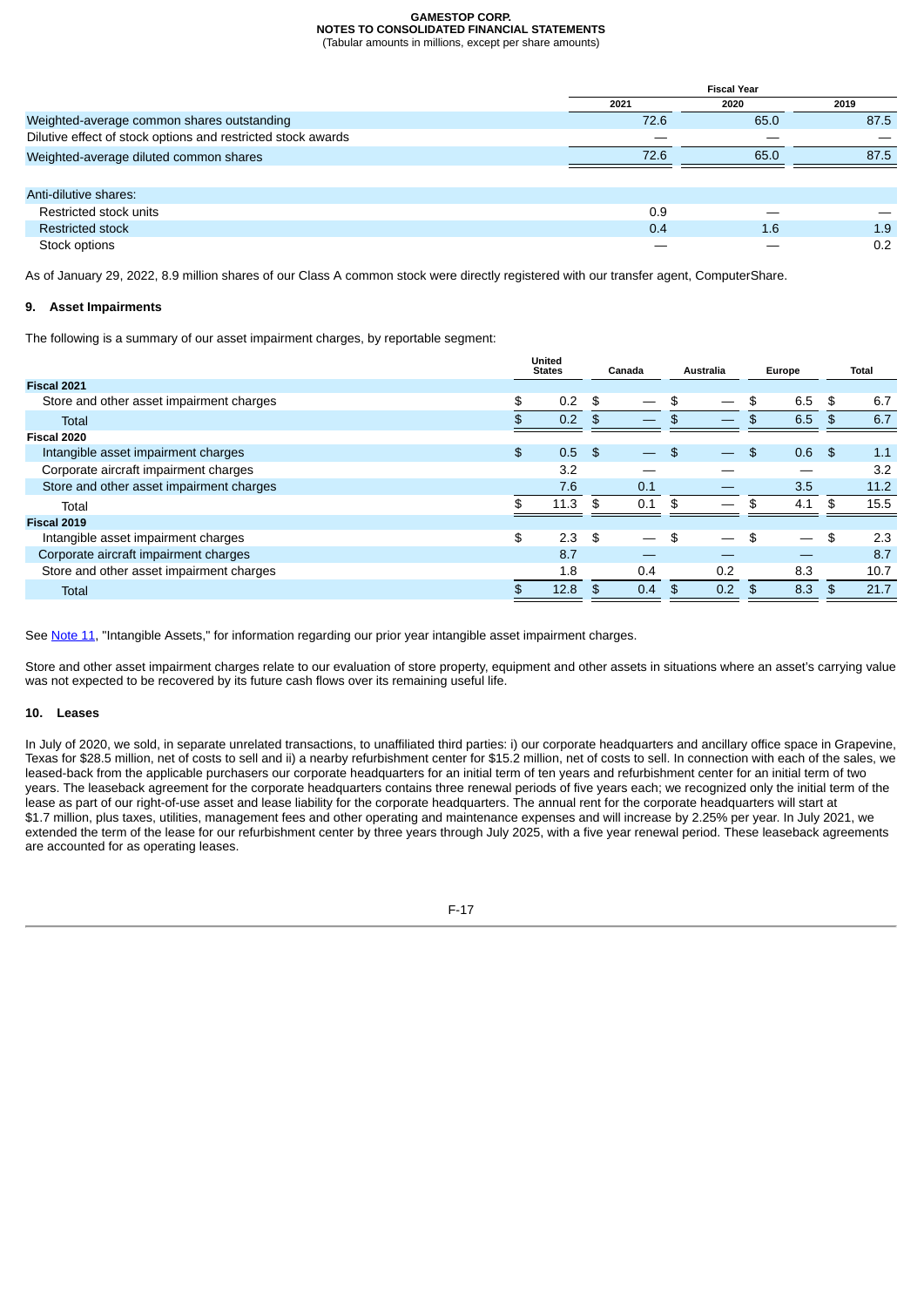| | Fiscal Year | | |
|---|---|---|---|
| | 2021 | 2020 | 2019 |
| Weighted-average common shares outstanding | 72.6 | 65.0 | 87.5 |
| Dilutive effect of stock options and restricted stock awards | — | — | — |
| Weighted-average diluted common shares | 72.6 | 65.0 | 87.5 |
| | | | |
| Anti-dilutive shares: | | | |
| Restricted stock units | 0.9 | — | — |
| Restricted stock | 0.4 | 1.6 | 1.9 |
| Stock options | — | — | 0.2 |

As of January 29, 2022, 8.9 million shares of our Class A common stock were directly registered with our transfer agent, ComputerShare.

## 9. Asset Impairments

The following is a summary of our asset impairment charges, by reportable segment:

| | United States | Canada | Australia | Europe | Total |
|---|---|---|---|---|---|
| **Fiscal 2021** | | | | | |
| Store and other asset impairment charges | $ 0.2 | $ — | $ — | $ 6.5 | $ 6.7 |
| Total | $ 0.2 | $ — | $ — | $ 6.5 | $ 6.7 |
| **Fiscal 2020** | | | | | |
| Intangible asset impairment charges | $ 0.5 | $ — | $ — | $ 0.6 | $ 1.1 |
| Corporate aircraft impairment charges | 3.2 | — | — | — | 3.2 |
| Store and other asset impairment charges | 7.6 | 0.1 | — | 3.5 | 11.2 |
| Total | $ 11.3 | $ 0.1 | $ — | $ 4.1 | $ 15.5 |
| **Fiscal 2019** | | | | | |
| Intangible asset impairment charges | $ 2.3 | $ — | $ — | $ — | $ 2.3 |
| Corporate aircraft impairment charges | 8.7 | — | — | — | 8.7 |
| Store and other asset impairment charges | 1.8 | 0.4 | 0.2 | 8.3 | 10.7 |
| Total | $ 12.8 | $ 0.4 | $ 0.2 | $ 8.3 | $ 21.7 |

See Note 11, "Intangible Assets," for information regarding our prior year intangible asset impairment charges.

Store and other asset impairment charges relate to our evaluation of store property, equipment and other assets in situations where an asset's carrying value was not expected to be recovered by its future cash flows over its remaining useful life.

## 10. Leases

In July of 2020, we sold, in separate unrelated transactions, to unaffiliated third parties: i) our corporate headquarters and ancillary office space in Grapevine, Texas for $28.5 million, net of costs to sell and ii) a nearby refurbishment center for $15.2 million, net of costs to sell. In connection with each of the sales, we leased-back from the applicable purchasers our corporate headquarters for an initial term of ten years and refurbishment center for an initial term of two years. The leaseback agreement for the corporate headquarters contains three renewal periods of five years each; we recognized only the initial term of the lease as part of our right-of-use asset and lease liability for the corporate headquarters. The annual rent for the corporate headquarters will start at $1.7 million, plus taxes, utilities, management fees and other operating and maintenance expenses and will increase by 2.25% per year. In July 2021, we extended the term of the lease for our refurbishment center by three years through July 2025, with a five year renewal period. These leaseback agreements are accounted for as operating leases.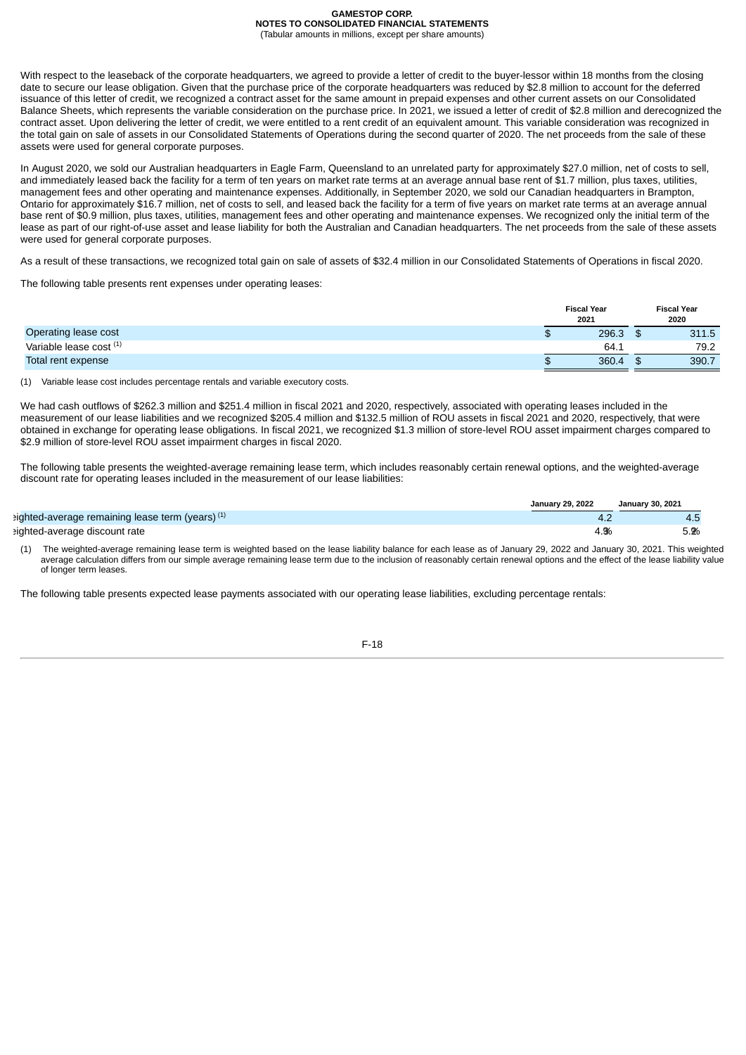With respect to the leaseback of the corporate headquarters, we agreed to provide a letter of credit to the buyer-lessor within 18 months from the closing date to secure our lease obligation. Given that the purchase price of the corporate headquarters was reduced by $2.8 million to account for the deferred issuance of this letter of credit, we recognized a contract asset for the same amount in prepaid expenses and other current assets on our Consolidated Balance Sheets, which represents the variable consideration on the purchase price. In 2021, we issued a letter of credit of $2.8 million and derecognized the contract asset. Upon delivering the letter of credit, we were entitled to a rent credit of an equivalent amount. This variable consideration was recognized in the total gain on sale of assets in our Consolidated Statements of Operations during the second quarter of 2020. The net proceeds from the sale of these assets were used for general corporate purposes.

In August 2020, we sold our Australian headquarters in Eagle Farm, Queensland to an unrelated party for approximately $27.0 million, net of costs to sell, and immediately leased back the facility for a term of ten years on market rate terms at an average annual base rent of $1.7 million, plus taxes, utilities, management fees and other operating and maintenance expenses. Additionally, in September 2020, we sold our Canadian headquarters in Brampton, Ontario for approximately $16.7 million, net of costs to sell, and leased back the facility for a term of five years on market rate terms at an average annual base rent of $0.9 million, plus taxes, utilities, management fees and other operating and maintenance expenses. We recognized only the initial term of the lease as part of our right-of-use asset and lease liability for both the Australian and Canadian headquarters. The net proceeds from the sale of these assets were used for general corporate purposes.

As a result of these transactions, we recognized total gain on sale of assets of $32.4 million in our Consolidated Statements of Operations in fiscal 2020.

The following table presents rent expenses under operating leases:

| | Fiscal Year 2021 | Fiscal Year 2020 |
|---|---|---|
| Operating lease cost | $ 296.3 | $ 311.5 |
| Variable lease cost [(1)] | 64.1 | 79.2 |
| Total rent expense | $ 360.4 | $ 390.7 |

(1) Variable lease cost includes percentage rentals and variable executory costs.

We had cash outflows of $262.3 million and $251.4 million in fiscal 2021 and 2020, respectively, associated with operating leases included in the measurement of our lease liabilities and we recognized $205.4 million and $132.5 million of ROU assets in fiscal 2021 and 2020, respectively, that were obtained in exchange for operating lease obligations. In fiscal 2021, we recognized $1.3 million of store-level ROU asset impairment charges compared to $2.9 million of store-level ROU asset impairment charges in fiscal 2020.

The following table presents the weighted-average remaining lease term, which includes reasonably certain renewal options, and the weighted-average discount rate for operating leases included in the measurement of our lease liabilities:

| | January 29, 2022 | January 30, 2021 |
|---|---|---|
| Weighted-average remaining lease term (years) [(1)] | 4.2 | 4.5 |
| Weighted-average discount rate | 4.9 % | 5.2 % |

(1) The weighted-average remaining lease term is weighted based on the lease liability balance for each lease as of January 29, 2022 and January 30, 2021. This weighted average calculation differs from our simple average remaining lease term due to the inclusion of reasonably certain renewal options and the effect of the lease liability value of longer term leases.

The following table presents expected lease payments associated with our operating lease liabilities, excluding percentage rentals: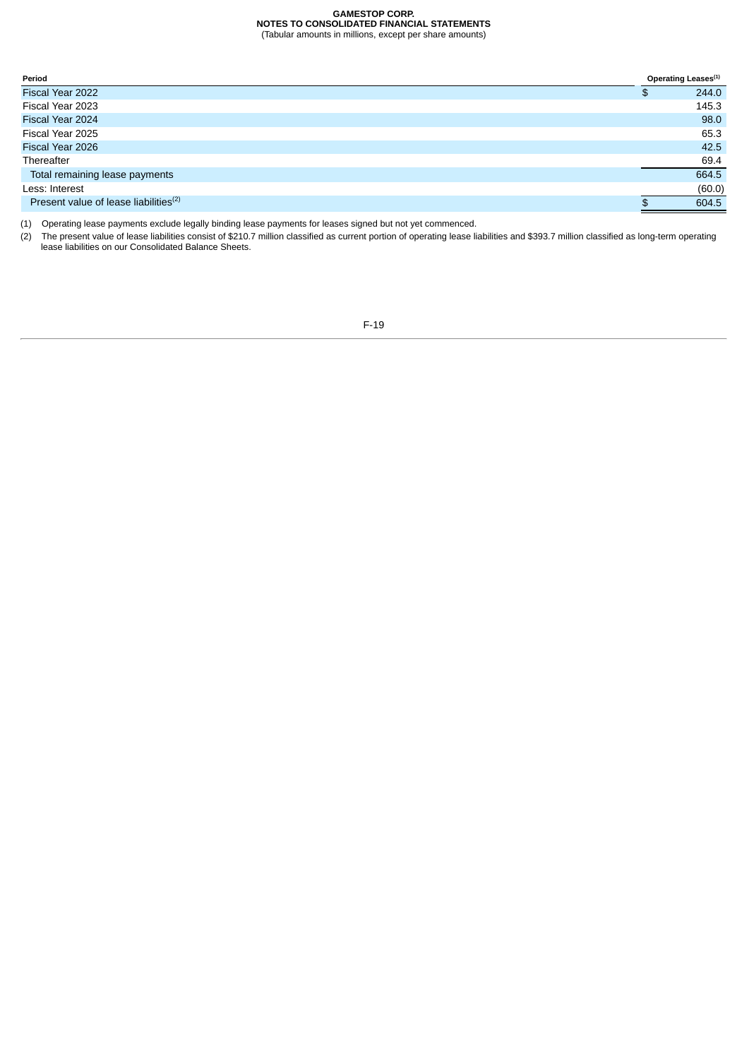| Period | Operating Leases[1] |
| --- | --- |
| Fiscal Year 2022 | $ 244.0 |
| Fiscal Year 2023 | 145.3 |
| Fiscal Year 2024 | 98.0 |
| Fiscal Year 2025 | 65.3 |
| Fiscal Year 2026 | 42.5 |
| Thereafter | 69.4 |
| Total remaining lease payments | 664.5 |
| Less: Interest | (60.0) |
| Present value of lease liabilities[2] | $ 604.5 |

(1) Operating lease payments exclude legally binding lease payments for leases signed but not yet commenced.

(2) The present value of lease liabilities consist of $210.7 million classified as current portion of operating lease liabilities and $393.7 million classified as long-term operating lease liabilities on our Consolidated Balance Sheets.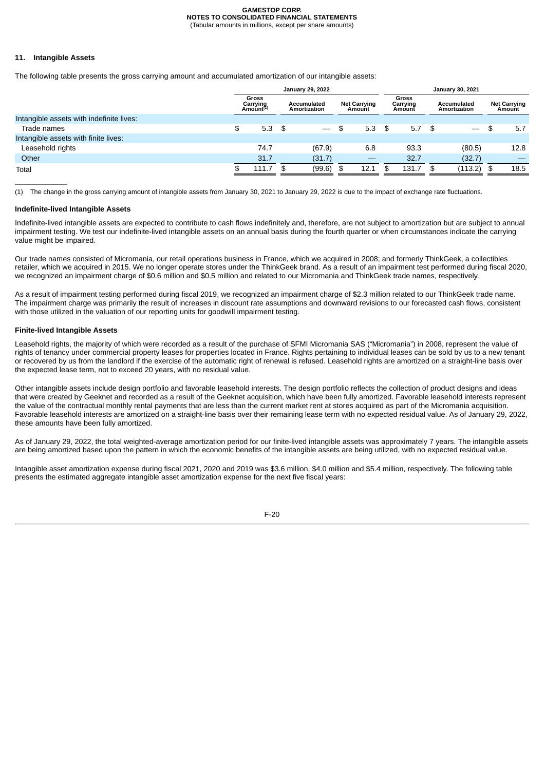## 11. Intangible Assets

The following table presents the gross carrying amount and accumulated amortization of our intangible assets:

| | January 29, 2022 | | | January 30, 2021 | | |
|---|---|---|---|---|---|---|
| | Gross Carrying Amount[1] | Accumulated Amortization | Net Carrying Amount | Gross Carrying Amount | Accumulated Amortization | Net Carrying Amount |
| Intangible assets with indefinite lives: | | | | | | |
| Trade names | $ 5.3 | $ — | $ 5.3 | $ 5.7 | $ — | $ 5.7 |
| Intangible assets with finite lives: | | | | | | |
| Leasehold rights | 74.7 | (67.9) | 6.8 | 93.3 | (80.5) | 12.8 |
| Other | 31.7 | (31.7) | — | 32.7 | (32.7) | — |
| Total | $ 111.7 | $ (99.6) | $ 12.1 | $ 131.7 | $ (113.2) | $ 18.5 |

(1) The change in the gross carrying amount of intangible assets from January 30, 2021 to January 29, 2022 is due to the impact of exchange rate fluctuations.

### Indefinite-lived Intangible Assets

Indefinite-lived intangible assets are expected to contribute to cash flows indefinitely and, therefore, are not subject to amortization but are subject to annual impairment testing. We test our indefinite-lived intangible assets on an annual basis during the fourth quarter or when circumstances indicate the carrying value might be impaired.

Our trade names consisted of Micromania, our retail operations business in France, which we acquired in 2008; and formerly ThinkGeek, a collectibles retailer, which we acquired in 2015. We no longer operate stores under the ThinkGeek brand. As a result of an impairment test performed during fiscal 2020, we recognized an impairment charge of $0.6 million and $0.5 million and related to our Micromania and ThinkGeek trade names, respectively.

As a result of impairment testing performed during fiscal 2019, we recognized an impairment charge of $2.3 million related to our ThinkGeek trade name. The impairment charge was primarily the result of increases in discount rate assumptions and downward revisions to our forecasted cash flows, consistent with those utilized in the valuation of our reporting units for goodwill impairment testing.

### Finite-lived Intangible Assets

Leasehold rights, the majority of which were recorded as a result of the purchase of SFMI Micromania SAS ("Micromania") in 2008, represent the value of rights of tenancy under commercial property leases for properties located in France. Rights pertaining to individual leases can be sold by us to a new tenant or recovered by us from the landlord if the exercise of the automatic right of renewal is refused. Leasehold rights are amortized on a straight-line basis over the expected lease term, not to exceed 20 years, with no residual value.

Other intangible assets include design portfolio and favorable leasehold interests. The design portfolio reflects the collection of product designs and ideas that were created by Geeknet and recorded as a result of the Geeknet acquisition, which have been fully amortized. Favorable leasehold interests represent the value of the contractual monthly rental payments that are less than the current market rent at stores acquired as part of the Micromania acquisition. Favorable leasehold interests are amortized on a straight-line basis over their remaining lease term with no expected residual value. As of January 29, 2022, these amounts have been fully amortized.

As of January 29, 2022, the total weighted-average amortization period for our finite-lived intangible assets was approximately 7 years. The intangible assets are being amortized based upon the pattern in which the economic benefits of the intangible assets are being utilized, with no expected residual value.

Intangible asset amortization expense during fiscal 2021, 2020 and 2019 was $3.6 million, $4.0 million and $5.4 million, respectively. The following table presents the estimated aggregate intangible asset amortization expense for the next five fiscal years: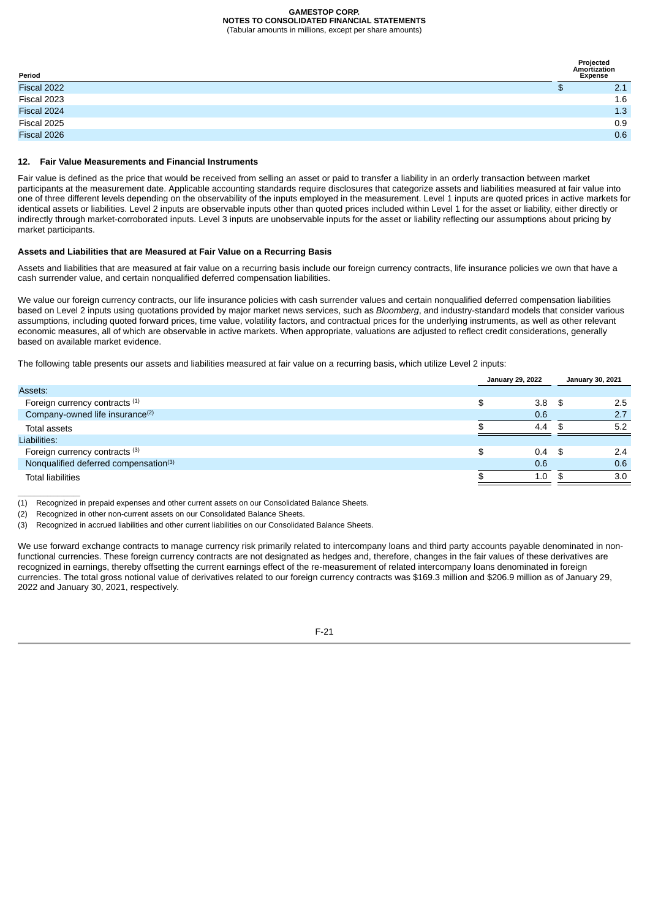| Period | Projected Amortization Expense |
|---|---|
| Fiscal 2022 | $ 2.1 |
| Fiscal 2023 | 1.6 |
| Fiscal 2024 | 1.3 |
| Fiscal 2025 | 0.9 |
| Fiscal 2026 | 0.6 |

## 12. Fair Value Measurements and Financial Instruments

Fair value is defined as the price that would be received from selling an asset or paid to transfer a liability in an orderly transaction between market participants at the measurement date. Applicable accounting standards require disclosures that categorize assets and liabilities measured at fair value into one of three different levels depending on the observability of the inputs employed in the measurement. Level 1 inputs are quoted prices in active markets for identical assets or liabilities. Level 2 inputs are observable inputs other than quoted prices included within Level 1 for the asset or liability, either directly or indirectly through market-corroborated inputs. Level 3 inputs are unobservable inputs for the asset or liability reflecting our assumptions about pricing by market participants.

### Assets and Liabilities that are Measured at Fair Value on a Recurring Basis

Assets and liabilities that are measured at fair value on a recurring basis include our foreign currency contracts, life insurance policies we own that have a cash surrender value, and certain nonqualified deferred compensation liabilities.

We value our foreign currency contracts, our life insurance policies with cash surrender values and certain nonqualified deferred compensation liabilities based on Level 2 inputs using quotations provided by major market news services, such as *Bloomberg*, and industry-standard models that consider various assumptions, including quoted forward prices, time value, volatility factors, and contractual prices for the underlying instruments, as well as other relevant economic measures, all of which are observable in active markets. When appropriate, valuations are adjusted to reflect credit considerations, generally based on available market evidence.

The following table presents our assets and liabilities measured at fair value on a recurring basis, which utilize Level 2 inputs:

| | January 29, 2022 | January 30, 2021 |
|---|---|---|
| Assets: | | |
| Foreign currency contracts [1] | $ 3.8 | $ 2.5 |
| Company-owned life insurance[2] | 0.6 | 2.7 |
| Total assets | $ 4.4 | $ 5.2 |
| Liabilities: | | |
| Foreign currency contracts [3] | $ 0.4 | $ 2.4 |
| Nonqualified deferred compensation[3] | 0.6 | 0.6 |
| Total liabilities | $ 1.0 | $ 3.0 |

(1) Recognized in prepaid expenses and other current assets on our Consolidated Balance Sheets.

(2) Recognized in other non-current assets on our Consolidated Balance Sheets.

(3) Recognized in accrued liabilities and other current liabilities on our Consolidated Balance Sheets.

We use forward exchange contracts to manage currency risk primarily related to intercompany loans and third party accounts payable denominated in non-functional currencies. These foreign currency contracts are not designated as hedges and, therefore, changes in the fair values of these derivatives are recognized in earnings, thereby offsetting the current earnings effect of the re-measurement of related intercompany loans denominated in foreign currencies. The total gross notional value of derivatives related to our foreign currency contracts was $169.3 million and $206.9 million as of January 29, 2022 and January 30, 2021, respectively.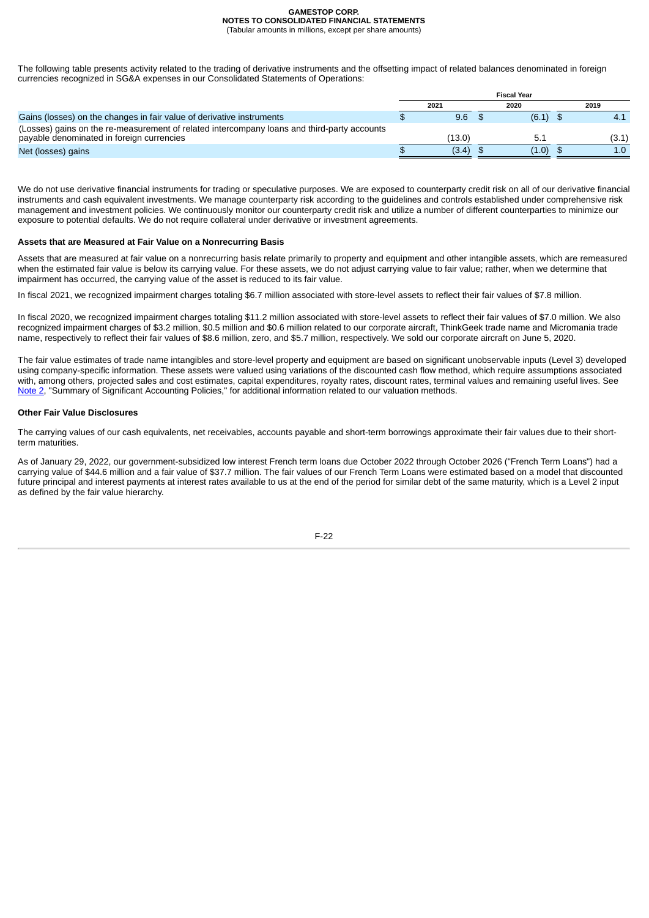The following table presents activity related to the trading of derivative instruments and the offsetting impact of related balances denominated in foreign currencies recognized in SG&A expenses in our Consolidated Statements of Operations:

| | Fiscal Year | | |
|---|---|---|---|
| | 2021 | 2020 | 2019 |
| Gains (losses) on the changes in fair value of derivative instruments | $ 9.6 | $ (6.1) | $ 4.1 |
| (Losses) gains on the re-measurement of related intercompany loans and third-party accounts payable denominated in foreign currencies | (13.0) | 5.1 | (3.1) |
| Net (losses) gains | $ (3.4) | $ (1.0) | $ 1.0 |

We do not use derivative financial instruments for trading or speculative purposes. We are exposed to counterparty credit risk on all of our derivative financial instruments and cash equivalent investments. We manage counterparty risk according to the guidelines and controls established under comprehensive risk management and investment policies. We continuously monitor our counterparty credit risk and utilize a number of different counterparties to minimize our exposure to potential defaults. We do not require collateral under derivative or investment agreements.

**Assets that are Measured at Fair Value on a Nonrecurring Basis**

Assets that are measured at fair value on a nonrecurring basis relate primarily to property and equipment and other intangible assets, which are remeasured when the estimated fair value is below its carrying value. For these assets, we do not adjust carrying value to fair value; rather, when we determine that impairment has occurred, the carrying value of the asset is reduced to its fair value.

In fiscal 2021, we recognized impairment charges totaling $6.7 million associated with store-level assets to reflect their fair values of $7.8 million.

In fiscal 2020, we recognized impairment charges totaling $11.2 million associated with store-level assets to reflect their fair values of $7.0 million. We also recognized impairment charges of $3.2 million, $0.5 million and $0.6 million related to our corporate aircraft, ThinkGeek trade name and Micromania trade name, respectively to reflect their fair values of $8.6 million, zero, and $5.7 million, respectively. We sold our corporate aircraft on June 5, 2020.

The fair value estimates of trade name intangibles and store-level property and equipment are based on significant unobservable inputs (Level 3) developed using company-specific information. These assets were valued using variations of the discounted cash flow method, which require assumptions associated with, among others, projected sales and cost estimates, capital expenditures, royalty rates, discount rates, terminal values and remaining useful lives. See Note 2, "Summary of Significant Accounting Policies," for additional information related to our valuation methods.

**Other Fair Value Disclosures**

The carrying values of our cash equivalents, net receivables, accounts payable and short-term borrowings approximate their fair values due to their short-term maturities.

As of January 29, 2022, our government-subsidized low interest French term loans due October 2022 through October 2026 ("French Term Loans") had a carrying value of $44.6 million and a fair value of $37.7 million. The fair values of our French Term Loans were estimated based on a model that discounted future principal and interest payments at interest rates available to us at the end of the period for similar debt of the same maturity, which is a Level 2 input as defined by the fair value hierarchy.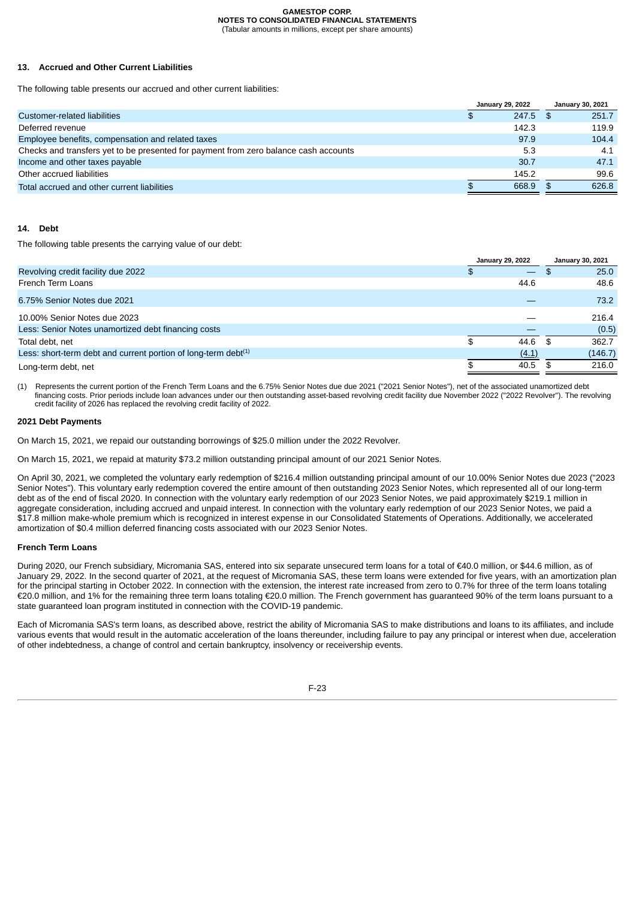## 13. Accrued and Other Current Liabilities

The following table presents our accrued and other current liabilities:

| | January 29, 2022 | January 30, 2021 |
|---|---|---|
| Customer-related liabilities | $ 247.5 | $ 251.7 |
| Deferred revenue | 142.3 | 119.9 |
| Employee benefits, compensation and related taxes | 97.9 | 104.4 |
| Checks and transfers yet to be presented for payment from zero balance cash accounts | 5.3 | 4.1 |
| Income and other taxes payable | 30.7 | 47.1 |
| Other accrued liabilities | 145.2 | 99.6 |
| Total accrued and other current liabilities | $ 668.9 | $ 626.8 |

## 14. Debt

The following table presents the carrying value of our debt:

| | January 29, 2022 | January 30, 2021 |
|---|---|---|
| Revolving credit facility due 2022 | $ — | $ 25.0 |
| French Term Loans | 44.6 | 48.6 |
| 6.75% Senior Notes due 2021 | — | 73.2 |
| 10.00% Senior Notes due 2023 | — | 216.4 |
| Less: Senior Notes unamortized debt financing costs | — | (0.5) |
| Total debt, net | $ 44.6 | $ 362.7 |
| Less: short-term debt and current portion of long-term debt[(1)] | (4.1) | (146.7) |
| Long-term debt, net | $ 40.5 | $ 216.0 |

(1) Represents the current portion of the French Term Loans and the 6.75% Senior Notes due due 2021 ("2021 Senior Notes"), net of the associated unamortized debt financing costs. Prior periods include loan advances under our then outstanding asset-based revolving credit facility due November 2022 ("2022 Revolver"). The revolving credit facility of 2026 has replaced the revolving credit facility of 2022.

**2021 Debt Payments**

On March 15, 2021, we repaid our outstanding borrowings of $25.0 million under the 2022 Revolver.

On March 15, 2021, we repaid at maturity $73.2 million outstanding principal amount of our 2021 Senior Notes.

On April 30, 2021, we completed the voluntary early redemption of $216.4 million outstanding principal amount of our 10.00% Senior Notes due 2023 ("2023 Senior Notes"). This voluntary early redemption covered the entire amount of then outstanding 2023 Senior Notes, which represented all of our long-term debt as of the end of fiscal 2020. In connection with the voluntary early redemption of our 2023 Senior Notes, we paid approximately $219.1 million in aggregate consideration, including accrued and unpaid interest. In connection with the voluntary early redemption of our 2023 Senior Notes, we paid a $17.8 million make-whole premium which is recognized in interest expense in our Consolidated Statements of Operations. Additionally, we accelerated amortization of $0.4 million deferred financing costs associated with our 2023 Senior Notes.

**French Term Loans**

During 2020, our French subsidiary, Micromania SAS, entered into six separate unsecured term loans for a total of €40.0 million, or $44.6 million, as of January 29, 2022. In the second quarter of 2021, at the request of Micromania SAS, these term loans were extended for five years, with an amortization plan for the principal starting in October 2022. In connection with the extension, the interest rate increased from zero to 0.7% for three of the term loans totaling €20.0 million, and 1% for the remaining three term loans totaling €20.0 million. The French government has guaranteed 90% of the term loans pursuant to a state guaranteed loan program instituted in connection with the COVID-19 pandemic.

Each of Micromania SAS's term loans, as described above, restrict the ability of Micromania SAS to make distributions and loans to its affiliates, and include various events that would result in the automatic acceleration of the loans thereunder, including failure to pay any principal or interest when due, acceleration of other indebtedness, a change of control and certain bankruptcy, insolvency or receivership events.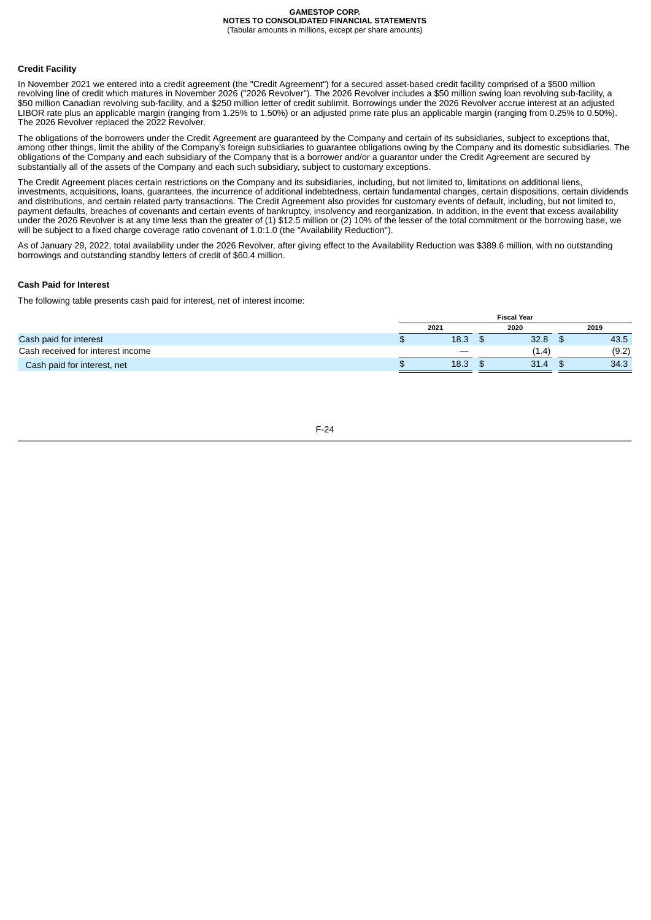### Credit Facility

In November 2021 we entered into a credit agreement (the "Credit Agreement") for a secured asset-based credit facility comprised of a $500 million revolving line of credit which matures in November 2026 ("2026 Revolver"). The 2026 Revolver includes a $50 million swing loan revolving sub-facility, a $50 million Canadian revolving sub-facility, and a $250 million letter of credit sublimit. Borrowings under the 2026 Revolver accrue interest at an adjusted LIBOR rate plus an applicable margin (ranging from 1.25% to 1.50%) or an adjusted prime rate plus an applicable margin (ranging from 0.25% to 0.50%). The 2026 Revolver replaced the 2022 Revolver.

The obligations of the borrowers under the Credit Agreement are guaranteed by the Company and certain of its subsidiaries, subject to exceptions that, among other things, limit the ability of the Company's foreign subsidiaries to guarantee obligations owing by the Company and its domestic subsidiaries. The obligations of the Company and each subsidiary of the Company that is a borrower and/or a guarantor under the Credit Agreement are secured by substantially all of the assets of the Company and each such subsidiary, subject to customary exceptions.

The Credit Agreement places certain restrictions on the Company and its subsidiaries, including, but not limited to, limitations on additional liens, investments, acquisitions, loans, guarantees, the incurrence of additional indebtedness, certain fundamental changes, certain dispositions, certain dividends and distributions, and certain related party transactions. The Credit Agreement also provides for customary events of default, including, but not limited to, payment defaults, breaches of covenants and certain events of bankruptcy, insolvency and reorganization. In addition, in the event that excess availability under the 2026 Revolver is at any time less than the greater of (1) $12.5 million or (2) 10% of the lesser of the total commitment or the borrowing base, we will be subject to a fixed charge coverage ratio covenant of 1.0:1.0 (the "Availability Reduction").

As of January 29, 2022, total availability under the 2026 Revolver, after giving effect to the Availability Reduction was $389.6 million, with no outstanding borrowings and outstanding standby letters of credit of $60.4 million.

### Cash Paid for Interest

The following table presents cash paid for interest, net of interest income:

| | Fiscal Year | | |
|---|---|---|---|
| | 2021 | 2020 | 2019 |
| Cash paid for interest | $ 18.3 | $ 32.8 | $ 43.5 |
| Cash received for interest income | — | (1.4) | (9.2) |
| Cash paid for interest, net | $ 18.3 | $ 31.4 | $ 34.3 |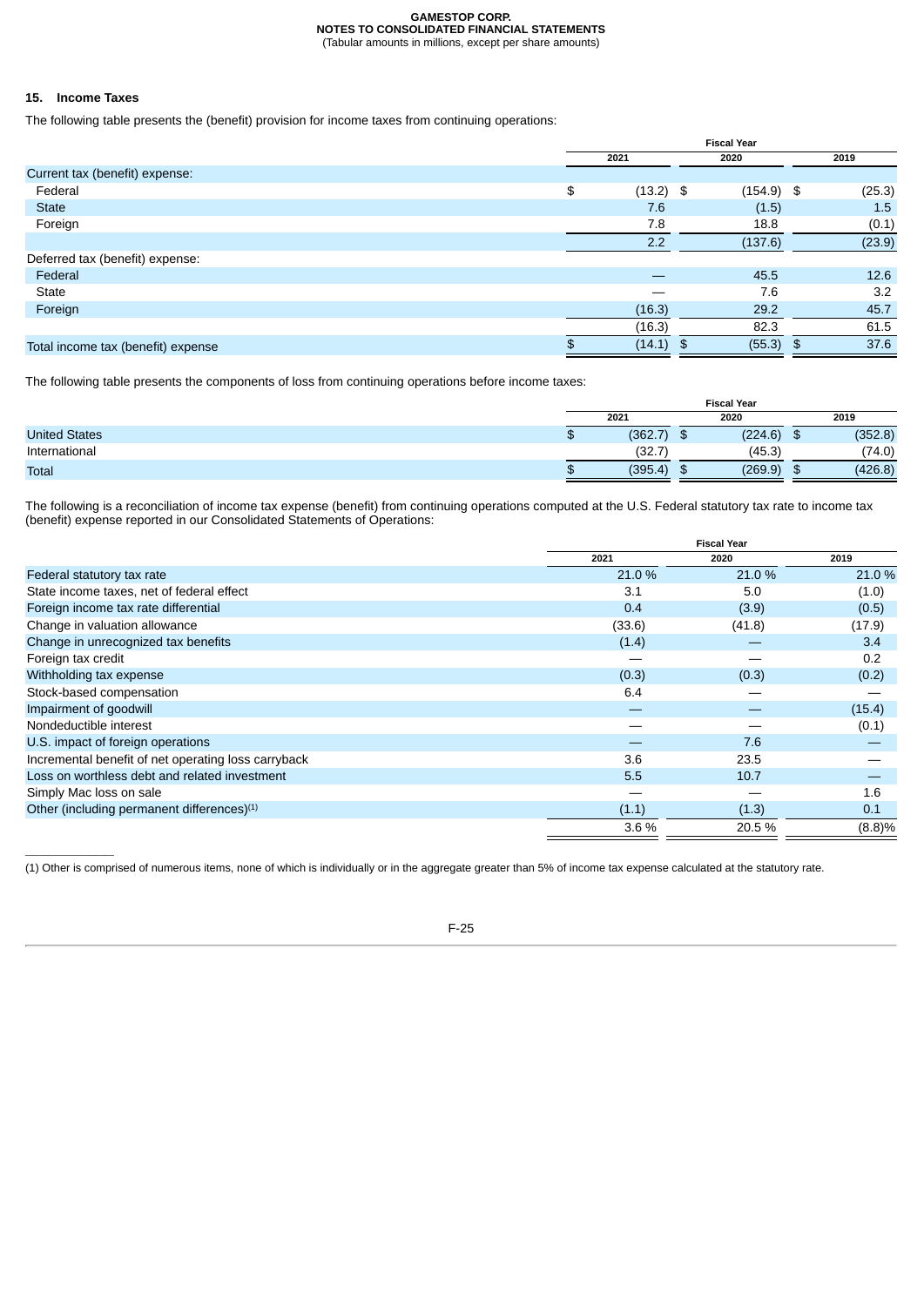## 15. Income Taxes

The following table presents the (benefit) provision for income taxes from continuing operations:

| | Fiscal Year | | |
|---|---|---|---|
| | 2021 | 2020 | 2019 |
| Current tax (benefit) expense: | | | |
| Federal | $ (13.2) | $ (154.9) | $ (25.3) |
| State | 7.6 | (1.5) | 1.5 |
| Foreign | 7.8 | 18.8 | (0.1) |
| | 2.2 | (137.6) | (23.9) |
| Deferred tax (benefit) expense: | | | |
| Federal | — | 45.5 | 12.6 |
| State | — | 7.6 | 3.2 |
| Foreign | (16.3) | 29.2 | 45.7 |
| | (16.3) | 82.3 | 61.5 |
| Total income tax (benefit) expense | $ (14.1) | $ (55.3) | $ 37.6 |

The following table presents the components of loss from continuing operations before income taxes:

| | Fiscal Year | | |
|---|---|---|---|
| | 2021 | 2020 | 2019 |
| United States | $ (362.7) | $ (224.6) | $ (352.8) |
| International | (32.7) | (45.3) | (74.0) |
| Total | $ (395.4) | $ (269.9) | $ (426.8) |

The following is a reconciliation of income tax expense (benefit) from continuing operations computed at the U.S. Federal statutory tax rate to income tax (benefit) expense reported in our Consolidated Statements of Operations:

| | Fiscal Year | | |
|---|---|---|---|
| | 2021 | 2020 | 2019 |
| Federal statutory tax rate | 21.0 % | 21.0 % | 21.0 % |
| State income taxes, net of federal effect | 3.1 | 5.0 | (1.0) |
| Foreign income tax rate differential | 0.4 | (3.9) | (0.5) |
| Change in valuation allowance | (33.6) | (41.8) | (17.9) |
| Change in unrecognized tax benefits | (1.4) | — | 3.4 |
| Foreign tax credit | — | — | 0.2 |
| Withholding tax expense | (0.3) | (0.3) | (0.2) |
| Stock-based compensation | 6.4 | — | — |
| Impairment of goodwill | — | — | (15.4) |
| Nondeductible interest | — | — | (0.1) |
| U.S. impact of foreign operations | — | 7.6 | — |
| Incremental benefit of net operating loss carryback | 3.6 | 23.5 | — |
| Loss on worthless debt and related investment | 5.5 | 10.7 | — |
| Simply Mac loss on sale | — | — | 1.6 |
| Other (including permanent differences)[1] | (1.1) | (1.3) | 0.1 |
| | 3.6 % | 20.5 % | (8.8)% |

(1) Other is comprised of numerous items, none of which is individually or in the aggregate greater than 5% of income tax expense calculated at the statutory rate.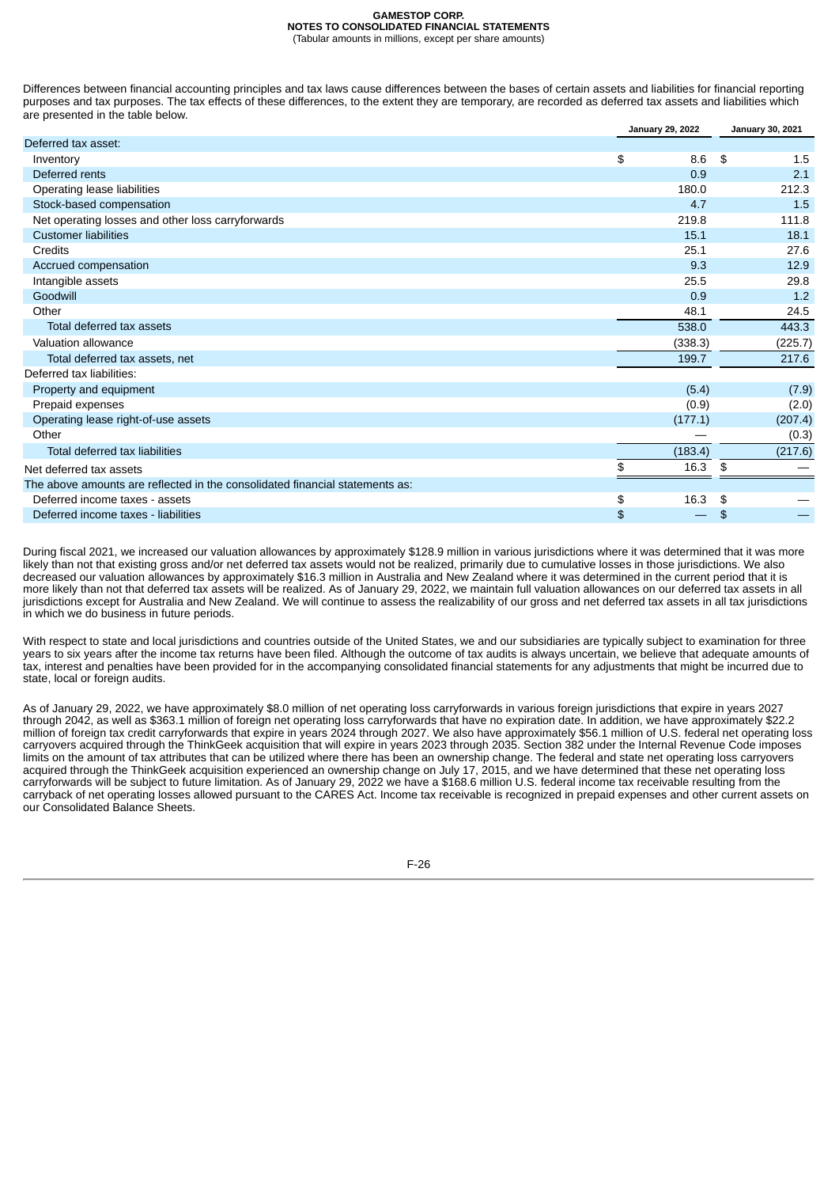Differences between financial accounting principles and tax laws cause differences between the bases of certain assets and liabilities for financial reporting purposes and tax purposes. The tax effects of these differences, to the extent they are temporary, are recorded as deferred tax assets and liabilities which are presented in the table below.

| | January 29, 2022 | January 30, 2021 |
|---|---|---|
| Deferred tax asset: | | |
| Inventory | $ 8.6 | $ 1.5 |
| Deferred rents | 0.9 | 2.1 |
| Operating lease liabilities | 180.0 | 212.3 |
| Stock-based compensation | 4.7 | 1.5 |
| Net operating losses and other loss carryforwards | 219.8 | 111.8 |
| Customer liabilities | 15.1 | 18.1 |
| Credits | 25.1 | 27.6 |
| Accrued compensation | 9.3 | 12.9 |
| Intangible assets | 25.5 | 29.8 |
| Goodwill | 0.9 | 1.2 |
| Other | 48.1 | 24.5 |
| Total deferred tax assets | 538.0 | 443.3 |
| Valuation allowance | (338.3) | (225.7) |
| Total deferred tax assets, net | 199.7 | 217.6 |
| Deferred tax liabilities: | | |
| Property and equipment | (5.4) | (7.9) |
| Prepaid expenses | (0.9) | (2.0) |
| Operating lease right-of-use assets | (177.1) | (207.4) |
| Other | — | (0.3) |
| Total deferred tax liabilities | (183.4) | (217.6) |
| Net deferred tax assets | $ 16.3 | $ — |
| The above amounts are reflected in the consolidated financial statements as: | | |
| Deferred income taxes - assets | $ 16.3 | $ — |
| Deferred income taxes - liabilities | $ — | $ — |

During fiscal 2021, we increased our valuation allowances by approximately $128.9 million in various jurisdictions where it was determined that it was more likely than not that existing gross and/or net deferred tax assets would not be realized, primarily due to cumulative losses in those jurisdictions. We also decreased our valuation allowances by approximately $16.3 million in Australia and New Zealand where it was determined in the current period that it is more likely than not that deferred tax assets will be realized. As of January 29, 2022, we maintain full valuation allowances on our deferred tax assets in all jurisdictions except for Australia and New Zealand. We will continue to assess the realizability of our gross and net deferred tax assets in all tax jurisdictions in which we do business in future periods.

With respect to state and local jurisdictions and countries outside of the United States, we and our subsidiaries are typically subject to examination for three years to six years after the income tax returns have been filed. Although the outcome of tax audits is always uncertain, we believe that adequate amounts of tax, interest and penalties have been provided for in the accompanying consolidated financial statements for any adjustments that might be incurred due to state, local or foreign audits.

As of January 29, 2022, we have approximately $8.0 million of net operating loss carryforwards in various foreign jurisdictions that expire in years 2027 through 2042, as well as $363.1 million of foreign net operating loss carryforwards that have no expiration date. In addition, we have approximately $22.2 million of foreign tax credit carryforwards that expire in years 2024 through 2027. We also have approximately $56.1 million of U.S. federal net operating loss carryovers acquired through the ThinkGeek acquisition that will expire in years 2023 through 2035. Section 382 under the Internal Revenue Code imposes limits on the amount of tax attributes that can be utilized where there has been an ownership change. The federal and state net operating loss carryovers acquired through the ThinkGeek acquisition experienced an ownership change on July 17, 2015, and we have determined that these net operating loss carryforwards will be subject to future limitation. As of January 29, 2022 we have a $168.6 million U.S. federal income tax receivable resulting from the carryback of net operating losses allowed pursuant to the CARES Act. Income tax receivable is recognized in prepaid expenses and other current assets on our Consolidated Balance Sheets.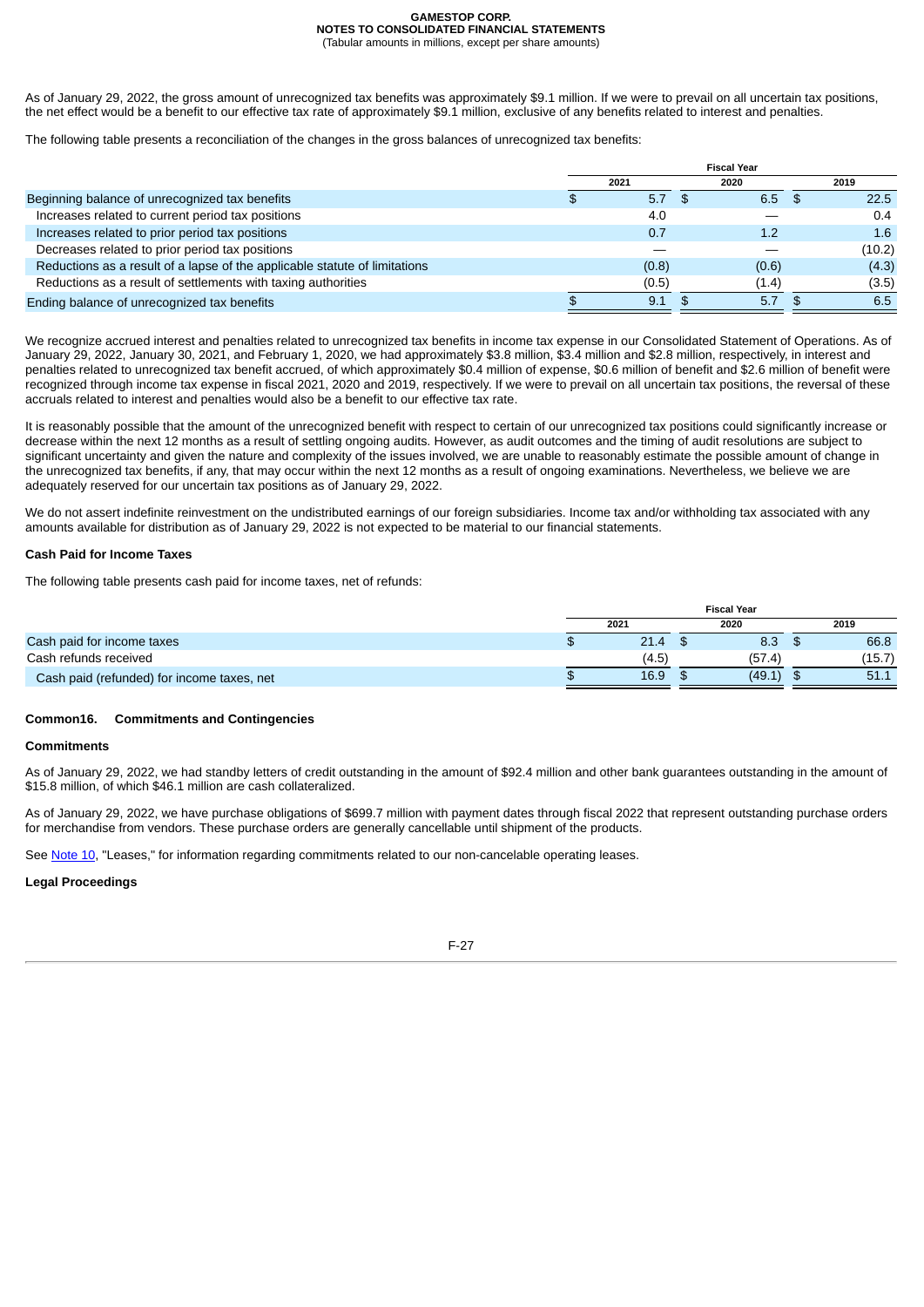As of January 29, 2022, the gross amount of unrecognized tax benefits was approximately $9.1 million. If we were to prevail on all uncertain tax positions, the net effect would be a benefit to our effective tax rate of approximately $9.1 million, exclusive of any benefits related to interest and penalties.

The following table presents a reconciliation of the changes in the gross balances of unrecognized tax benefits:

| | Fiscal Year | | |
|---|---|---|---|
| | 2021 | 2020 | 2019 |
| Beginning balance of unrecognized tax benefits | $ 5.7 | $ 6.5 | $ 22.5 |
| Increases related to current period tax positions | 4.0 | — | 0.4 |
| Increases related to prior period tax positions | 0.7 | 1.2 | 1.6 |
| Decreases related to prior period tax positions | — | — | (10.2) |
| Reductions as a result of a lapse of the applicable statute of limitations | (0.8) | (0.6) | (4.3) |
| Reductions as a result of settlements with taxing authorities | (0.5) | (1.4) | (3.5) |
| Ending balance of unrecognized tax benefits | $ 9.1 | $ 5.7 | $ 6.5 |

We recognize accrued interest and penalties related to unrecognized tax benefits in income tax expense in our Consolidated Statement of Operations. As of January 29, 2022, January 30, 2021, and February 1, 2020, we had approximately $3.8 million, $3.4 million and $2.8 million, respectively, in interest and penalties related to unrecognized tax benefit accrued, of which approximately $0.4 million of expense, $0.6 million of benefit and $2.6 million of benefit were recognized through income tax expense in fiscal 2021, 2020 and 2019, respectively. If we were to prevail on all uncertain tax positions, the reversal of these accruals related to interest and penalties would also be a benefit to our effective tax rate.

It is reasonably possible that the amount of the unrecognized benefit with respect to certain of our unrecognized tax positions could significantly increase or decrease within the next 12 months as a result of settling ongoing audits. However, as audit outcomes and the timing of audit resolutions are subject to significant uncertainty and given the nature and complexity of the issues involved, we are unable to reasonably estimate the possible amount of change in the unrecognized tax benefits, if any, that may occur within the next 12 months as a result of ongoing examinations. Nevertheless, we believe we are adequately reserved for our uncertain tax positions as of January 29, 2022.

We do not assert indefinite reinvestment on the undistributed earnings of our foreign subsidiaries. Income tax and/or withholding tax associated with any amounts available for distribution as of January 29, 2022 is not expected to be material to our financial statements.

**Cash Paid for Income Taxes**

The following table presents cash paid for income taxes, net of refunds:

| | Fiscal Year | | |
|---|---|---|---|
| | 2021 | 2020 | 2019 |
| Cash paid for income taxes | $ 21.4 | $ 8.3 | $ 66.8 |
| Cash refunds received | (4.5) | (57.4) | (15.7) |
| Cash paid (refunded) for income taxes, net | $ 16.9 | $ (49.1) | $ 51.1 |

**Common16. Commitments and Contingencies**

**Commitments**

As of January 29, 2022, we had standby letters of credit outstanding in the amount of $92.4 million and other bank guarantees outstanding in the amount of $15.8 million, of which $46.1 million are cash collateralized.

As of January 29, 2022, we have purchase obligations of $699.7 million with payment dates through fiscal 2022 that represent outstanding purchase orders for merchandise from vendors. These purchase orders are generally cancellable until shipment of the products.

See Note 10, "Leases," for information regarding commitments related to our non-cancelable operating leases.

**Legal Proceedings**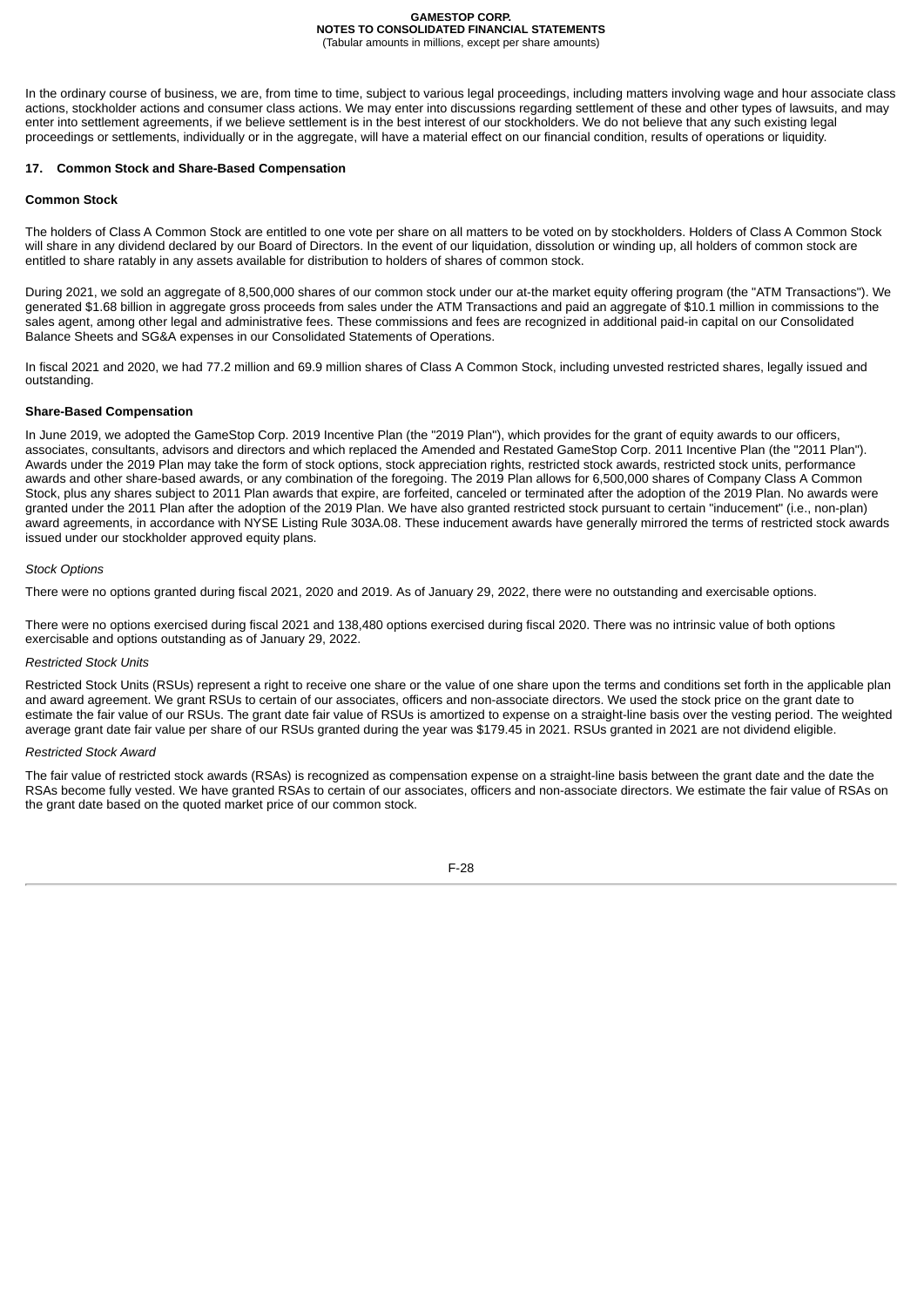In the ordinary course of business, we are, from time to time, subject to various legal proceedings, including matters involving wage and hour associate class actions, stockholder actions and consumer class actions. We may enter into discussions regarding settlement of these and other types of lawsuits, and may enter into settlement agreements, if we believe settlement is in the best interest of our stockholders. We do not believe that any such existing legal proceedings or settlements, individually or in the aggregate, will have a material effect on our financial condition, results of operations or liquidity.

## 17. Common Stock and Share-Based Compensation

### Common Stock

The holders of Class A Common Stock are entitled to one vote per share on all matters to be voted on by stockholders. Holders of Class A Common Stock will share in any dividend declared by our Board of Directors. In the event of our liquidation, dissolution or winding up, all holders of common stock are entitled to share ratably in any assets available for distribution to holders of shares of common stock.

During 2021, we sold an aggregate of 8,500,000 shares of our common stock under our at-the market equity offering program (the "ATM Transactions"). We generated $1.68 billion in aggregate gross proceeds from sales under the ATM Transactions and paid an aggregate of $10.1 million in commissions to the sales agent, among other legal and administrative fees. These commissions and fees are recognized in additional paid-in capital on our Consolidated Balance Sheets and SG&A expenses in our Consolidated Statements of Operations.

In fiscal 2021 and 2020, we had 77.2 million and 69.9 million shares of Class A Common Stock, including unvested restricted shares, legally issued and outstanding.

### Share-Based Compensation

In June 2019, we adopted the GameStop Corp. 2019 Incentive Plan (the "2019 Plan"), which provides for the grant of equity awards to our officers, associates, consultants, advisors and directors and which replaced the Amended and Restated GameStop Corp. 2011 Incentive Plan (the "2011 Plan"). Awards under the 2019 Plan may take the form of stock options, stock appreciation rights, restricted stock awards, restricted stock units, performance awards and other share-based awards, or any combination of the foregoing. The 2019 Plan allows for 6,500,000 shares of Company Class A Common Stock, plus any shares subject to 2011 Plan awards that expire, are forfeited, canceled or terminated after the adoption of the 2019 Plan. No awards were granted under the 2011 Plan after the adoption of the 2019 Plan. We have also granted restricted stock pursuant to certain "inducement" (i.e., non-plan) award agreements, in accordance with NYSE Listing Rule 303A.08. These inducement awards have generally mirrored the terms of restricted stock awards issued under our stockholder approved equity plans.

*Stock Options*

There were no options granted during fiscal 2021, 2020 and 2019. As of January 29, 2022, there were no outstanding and exercisable options.

There were no options exercised during fiscal 2021 and 138,480 options exercised during fiscal 2020. There was no intrinsic value of both options exercisable and options outstanding as of January 29, 2022.

*Restricted Stock Units*

Restricted Stock Units (RSUs) represent a right to receive one share or the value of one share upon the terms and conditions set forth in the applicable plan and award agreement. We grant RSUs to certain of our associates, officers and non-associate directors. We used the stock price on the grant date to estimate the fair value of our RSUs. The grant date fair value of RSUs is amortized to expense on a straight-line basis over the vesting period. The weighted average grant date fair value per share of our RSUs granted during the year was $179.45 in 2021. RSUs granted in 2021 are not dividend eligible.

*Restricted Stock Award*

The fair value of restricted stock awards (RSAs) is recognized as compensation expense on a straight-line basis between the grant date and the date the RSAs become fully vested. We have granted RSAs to certain of our associates, officers and non-associate directors. We estimate the fair value of RSAs on the grant date based on the quoted market price of our common stock.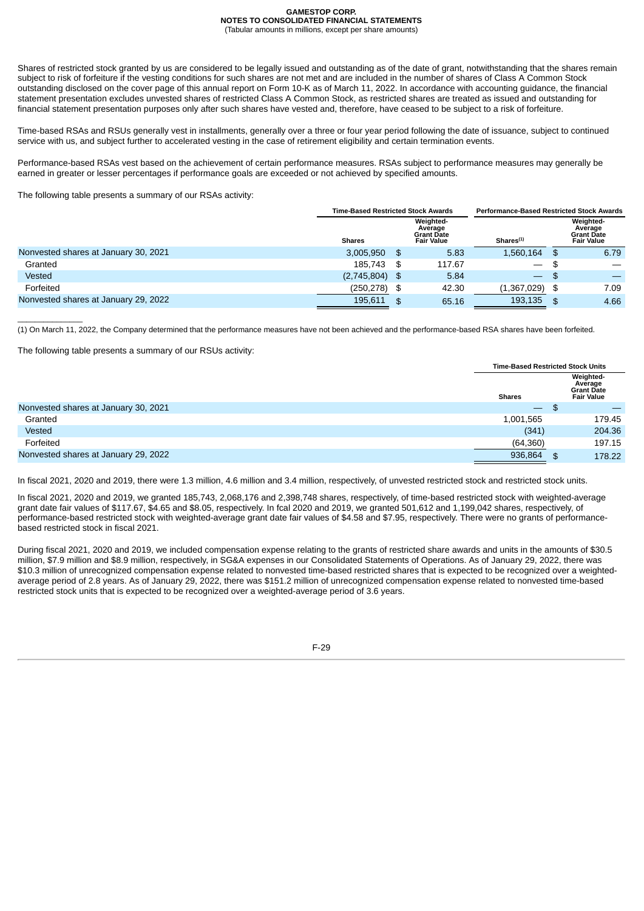Shares of restricted stock granted by us are considered to be legally issued and outstanding as of the date of grant, notwithstanding that the shares remain subject to risk of forfeiture if the vesting conditions for such shares are not met and are included in the number of shares of Class A Common Stock outstanding disclosed on the cover page of this annual report on Form 10-K as of March 11, 2022. In accordance with accounting guidance, the financial statement presentation excludes unvested shares of restricted Class A Common Stock, as restricted shares are treated as issued and outstanding for financial statement presentation purposes only after such shares have vested and, therefore, have ceased to be subject to a risk of forfeiture.

Time-based RSAs and RSUs generally vest in installments, generally over a three or four year period following the date of issuance, subject to continued service with us, and subject further to accelerated vesting in the case of retirement eligibility and certain termination events.

Performance-based RSAs vest based on the achievement of certain performance measures. RSAs subject to performance measures may generally be earned in greater or lesser percentages if performance goals are exceeded or not achieved by specified amounts.

The following table presents a summary of our RSAs activity:

| | Time-Based Restricted Stock Awards | | Performance-Based Restricted Stock Awards | |
|---|---|---|---|---|
| | Shares | Weighted-Average Grant Date Fair Value | Shares[(1)] | Weighted-Average Grant Date Fair Value |
| Nonvested shares at January 30, 2021 | 3,005,950 | $ 5.83 | 1,560,164 | $ 6.79 |
| Granted | 185,743 | $ 117.67 | — | $ — |
| Vested | (2,745,804) | $ 5.84 | — | $ — |
| Forfeited | (250,278) | $ 42.30 | (1,367,029) | $ 7.09 |
| Nonvested shares at January 29, 2022 | 195,611 | $ 65.16 | 193,135 | $ 4.66 |

(1) On March 11, 2022, the Company determined that the performance measures have not been achieved and the performance-based RSA shares have been forfeited.

The following table presents a summary of our RSUs activity:

| | Time-Based Restricted Stock Units | |
|---|---|---|
| | Shares | Weighted-Average Grant Date Fair Value |
| Nonvested shares at January 30, 2021 | — | $ — |
| Granted | 1,001,565 | 179.45 |
| Vested | (341) | 204.36 |
| Forfeited | (64,360) | 197.15 |
| Nonvested shares at January 29, 2022 | 936,864 | $ 178.22 |

In fiscal 2021, 2020 and 2019, there were 1.3 million, 4.6 million and 3.4 million, respectively, of unvested restricted stock and restricted stock units.

In fiscal 2021, 2020 and 2019, we granted 185,743, 2,068,176 and 2,398,748 shares, respectively, of time-based restricted stock with weighted-average grant date fair values of $117.67, $4.65 and $8.05, respectively. In fcal 2020 and 2019, we granted 501,612 and 1,199,042 shares, respectively, of performance-based restricted stock with weighted-average grant date fair values of $4.58 and $7.95, respectively. There were no grants of performance-based restricted stock in fiscal 2021.

During fiscal 2021, 2020 and 2019, we included compensation expense relating to the grants of restricted share awards and units in the amounts of $30.5 million, $7.9 million and $8.9 million, respectively, in SG&A expenses in our Consolidated Statements of Operations. As of January 29, 2022, there was $10.3 million of unrecognized compensation expense related to nonvested time-based restricted shares that is expected to be recognized over a weighted-average period of 2.8 years. As of January 29, 2022, there was $151.2 million of unrecognized compensation expense related to nonvested time-based restricted stock units that is expected to be recognized over a weighted-average period of 3.6 years.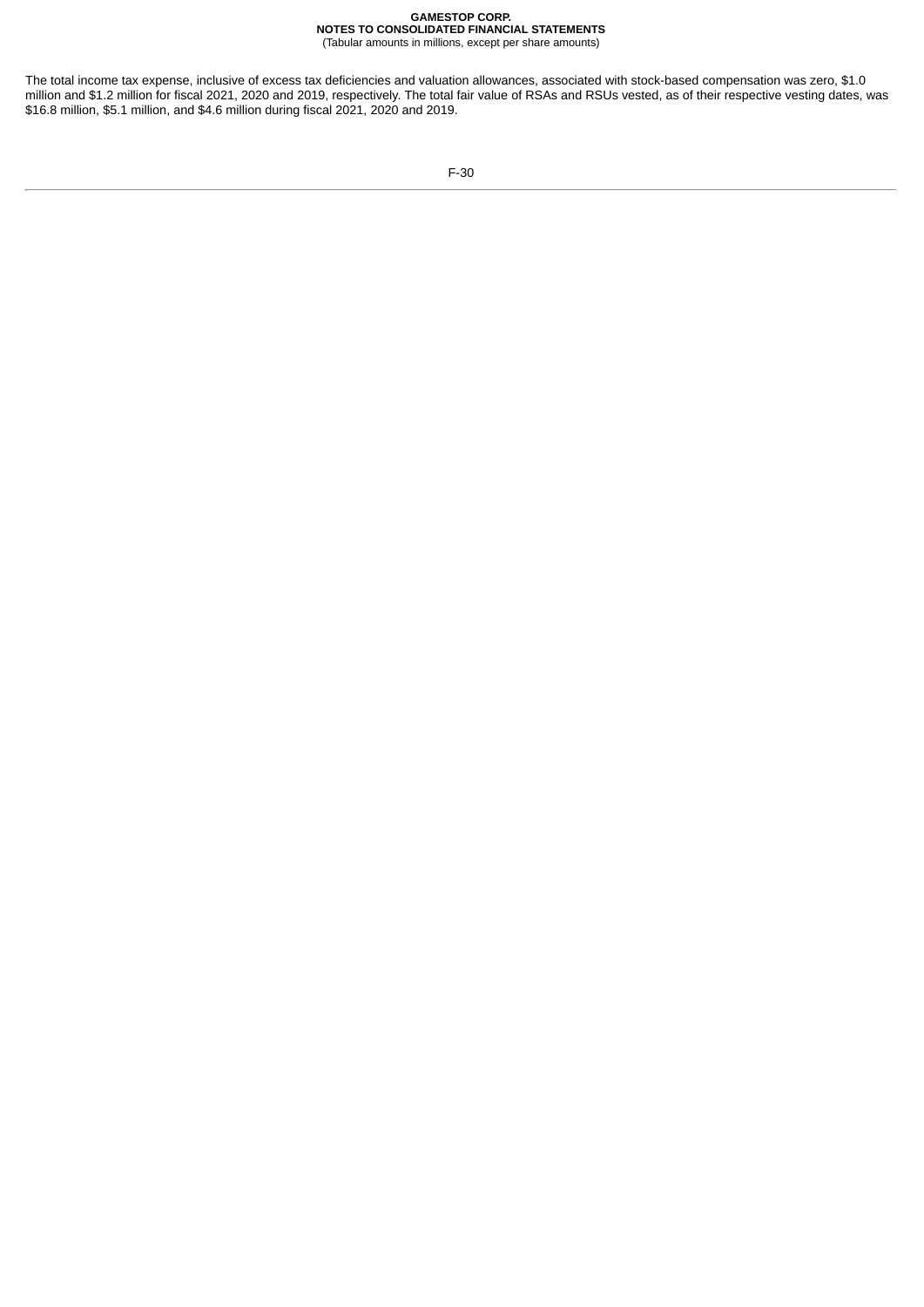The total income tax expense, inclusive of excess tax deficiencies and valuation allowances, associated with stock-based compensation was zero, $1.0 million and $1.2 million for fiscal 2021, 2020 and 2019, respectively. The total fair value of RSAs and RSUs vested, as of their respective vesting dates, was $16.8 million, $5.1 million, and $4.6 million during fiscal 2021, 2020 and 2019.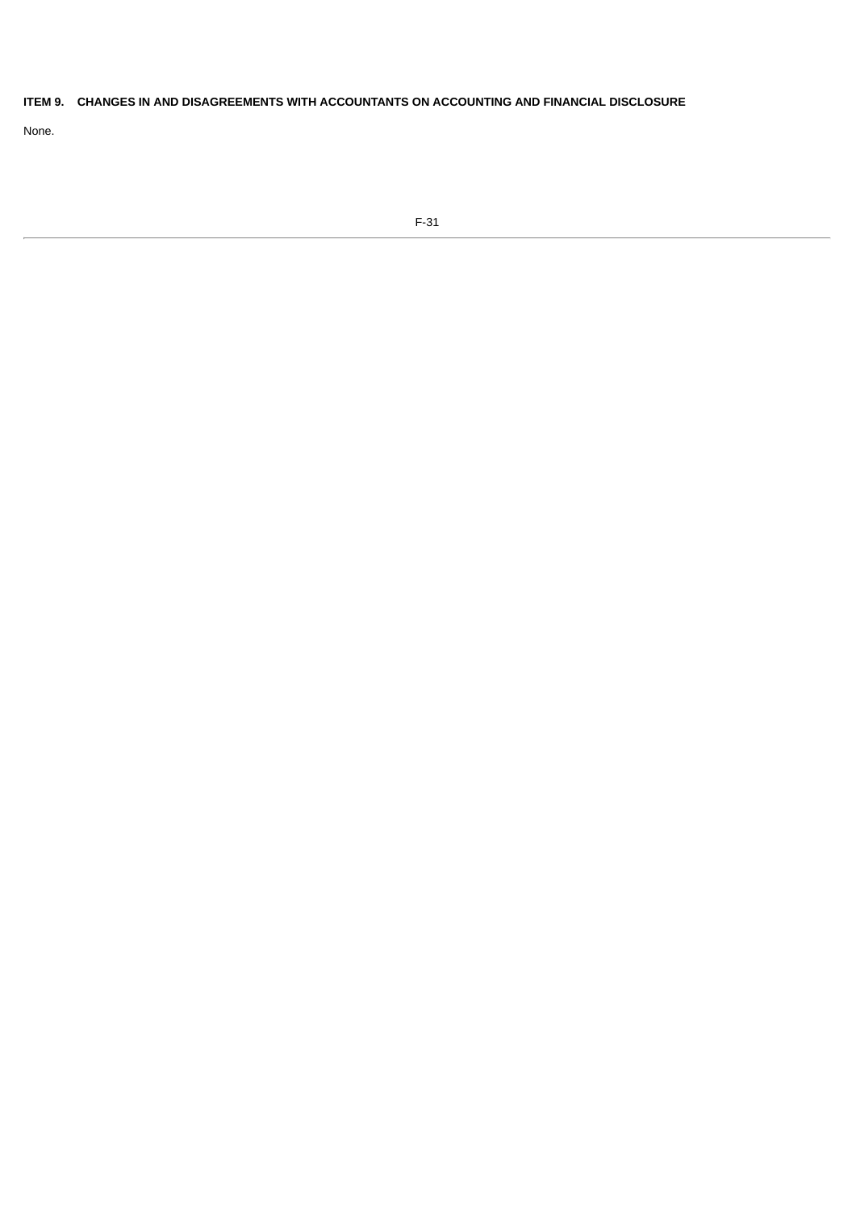## ITEM 9. CHANGES IN AND DISAGREEMENTS WITH ACCOUNTANTS ON ACCOUNTING AND FINANCIAL DISCLOSURE

None.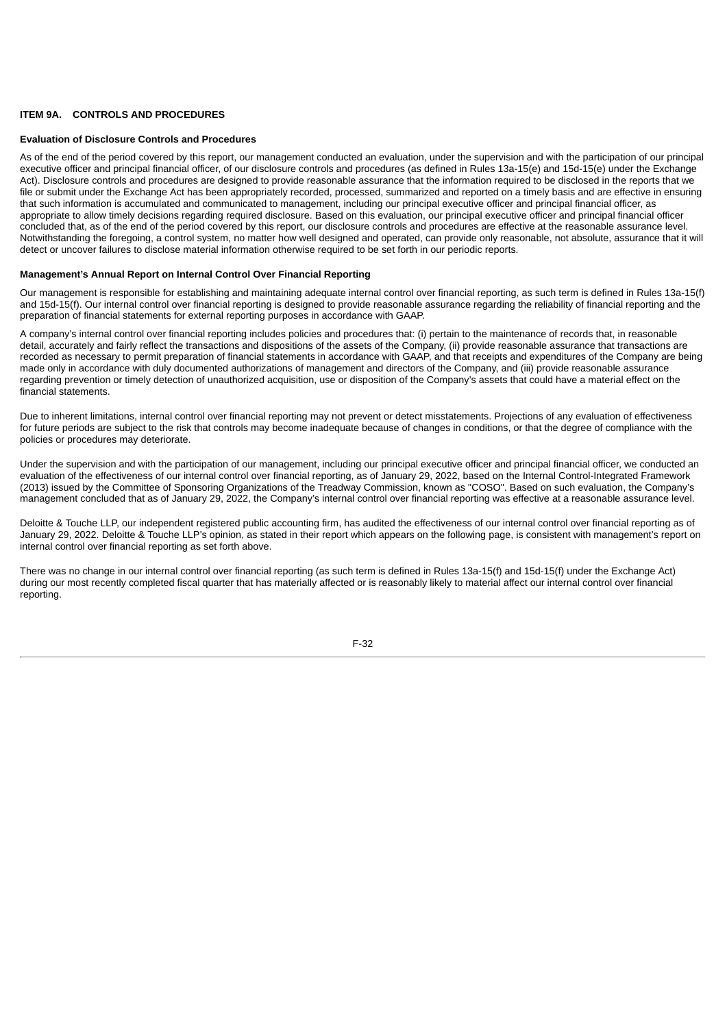## ITEM 9A. CONTROLS AND PROCEDURES

### Evaluation of Disclosure Controls and Procedures

As of the end of the period covered by this report, our management conducted an evaluation, under the supervision and with the participation of our principal executive officer and principal financial officer, of our disclosure controls and procedures (as defined in Rules 13a-15(e) and 15d-15(e) under the Exchange Act). Disclosure controls and procedures are designed to provide reasonable assurance that the information required to be disclosed in the reports that we file or submit under the Exchange Act has been appropriately recorded, processed, summarized and reported on a timely basis and are effective in ensuring that such information is accumulated and communicated to management, including our principal executive officer and principal financial officer, as appropriate to allow timely decisions regarding required disclosure. Based on this evaluation, our principal executive officer and principal financial officer concluded that, as of the end of the period covered by this report, our disclosure controls and procedures are effective at the reasonable assurance level. Notwithstanding the foregoing, a control system, no matter how well designed and operated, can provide only reasonable, not absolute, assurance that it will detect or uncover failures to disclose material information otherwise required to be set forth in our periodic reports.

### Management's Annual Report on Internal Control Over Financial Reporting

Our management is responsible for establishing and maintaining adequate internal control over financial reporting, as such term is defined in Rules 13a-15(f) and 15d-15(f). Our internal control over financial reporting is designed to provide reasonable assurance regarding the reliability of financial reporting and the preparation of financial statements for external reporting purposes in accordance with GAAP.

A company's internal control over financial reporting includes policies and procedures that: (i) pertain to the maintenance of records that, in reasonable detail, accurately and fairly reflect the transactions and dispositions of the assets of the Company, (ii) provide reasonable assurance that transactions are recorded as necessary to permit preparation of financial statements in accordance with GAAP, and that receipts and expenditures of the Company are being made only in accordance with duly documented authorizations of management and directors of the Company, and (iii) provide reasonable assurance regarding prevention or timely detection of unauthorized acquisition, use or disposition of the Company's assets that could have a material effect on the financial statements.

Due to inherent limitations, internal control over financial reporting may not prevent or detect misstatements. Projections of any evaluation of effectiveness for future periods are subject to the risk that controls may become inadequate because of changes in conditions, or that the degree of compliance with the policies or procedures may deteriorate.

Under the supervision and with the participation of our management, including our principal executive officer and principal financial officer, we conducted an evaluation of the effectiveness of our internal control over financial reporting, as of January 29, 2022, based on the Internal Control-Integrated Framework (2013) issued by the Committee of Sponsoring Organizations of the Treadway Commission, known as "COSO". Based on such evaluation, the Company's management concluded that as of January 29, 2022, the Company's internal control over financial reporting was effective at a reasonable assurance level.

Deloitte & Touche LLP, our independent registered public accounting firm, has audited the effectiveness of our internal control over financial reporting as of January 29, 2022. Deloitte & Touche LLP's opinion, as stated in their report which appears on the following page, is consistent with management's report on internal control over financial reporting as set forth above.

There was no change in our internal control over financial reporting (as such term is defined in Rules 13a-15(f) and 15d-15(f) under the Exchange Act) during our most recently completed fiscal quarter that has materially affected or is reasonably likely to material affect our internal control over financial reporting.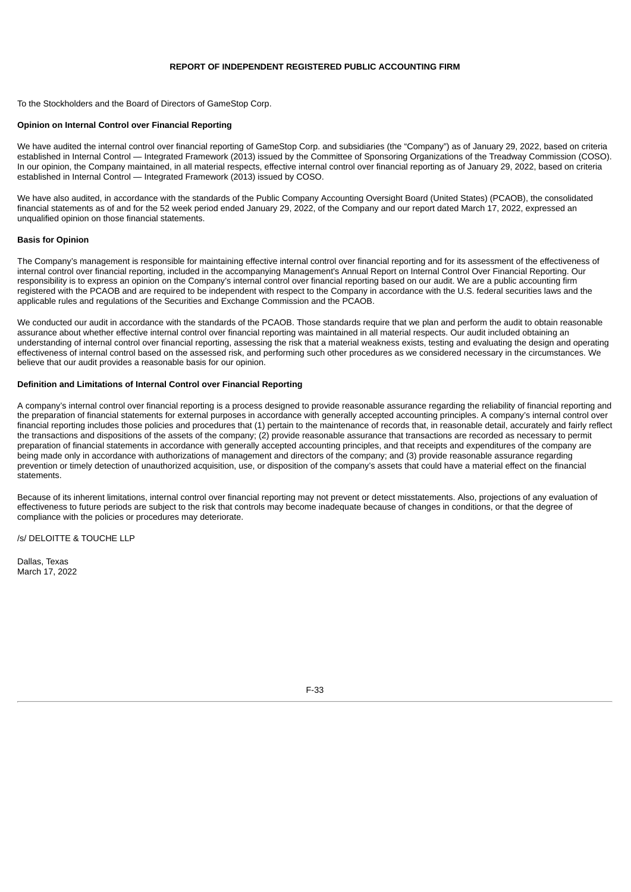# REPORT OF INDEPENDENT REGISTERED PUBLIC ACCOUNTING FIRM

To the Stockholders and the Board of Directors of GameStop Corp.

**Opinion on Internal Control over Financial Reporting**

We have audited the internal control over financial reporting of GameStop Corp. and subsidiaries (the "Company") as of January 29, 2022, based on criteria established in Internal Control — Integrated Framework (2013) issued by the Committee of Sponsoring Organizations of the Treadway Commission (COSO). In our opinion, the Company maintained, in all material respects, effective internal control over financial reporting as of January 29, 2022, based on criteria established in Internal Control — Integrated Framework (2013) issued by COSO.

We have also audited, in accordance with the standards of the Public Company Accounting Oversight Board (United States) (PCAOB), the consolidated financial statements as of and for the 52 week period ended January 29, 2022, of the Company and our report dated March 17, 2022, expressed an unqualified opinion on those financial statements.

**Basis for Opinion**

The Company's management is responsible for maintaining effective internal control over financial reporting and for its assessment of the effectiveness of internal control over financial reporting, included in the accompanying Management's Annual Report on Internal Control Over Financial Reporting. Our responsibility is to express an opinion on the Company's internal control over financial reporting based on our audit. We are a public accounting firm registered with the PCAOB and are required to be independent with respect to the Company in accordance with the U.S. federal securities laws and the applicable rules and regulations of the Securities and Exchange Commission and the PCAOB.

We conducted our audit in accordance with the standards of the PCAOB. Those standards require that we plan and perform the audit to obtain reasonable assurance about whether effective internal control over financial reporting was maintained in all material respects. Our audit included obtaining an understanding of internal control over financial reporting, assessing the risk that a material weakness exists, testing and evaluating the design and operating effectiveness of internal control based on the assessed risk, and performing such other procedures as we considered necessary in the circumstances. We believe that our audit provides a reasonable basis for our opinion.

**Definition and Limitations of Internal Control over Financial Reporting**

A company's internal control over financial reporting is a process designed to provide reasonable assurance regarding the reliability of financial reporting and the preparation of financial statements for external purposes in accordance with generally accepted accounting principles. A company's internal control over financial reporting includes those policies and procedures that (1) pertain to the maintenance of records that, in reasonable detail, accurately and fairly reflect the transactions and dispositions of the assets of the company; (2) provide reasonable assurance that transactions are recorded as necessary to permit preparation of financial statements in accordance with generally accepted accounting principles, and that receipts and expenditures of the company are being made only in accordance with authorizations of management and directors of the company; and (3) provide reasonable assurance regarding prevention or timely detection of unauthorized acquisition, use, or disposition of the company's assets that could have a material effect on the financial statements.

Because of its inherent limitations, internal control over financial reporting may not prevent or detect misstatements. Also, projections of any evaluation of effectiveness to future periods are subject to the risk that controls may become inadequate because of changes in conditions, or that the degree of compliance with the policies or procedures may deteriorate.

/s/ DELOITTE & TOUCHE LLP

Dallas, Texas
March 17, 2022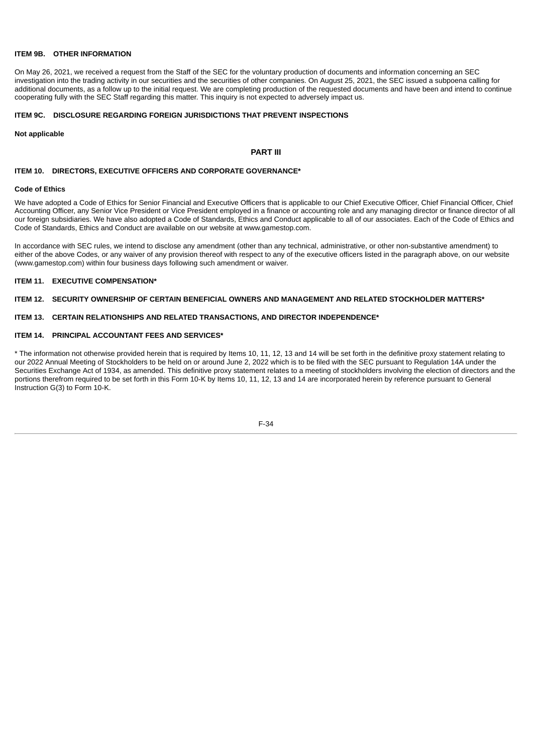## ITEM 9B. OTHER INFORMATION

On May 26, 2021, we received a request from the Staff of the SEC for the voluntary production of documents and information concerning an SEC investigation into the trading activity in our securities and the securities of other companies. On August 25, 2021, the SEC issued a subpoena calling for additional documents, as a follow up to the initial request. We are completing production of the requested documents and have been and intend to continue cooperating fully with the SEC Staff regarding this matter. This inquiry is not expected to adversely impact us.

## ITEM 9C. DISCLOSURE REGARDING FOREIGN JURISDICTIONS THAT PREVENT INSPECTIONS

**Not applicable**

# PART III

## ITEM 10. DIRECTORS, EXECUTIVE OFFICERS AND CORPORATE GOVERNANCE*

### Code of Ethics

We have adopted a Code of Ethics for Senior Financial and Executive Officers that is applicable to our Chief Executive Officer, Chief Financial Officer, Chief Accounting Officer, any Senior Vice President or Vice President employed in a finance or accounting role and any managing director or finance director of all our foreign subsidiaries. We have also adopted a Code of Standards, Ethics and Conduct applicable to all of our associates. Each of the Code of Ethics and Code of Standards, Ethics and Conduct are available on our website at www.gamestop.com.

In accordance with SEC rules, we intend to disclose any amendment (other than any technical, administrative, or other non-substantive amendment) to either of the above Codes, or any waiver of any provision thereof with respect to any of the executive officers listed in the paragraph above, on our website (www.gamestop.com) within four business days following such amendment or waiver.

## ITEM 11. EXECUTIVE COMPENSATION*

## ITEM 12. SECURITY OWNERSHIP OF CERTAIN BENEFICIAL OWNERS AND MANAGEMENT AND RELATED STOCKHOLDER MATTERS*

## ITEM 13. CERTAIN RELATIONSHIPS AND RELATED TRANSACTIONS, AND DIRECTOR INDEPENDENCE*

## ITEM 14. PRINCIPAL ACCOUNTANT FEES AND SERVICES*

* The information not otherwise provided herein that is required by Items 10, 11, 12, 13 and 14 will be set forth in the definitive proxy statement relating to our 2022 Annual Meeting of Stockholders to be held on or around June 2, 2022 which is to be filed with the SEC pursuant to Regulation 14A under the Securities Exchange Act of 1934, as amended. This definitive proxy statement relates to a meeting of stockholders involving the election of directors and the portions therefrom required to be set forth in this Form 10-K by Items 10, 11, 12, 13 and 14 are incorporated herein by reference pursuant to General Instruction G(3) to Form 10-K.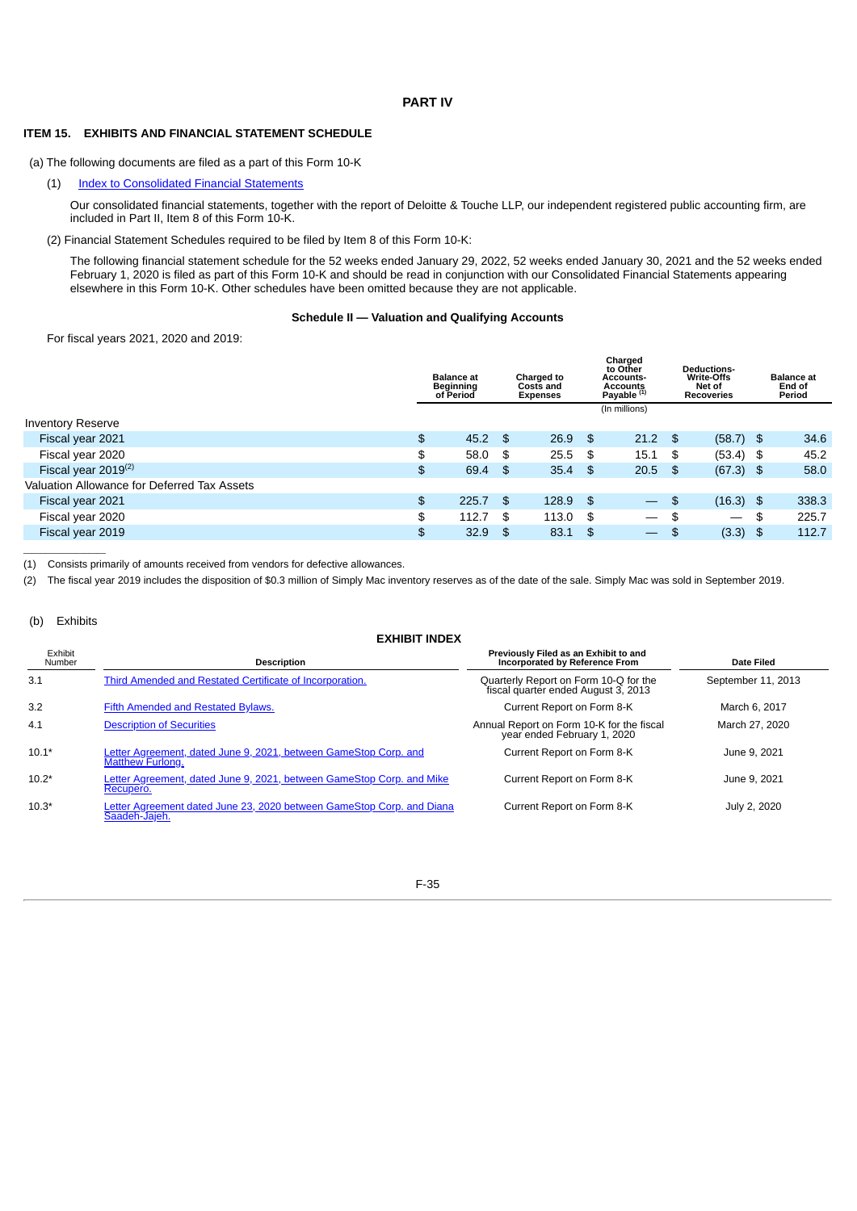## PART IV

### ITEM 15. EXHIBITS AND FINANCIAL STATEMENT SCHEDULE

(a) The following documents are filed as a part of this Form 10-K

(1) Index to Consolidated Financial Statements

Our consolidated financial statements, together with the report of Deloitte & Touche LLP, our independent registered public accounting firm, are included in Part II, Item 8 of this Form 10-K.

(2) Financial Statement Schedules required to be filed by Item 8 of this Form 10-K:

The following financial statement schedule for the 52 weeks ended January 29, 2022, 52 weeks ended January 30, 2021 and the 52 weeks ended February 1, 2020 is filed as part of this Form 10-K and should be read in conjunction with our Consolidated Financial Statements appearing elsewhere in this Form 10-K. Other schedules have been omitted because they are not applicable.

**Schedule II — Valuation and Qualifying Accounts**

For fiscal years 2021, 2020 and 2019:

| | Balance at Beginning of Period | Charged to Costs and Expenses | Charged to Other Accounts-Accounts Payable [1] | Deductions-Write-Offs Net of Recoveries | Balance at End of Period |
|---|---|---|---|---|---|
| | | | (In millions) | | |
| Inventory Reserve | | | | | |
| Fiscal year 2021 | $ 45.2 | $ 26.9 | $ 21.2 | $ (58.7) | $ 34.6 |
| Fiscal year 2020 | $ 58.0 | $ 25.5 | $ 15.1 | $ (53.4) | $ 45.2 |
| Fiscal year 2019[2] | $ 69.4 | $ 35.4 | $ 20.5 | $ (67.3) | $ 58.0 |
| Valuation Allowance for Deferred Tax Assets | | | | | |
| Fiscal year 2021 | $ 225.7 | $ 128.9 | $ — | $ (16.3) | $ 338.3 |
| Fiscal year 2020 | $ 112.7 | $ 113.0 | $ — | $ — | $ 225.7 |
| Fiscal year 2019 | $ 32.9 | $ 83.1 | $ — | $ (3.3) | $ 112.7 |

(1) Consists primarily of amounts received from vendors for defective allowances.

(2) The fiscal year 2019 includes the disposition of $0.3 million of Simply Mac inventory reserves as of the date of the sale. Simply Mac was sold in September 2019.

(b) Exhibits

**EXHIBIT INDEX**

| Exhibit Number | Description | Previously Filed as an Exhibit to and Incorporated by Reference From | Date Filed |
|---|---|---|---|
| 3.1 | Third Amended and Restated Certificate of Incorporation. | Quarterly Report on Form 10-Q for the fiscal quarter ended August 3, 2013 | September 11, 2013 |
| 3.2 | Fifth Amended and Restated Bylaws. | Current Report on Form 8-K | March 6, 2017 |
| 4.1 | Description of Securities | Annual Report on Form 10-K for the fiscal year ended February 1, 2020 | March 27, 2020 |
| 10.1* | Letter Agreement, dated June 9, 2021, between GameStop Corp. and Matthew Furlong. | Current Report on Form 8-K | June 9, 2021 |
| 10.2* | Letter Agreement, dated June 9, 2021, between GameStop Corp. and Mike Recupero. | Current Report on Form 8-K | June 9, 2021 |
| 10.3* | Letter Agreement dated June 23, 2020 between GameStop Corp. and Diana Saadeh-Jajeh. | Current Report on Form 8-K | July 2, 2020 |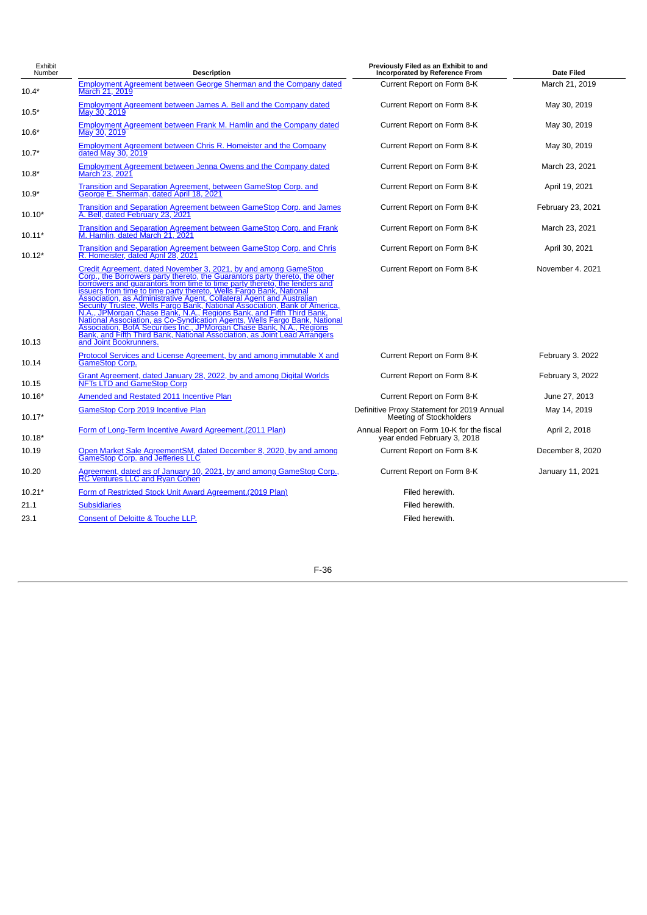| Exhibit Number | Description | Previously Filed as an Exhibit to and Incorporated by Reference From | Date Filed |
|---|---|---|---|
| 10.4* | Employment Agreement between George Sherman and the Company dated March 21, 2019 | Current Report on Form 8-K | March 21, 2019 |
| 10.5* | Employment Agreement between James A. Bell and the Company dated May 30, 2019 | Current Report on Form 8-K | May 30, 2019 |
| 10.6* | Employment Agreement between Frank M. Hamlin and the Company dated May 30, 2019 | Current Report on Form 8-K | May 30, 2019 |
| 10.7* | Employment Agreement between Chris R. Homeister and the Company dated May 30, 2019 | Current Report on Form 8-K | May 30, 2019 |
| 10.8* | Employment Agreement between Jenna Owens and the Company dated March 23, 2021 | Current Report on Form 8-K | March 23, 2021 |
| 10.9* | Transition and Separation Agreement, between GameStop Corp. and George E. Sherman, dated April 18, 2021 | Current Report on Form 8-K | April 19, 2021 |
| 10.10* | Transition and Separation Agreement between GameStop Corp. and James A. Bell, dated February 23, 2021 | Current Report on Form 8-K | February 23, 2021 |
| 10.11* | Transition and Separation Agreement between GameStop Corp. and Frank M. Hamlin, dated March 21, 2021 | Current Report on Form 8-K | March 23, 2021 |
| 10.12* | Transition and Separation Agreement between GameStop Corp. and Chris R. Homeister, dated April 28, 2021 | Current Report on Form 8-K | April 30, 2021 |
| 10.13 | Credit Agreement, dated November 3, 2021, by and among GameStop Corp., the Borrowers party thereto, the Guarantors party thereto, the other borrowers and guarantors from time to time party thereto, the lenders and issuers from time to time party thereto, Wells Fargo Bank, National Association, as Administrative Agent, Collateral Agent and Australian Security Trustee, Wells Fargo Bank, National Association, Bank of America, N.A., JPMorgan Chase Bank, N.A., Regions Bank, and Fifth Third Bank, National Association, as Co-Syndication Agents, Wells Fargo Bank, National Association, BofA Securities Inc., JPMorgan Chase Bank, N.A., Regions Bank, and Fifth Third Bank, National Association, as Joint Lead Arrangers and Joint Bookrunners. | Current Report on Form 8-K | November 4. 2021 |
| 10.14 | Protocol Services and License Agreement, by and among immutable X and GameStop Corp. | Current Report on Form 8-K | February 3. 2022 |
| 10.15 | Grant Agreement, dated January 28, 2022, by and among Digital Worlds NFTs LTD and GameStop Corp | Current Report on Form 8-K | February 3, 2022 |
| 10.16* | Amended and Restated 2011 Incentive Plan | Current Report on Form 8-K | June 27, 2013 |
| 10.17* | GameStop Corp 2019 Incentive Plan | Definitive Proxy Statement for 2019 Annual Meeting of Stockholders | May 14, 2019 |
| 10.18* | Form of Long-Term Incentive Award Agreement.(2011 Plan) | Annual Report on Form 10-K for the fiscal year ended February 3, 2018 | April 2, 2018 |
| 10.19 | Open Market Sale AgreementSM, dated December 8, 2020, by and among GameStop Corp. and Jefferies LLC | Current Report on Form 8-K | December 8, 2020 |
| 10.20 | Agreement, dated as of January 10, 2021, by and among GameStop Corp., RC Ventures LLC and Ryan Cohen | Current Report on Form 8-K | January 11, 2021 |
| 10.21* | Form of Restricted Stock Unit Award Agreement.(2019 Plan) | Filed herewith. | |
| 21.1 | Subsidiaries | Filed herewith. | |
| 23.1 | Consent of Deloitte & Touche LLP. | Filed herewith. | |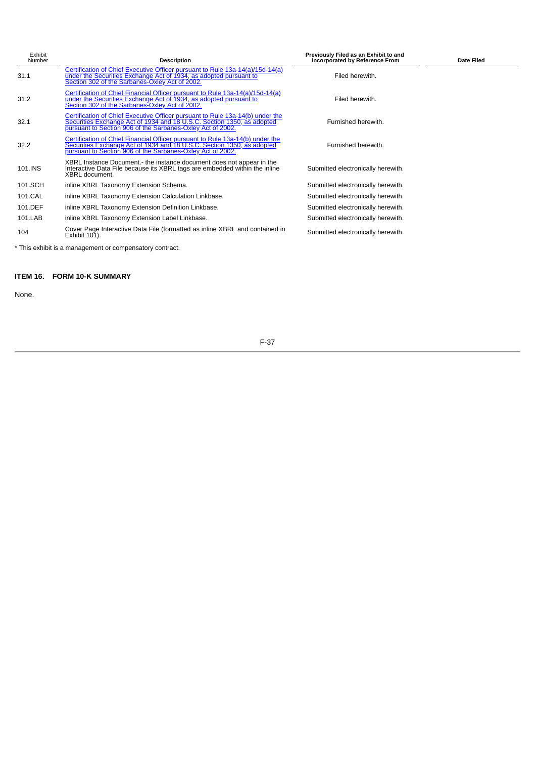| Exhibit Number | Description | Previously Filed as an Exhibit to and Incorporated by Reference From | Date Filed |
|---|---|---|---|
| 31.1 | Certification of Chief Executive Officer pursuant to Rule 13a-14(a)/15d-14(a) under the Securities Exchange Act of 1934, as adopted pursuant to Section 302 of the Sarbanes-Oxley Act of 2002. | Filed herewith. | |
| 31.2 | Certification of Chief Financial Officer pursuant to Rule 13a-14(a)/15d-14(a) under the Securities Exchange Act of 1934, as adopted pursuant to Section 302 of the Sarbanes-Oxley Act of 2002. | Filed herewith. | |
| 32.1 | Certification of Chief Executive Officer pursuant to Rule 13a-14(b) under the Securities Exchange Act of 1934 and 18 U.S.C. Section 1350, as adopted pursuant to Section 906 of the Sarbanes-Oxley Act of 2002. | Furnished herewith. | |
| 32.2 | Certification of Chief Financial Officer pursuant to Rule 13a-14(b) under the Securities Exchange Act of 1934 and 18 U.S.C. Section 1350, as adopted pursuant to Section 906 of the Sarbanes-Oxley Act of 2002. | Furnished herewith. | |
| 101.INS | XBRL Instance Document.- the instance document does not appear in the Interactive Data File because its XBRL tags are embedded within the inline XBRL document. | Submitted electronically herewith. | |
| 101.SCH | inline XBRL Taxonomy Extension Schema. | Submitted electronically herewith. | |
| 101.CAL | inline XBRL Taxonomy Extension Calculation Linkbase. | Submitted electronically herewith. | |
| 101.DEF | inline XBRL Taxonomy Extension Definition Linkbase. | Submitted electronically herewith. | |
| 101.LAB | inline XBRL Taxonomy Extension Label Linkbase. | Submitted electronically herewith. | |
| 104 | Cover Page Interactive Data File (formatted as inline XBRL and contained in Exhibit 101). | Submitted electronically herewith. | |

* This exhibit is a management or compensatory contract.

## ITEM 16. FORM 10-K SUMMARY

None.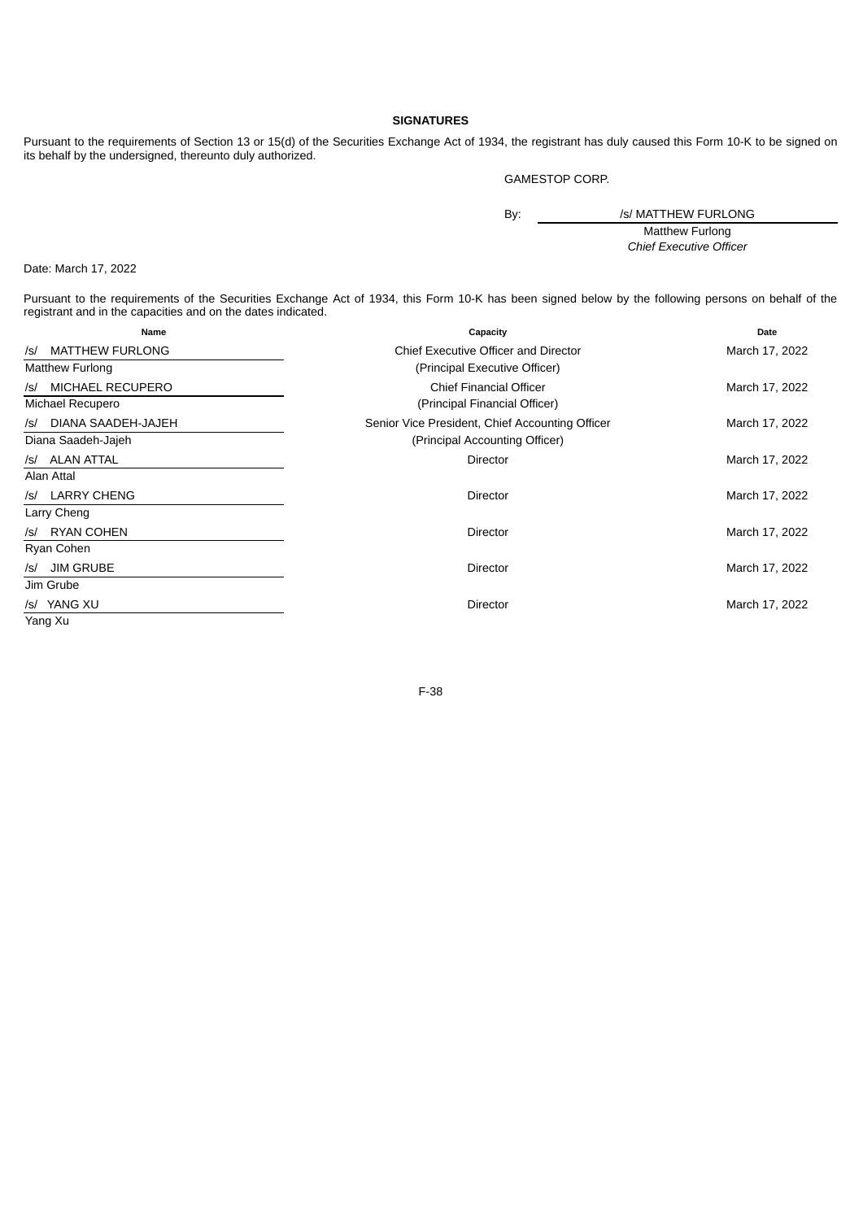## SIGNATURES

Pursuant to the requirements of Section 13 or 15(d) of the Securities Exchange Act of 1934, the registrant has duly caused this Form 10-K to be signed on its behalf by the undersigned, thereunto duly authorized.

GAMESTOP CORP.

By: /s/ MATTHEW FURLONG
Matthew Furlong
*Chief Executive Officer*

Date: March 17, 2022

Pursuant to the requirements of the Securities Exchange Act of 1934, this Form 10-K has been signed below by the following persons on behalf of the registrant and in the capacities and on the dates indicated.

| Name | Capacity | Date |
|---|---|---|
| /s/ MATTHEW FURLONG<br>Matthew Furlong | Chief Executive Officer and Director<br>(Principal Executive Officer) | March 17, 2022 |
| /s/ MICHAEL RECUPERO<br>Michael Recupero | Chief Financial Officer<br>(Principal Financial Officer) | March 17, 2022 |
| /s/ DIANA SAADEH-JAJEH<br>Diana Saadeh-Jajeh | Senior Vice President, Chief Accounting Officer<br>(Principal Accounting Officer) | March 17, 2022 |
| /s/ ALAN ATTAL<br>Alan Attal | Director | March 17, 2022 |
| /s/ LARRY CHENG<br>Larry Cheng | Director | March 17, 2022 |
| /s/ RYAN COHEN<br>Ryan Cohen | Director | March 17, 2022 |
| /s/ JIM GRUBE<br>Jim Grube | Director | March 17, 2022 |
| /s/ YANG XU<br>Yang Xu | Director | March 17, 2022 |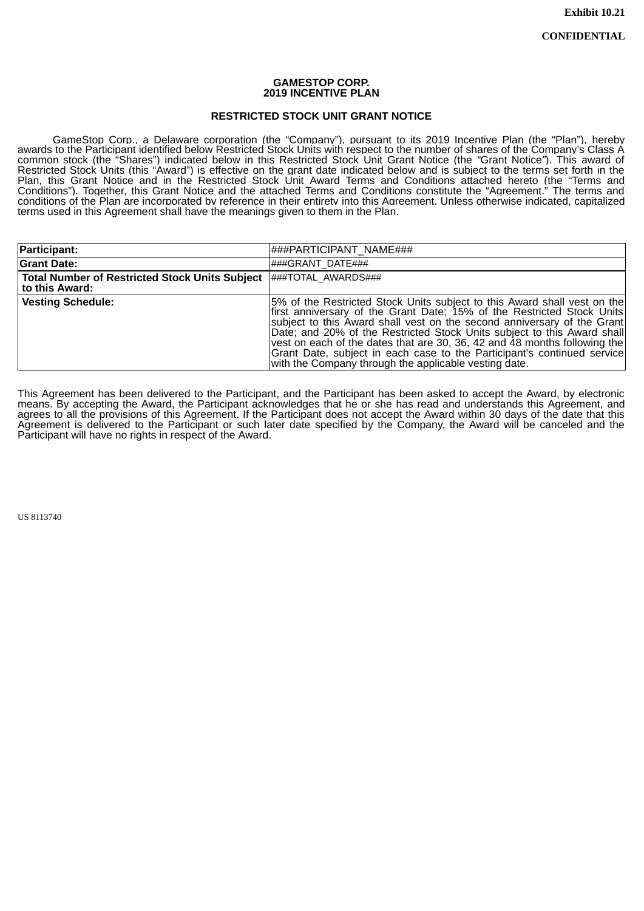**Exhibit 10.21**

**CONFIDENTIAL**

**GAMESTOP CORP.**
**2019 INCENTIVE PLAN**

**RESTRICTED STOCK UNIT GRANT NOTICE**

GameStop Corp., a Delaware corporation (the "Company"), pursuant to its 2019 Incentive Plan (the "Plan"), hereby awards to the Participant identified below Restricted Stock Units with respect to the number of shares of the Company's Class A common stock (the "Shares") indicated below in this Restricted Stock Unit Grant Notice (the "Grant Notice"). This award of Restricted Stock Units (this "Award") is effective on the grant date indicated below and is subject to the terms set forth in the Plan, this Grant Notice and in the Restricted Stock Unit Award Terms and Conditions attached hereto (the "Terms and Conditions"). Together, this Grant Notice and the attached Terms and Conditions constitute the "Agreement." The terms and conditions of the Plan are incorporated by reference in their entirety into this Agreement. Unless otherwise indicated, capitalized terms used in this Agreement shall have the meanings given to them in the Plan.

| | |
|---|---|
| **Participant:** | ###PARTICIPANT_NAME### |
| **Grant Date:** | ###GRANT_DATE### |
| **Total Number of Restricted Stock Units Subject to this Award:** | ###TOTAL_AWARDS### |
| **Vesting Schedule:** | 5% of the Restricted Stock Units subject to this Award shall vest on the first anniversary of the Grant Date; 15% of the Restricted Stock Units subject to this Award shall vest on the second anniversary of the Grant Date; and 20% of the Restricted Stock Units subject to this Award shall vest on each of the dates that are 30, 36, 42 and 48 months following the Grant Date, subject in each case to the Participant's continued service with the Company through the applicable vesting date. |

This Agreement has been delivered to the Participant, and the Participant has been asked to accept the Award, by electronic means. By accepting the Award, the Participant acknowledges that he or she has read and understands this Agreement, and agrees to all the provisions of this Agreement. If the Participant does not accept the Award within 30 days of the date that this Agreement is delivered to the Participant or such later date specified by the Company, the Award will be canceled and the Participant will have no rights in respect of the Award.

US 8113740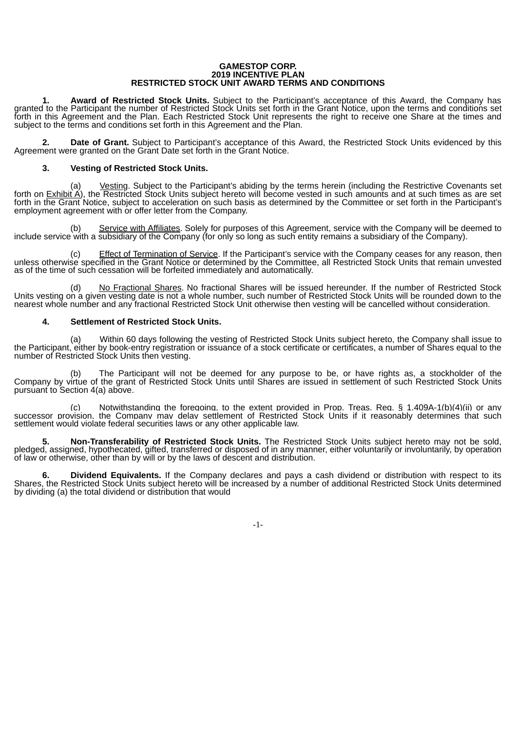**GAMESTOP CORP.**
**2019 INCENTIVE PLAN**
**RESTRICTED STOCK UNIT AWARD TERMS AND CONDITIONS**

**1. Award of Restricted Stock Units.** Subject to the Participant's acceptance of this Award, the Company has granted to the Participant the number of Restricted Stock Units set forth in the Grant Notice, upon the terms and conditions set forth in this Agreement and the Plan. Each Restricted Stock Unit represents the right to receive one Share at the times and subject to the terms and conditions set forth in this Agreement and the Plan.

**2. Date of Grant.** Subject to Participant's acceptance of this Award, the Restricted Stock Units evidenced by this Agreement were granted on the Grant Date set forth in the Grant Notice.

**3. Vesting of Restricted Stock Units.**

(a) Vesting. Subject to the Participant's abiding by the terms herein (including the Restrictive Covenants set forth on Exhibit A), the Restricted Stock Units subject hereto will become vested in such amounts and at such times as are set forth in the Grant Notice, subject to acceleration on such basis as determined by the Committee or set forth in the Participant's employment agreement with or offer letter from the Company.

(b) Service with Affiliates. Solely for purposes of this Agreement, service with the Company will be deemed to include service with a subsidiary of the Company (for only so long as such entity remains a subsidiary of the Company).

(c) Effect of Termination of Service. If the Participant's service with the Company ceases for any reason, then unless otherwise specified in the Grant Notice or determined by the Committee, all Restricted Stock Units that remain unvested as of the time of such cessation will be forfeited immediately and automatically.

(d) No Fractional Shares. No fractional Shares will be issued hereunder. If the number of Restricted Stock Units vesting on a given vesting date is not a whole number, such number of Restricted Stock Units will be rounded down to the nearest whole number and any fractional Restricted Stock Unit otherwise then vesting will be cancelled without consideration.

**4. Settlement of Restricted Stock Units.**

(a) Within 60 days following the vesting of Restricted Stock Units subject hereto, the Company shall issue to the Participant, either by book-entry registration or issuance of a stock certificate or certificates, a number of Shares equal to the number of Restricted Stock Units then vesting.

(b) The Participant will not be deemed for any purpose to be, or have rights as, a stockholder of the Company by virtue of the grant of Restricted Stock Units until Shares are issued in settlement of such Restricted Stock Units pursuant to Section 4(a) above.

(c) Notwithstanding the foregoing, to the extent provided in Prop. Treas. Reg. § 1.409A-1(b)(4)(ii) or any successor provision, the Company may delay settlement of Restricted Stock Units if it reasonably determines that such settlement would violate federal securities laws or any other applicable law.

**5. Non-Transferability of Restricted Stock Units.** The Restricted Stock Units subject hereto may not be sold, pledged, assigned, hypothecated, gifted, transferred or disposed of in any manner, either voluntarily or involuntarily, by operation of law or otherwise, other than by will or by the laws of descent and distribution.

**6. Dividend Equivalents.** If the Company declares and pays a cash dividend or distribution with respect to its Shares, the Restricted Stock Units subject hereto will be increased by a number of additional Restricted Stock Units determined by dividing (a) the total dividend or distribution that would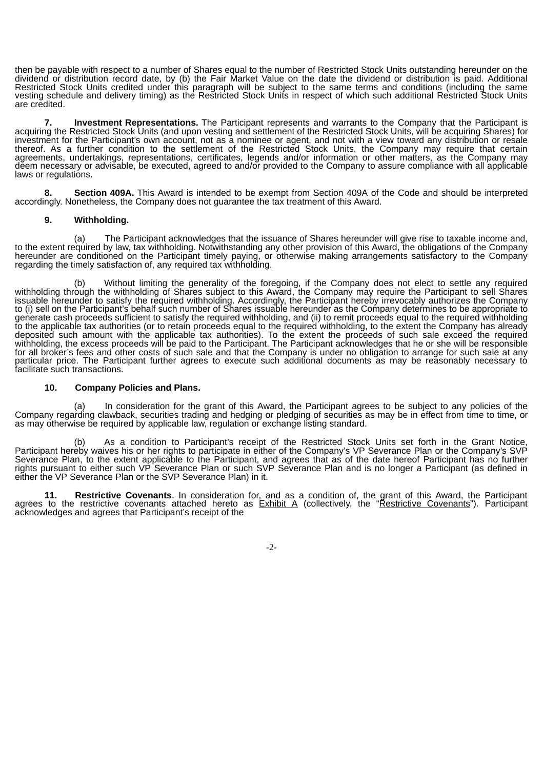then be payable with respect to a number of Shares equal to the number of Restricted Stock Units outstanding hereunder on the dividend or distribution record date, by (b) the Fair Market Value on the date the dividend or distribution is paid. Additional Restricted Stock Units credited under this paragraph will be subject to the same terms and conditions (including the same vesting schedule and delivery timing) as the Restricted Stock Units in respect of which such additional Restricted Stock Units are credited.

**7. Investment Representations.** The Participant represents and warrants to the Company that the Participant is acquiring the Restricted Stock Units (and upon vesting and settlement of the Restricted Stock Units, will be acquiring Shares) for investment for the Participant's own account, not as a nominee or agent, and not with a view toward any distribution or resale thereof. As a further condition to the settlement of the Restricted Stock Units, the Company may require that certain agreements, undertakings, representations, certificates, legends and/or information or other matters, as the Company may deem necessary or advisable, be executed, agreed to and/or provided to the Company to assure compliance with all applicable laws or regulations.

**8. Section 409A.** This Award is intended to be exempt from Section 409A of the Code and should be interpreted accordingly. Nonetheless, the Company does not guarantee the tax treatment of this Award.

**9. Withholding.**

(a) The Participant acknowledges that the issuance of Shares hereunder will give rise to taxable income and, to the extent required by law, tax withholding. Notwithstanding any other provision of this Award, the obligations of the Company hereunder are conditioned on the Participant timely paying, or otherwise making arrangements satisfactory to the Company regarding the timely satisfaction of, any required tax withholding.

(b) Without limiting the generality of the foregoing, if the Company does not elect to settle any required withholding through the withholding of Shares subject to this Award, the Company may require the Participant to sell Shares issuable hereunder to satisfy the required withholding. Accordingly, the Participant hereby irrevocably authorizes the Company to (i) sell on the Participant's behalf such number of Shares issuable hereunder as the Company determines to be appropriate to generate cash proceeds sufficient to satisfy the required withholding, and (ii) to remit proceeds equal to the required withholding to the applicable tax authorities (or to retain proceeds equal to the required withholding, to the extent the Company has already deposited such amount with the applicable tax authorities). To the extent the proceeds of such sale exceed the required withholding, the excess proceeds will be paid to the Participant. The Participant acknowledges that he or she will be responsible for all broker's fees and other costs of such sale and that the Company is under no obligation to arrange for such sale at any particular price. The Participant further agrees to execute such additional documents as may be reasonably necessary to facilitate such transactions.

**10. Company Policies and Plans.**

(a) In consideration for the grant of this Award, the Participant agrees to be subject to any policies of the Company regarding clawback, securities trading and hedging or pledging of securities as may be in effect from time to time, or as may otherwise be required by applicable law, regulation or exchange listing standard.

(b) As a condition to Participant's receipt of the Restricted Stock Units set forth in the Grant Notice, Participant hereby waives his or her rights to participate in either of the Company's VP Severance Plan or the Company's SVP Severance Plan, to the extent applicable to the Participant, and agrees that as of the date hereof Participant has no further rights pursuant to either such VP Severance Plan or such SVP Severance Plan and is no longer a Participant (as defined in either the VP Severance Plan or the SVP Severance Plan) in it.

**11. Restrictive Covenants**. In consideration for, and as a condition of, the grant of this Award, the Participant agrees to the restrictive covenants attached hereto as Exhibit A (collectively, the "Restrictive Covenants"). Participant acknowledges and agrees that Participant's receipt of the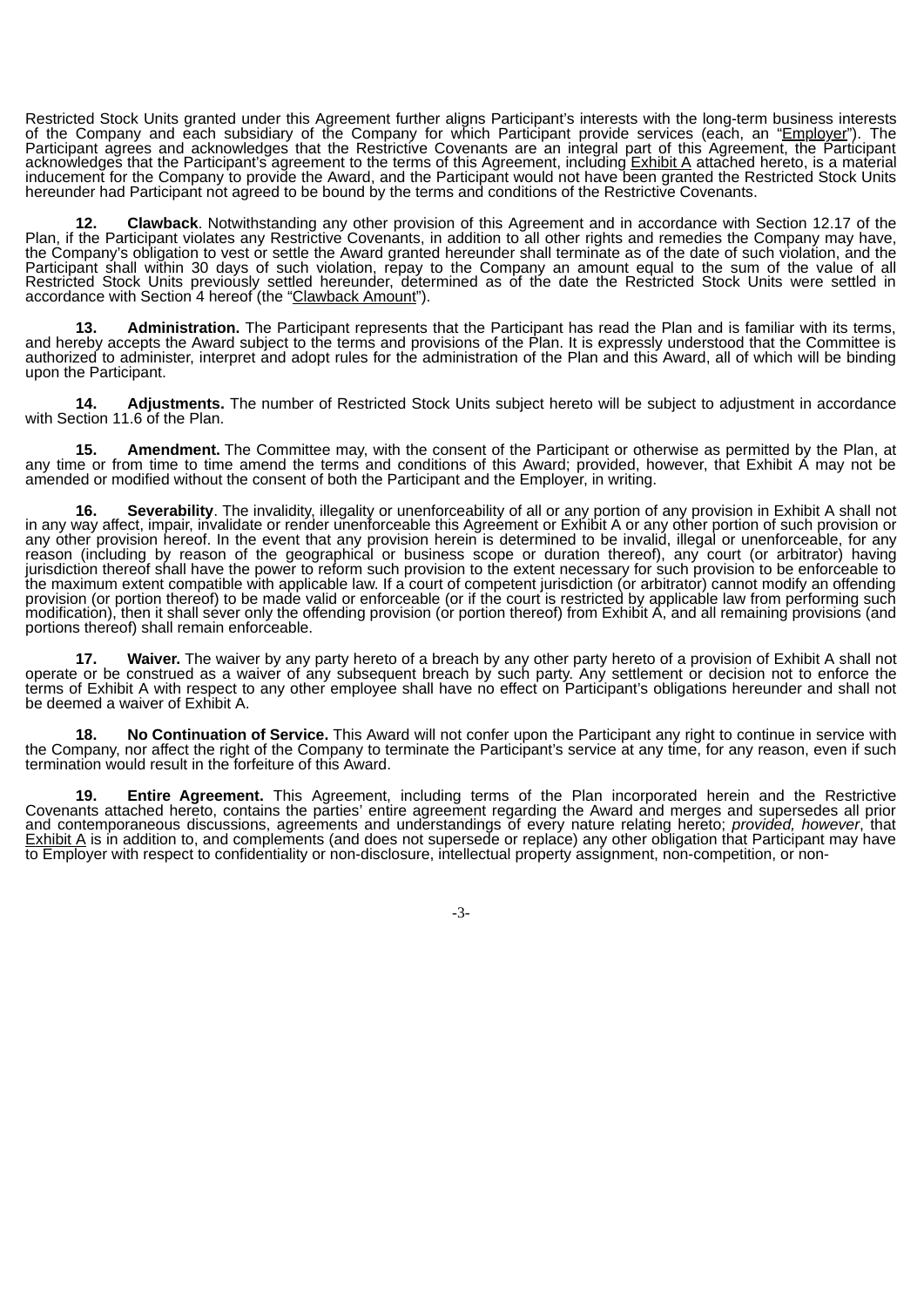Restricted Stock Units granted under this Agreement further aligns Participant's interests with the long-term business interests of the Company and each subsidiary of the Company for which Participant provide services (each, an "Employer"). The Participant agrees and acknowledges that the Restrictive Covenants are an integral part of this Agreement, the Participant acknowledges that the Participant's agreement to the terms of this Agreement, including Exhibit A attached hereto, is a material inducement for the Company to provide the Award, and the Participant would not have been granted the Restricted Stock Units hereunder had Participant not agreed to be bound by the terms and conditions of the Restrictive Covenants.

**12. Clawback**. Notwithstanding any other provision of this Agreement and in accordance with Section 12.17 of the Plan, if the Participant violates any Restrictive Covenants, in addition to all other rights and remedies the Company may have, the Company's obligation to vest or settle the Award granted hereunder shall terminate as of the date of such violation, and the Participant shall within 30 days of such violation, repay to the Company an amount equal to the sum of the value of all Restricted Stock Units previously settled hereunder, determined as of the date the Restricted Stock Units were settled in accordance with Section 4 hereof (the "Clawback Amount").

**13. Administration.** The Participant represents that the Participant has read the Plan and is familiar with its terms, and hereby accepts the Award subject to the terms and provisions of the Plan. It is expressly understood that the Committee is authorized to administer, interpret and adopt rules for the administration of the Plan and this Award, all of which will be binding upon the Participant.

**14. Adjustments.** The number of Restricted Stock Units subject hereto will be subject to adjustment in accordance with Section 11.6 of the Plan.

**15. Amendment.** The Committee may, with the consent of the Participant or otherwise as permitted by the Plan, at any time or from time to time amend the terms and conditions of this Award; provided, however, that Exhibit A may not be amended or modified without the consent of both the Participant and the Employer, in writing.

**16. Severability**. The invalidity, illegality or unenforceability of all or any portion of any provision in Exhibit A shall not in any way affect, impair, invalidate or render unenforceable this Agreement or Exhibit A or any other portion of such provision or any other provision hereof. In the event that any provision herein is determined to be invalid, illegal or unenforceable, for any reason (including by reason of the geographical or business scope or duration thereof), any court (or arbitrator) having jurisdiction thereof shall have the power to reform such provision to the extent necessary for such provision to be enforceable to the maximum extent compatible with applicable law. If a court of competent jurisdiction (or arbitrator) cannot modify an offending provision (or portion thereof) to be made valid or enforceable (or if the court is restricted by applicable law from performing such modification), then it shall sever only the offending provision (or portion thereof) from Exhibit A, and all remaining provisions (and portions thereof) shall remain enforceable.

**17. Waiver.** The waiver by any party hereto of a breach by any other party hereto of a provision of Exhibit A shall not operate or be construed as a waiver of any subsequent breach by such party. Any settlement or decision not to enforce the terms of Exhibit A with respect to any other employee shall have no effect on Participant's obligations hereunder and shall not be deemed a waiver of Exhibit A.

**18. No Continuation of Service.** This Award will not confer upon the Participant any right to continue in service with the Company, nor affect the right of the Company to terminate the Participant's service at any time, for any reason, even if such termination would result in the forfeiture of this Award.

**19. Entire Agreement.** This Agreement, including terms of the Plan incorporated herein and the Restrictive Covenants attached hereto, contains the parties' entire agreement regarding the Award and merges and supersedes all prior and contemporaneous discussions, agreements and understandings of every nature relating hereto; *provided, however*, that Exhibit A is in addition to, and complements (and does not supersede or replace) any other obligation that Participant may have to Employer with respect to confidentiality or non-disclosure, intellectual property assignment, non-competition, or non-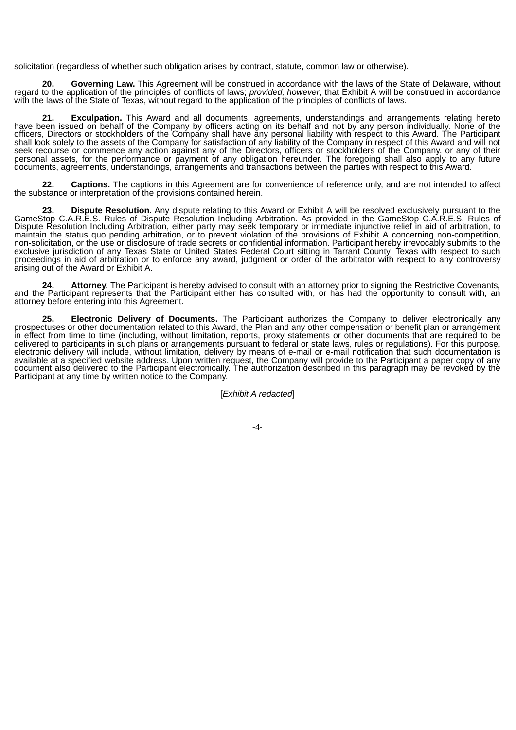solicitation (regardless of whether such obligation arises by contract, statute, common law or otherwise).

**20. Governing Law.** This Agreement will be construed in accordance with the laws of the State of Delaware, without regard to the application of the principles of conflicts of laws; *provided, however*, that Exhibit A will be construed in accordance with the laws of the State of Texas, without regard to the application of the principles of conflicts of laws.

**21. Exculpation.** This Award and all documents, agreements, understandings and arrangements relating hereto have been issued on behalf of the Company by officers acting on its behalf and not by any person individually. None of the officers, Directors or stockholders of the Company shall have any personal liability with respect to this Award. The Participant shall look solely to the assets of the Company for satisfaction of any liability of the Company in respect of this Award and will not seek recourse or commence any action against any of the Directors, officers or stockholders of the Company, or any of their personal assets, for the performance or payment of any obligation hereunder. The foregoing shall also apply to any future documents, agreements, understandings, arrangements and transactions between the parties with respect to this Award.

**22. Captions.** The captions in this Agreement are for convenience of reference only, and are not intended to affect the substance or interpretation of the provisions contained herein.

**23. Dispute Resolution.** Any dispute relating to this Award or Exhibit A will be resolved exclusively pursuant to the GameStop C.A.R.E.S. Rules of Dispute Resolution Including Arbitration. As provided in the GameStop C.A.R.E.S. Rules of Dispute Resolution Including Arbitration, either party may seek temporary or immediate injunctive relief in aid of arbitration, to maintain the status quo pending arbitration, or to prevent violation of the provisions of Exhibit A concerning non-competition, non-solicitation, or the use or disclosure of trade secrets or confidential information. Participant hereby irrevocably submits to the exclusive jurisdiction of any Texas State or United States Federal Court sitting in Tarrant County, Texas with respect to such proceedings in aid of arbitration or to enforce any award, judgment or order of the arbitrator with respect to any controversy arising out of the Award or Exhibit A.

**24. Attorney.** The Participant is hereby advised to consult with an attorney prior to signing the Restrictive Covenants, and the Participant represents that the Participant either has consulted with, or has had the opportunity to consult with, an attorney before entering into this Agreement.

**25. Electronic Delivery of Documents.** The Participant authorizes the Company to deliver electronically any prospectuses or other documentation related to this Award, the Plan and any other compensation or benefit plan or arrangement in effect from time to time (including, without limitation, reports, proxy statements or other documents that are required to be delivered to participants in such plans or arrangements pursuant to federal or state laws, rules or regulations). For this purpose, electronic delivery will include, without limitation, delivery by means of e-mail or e-mail notification that such documentation is available at a specified website address. Upon written request, the Company will provide to the Participant a paper copy of any document also delivered to the Participant electronically. The authorization described in this paragraph may be revoked by the Participant at any time by written notice to the Company.

[*Exhibit A redacted*]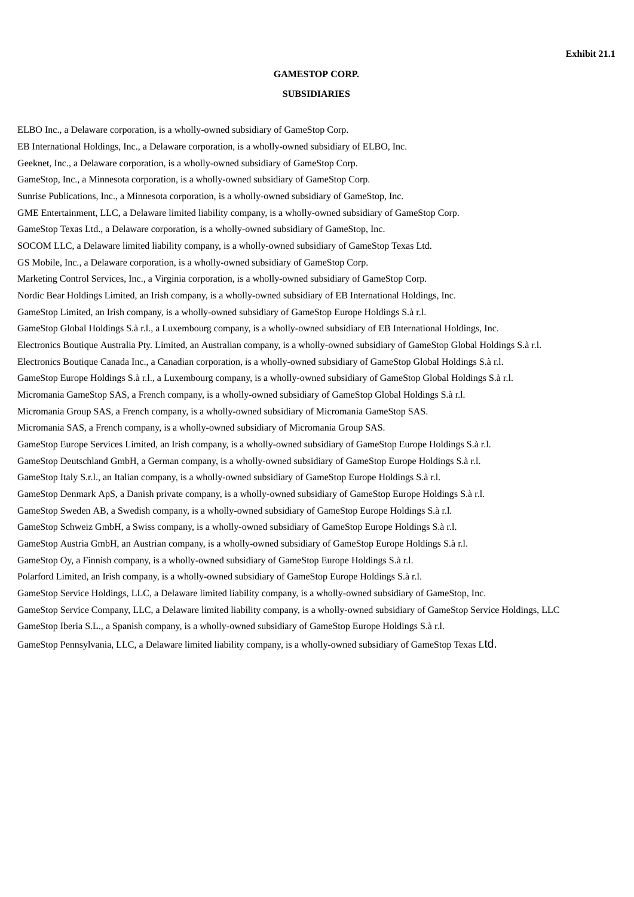**Exhibit 21.1**

**GAMESTOP CORP.**

**SUBSIDIARIES**

ELBO Inc., a Delaware corporation, is a wholly-owned subsidiary of GameStop Corp.

EB International Holdings, Inc., a Delaware corporation, is a wholly-owned subsidiary of ELBO, Inc.

Geeknet, Inc., a Delaware corporation, is a wholly-owned subsidiary of GameStop Corp.

GameStop, Inc., a Minnesota corporation, is a wholly-owned subsidiary of GameStop Corp.

Sunrise Publications, Inc., a Minnesota corporation, is a wholly-owned subsidiary of GameStop, Inc.

GME Entertainment, LLC, a Delaware limited liability company, is a wholly-owned subsidiary of GameStop Corp.

GameStop Texas Ltd., a Delaware corporation, is a wholly-owned subsidiary of GameStop, Inc.

SOCOM LLC, a Delaware limited liability company, is a wholly-owned subsidiary of GameStop Texas Ltd.

GS Mobile, Inc., a Delaware corporation, is a wholly-owned subsidiary of GameStop Corp.

Marketing Control Services, Inc., a Virginia corporation, is a wholly-owned subsidiary of GameStop Corp.

Nordic Bear Holdings Limited, an Irish company, is a wholly-owned subsidiary of EB International Holdings, Inc.

GameStop Limited, an Irish company, is a wholly-owned subsidiary of GameStop Europe Holdings S.à r.l.

GameStop Global Holdings S.à r.l., a Luxembourg company, is a wholly-owned subsidiary of EB International Holdings, Inc.

Electronics Boutique Australia Pty. Limited, an Australian company, is a wholly-owned subsidiary of GameStop Global Holdings S.à r.l.

Electronics Boutique Canada Inc., a Canadian corporation, is a wholly-owned subsidiary of GameStop Global Holdings S.à r.l.

GameStop Europe Holdings S.à r.l., a Luxembourg company, is a wholly-owned subsidiary of GameStop Global Holdings S.à r.l.

Micromania GameStop SAS, a French company, is a wholly-owned subsidiary of GameStop Global Holdings S.à r.l.

Micromania Group SAS, a French company, is a wholly-owned subsidiary of Micromania GameStop SAS.

Micromania SAS, a French company, is a wholly-owned subsidiary of Micromania Group SAS.

GameStop Europe Services Limited, an Irish company, is a wholly-owned subsidiary of GameStop Europe Holdings S.à r.l.

GameStop Deutschland GmbH, a German company, is a wholly-owned subsidiary of GameStop Europe Holdings S.à r.l.

GameStop Italy S.r.l., an Italian company, is a wholly-owned subsidiary of GameStop Europe Holdings S.à r.l.

GameStop Denmark ApS, a Danish private company, is a wholly-owned subsidiary of GameStop Europe Holdings S.à r.l.

GameStop Sweden AB, a Swedish company, is a wholly-owned subsidiary of GameStop Europe Holdings S.à r.l.

GameStop Schweiz GmbH, a Swiss company, is a wholly-owned subsidiary of GameStop Europe Holdings S.à r.l.

GameStop Austria GmbH, an Austrian company, is a wholly-owned subsidiary of GameStop Europe Holdings S.à r.l.

GameStop Oy, a Finnish company, is a wholly-owned subsidiary of GameStop Europe Holdings S.à r.l.

Polarford Limited, an Irish company, is a wholly-owned subsidiary of GameStop Europe Holdings S.à r.l.

GameStop Service Holdings, LLC, a Delaware limited liability company, is a wholly-owned subsidiary of GameStop, Inc.

GameStop Service Company, LLC, a Delaware limited liability company, is a wholly-owned subsidiary of GameStop Service Holdings, LLC

GameStop Iberia S.L., a Spanish company, is a wholly-owned subsidiary of GameStop Europe Holdings S.à r.l.

GameStop Pennsylvania, LLC, a Delaware limited liability company, is a wholly-owned subsidiary of GameStop Texas Ltd.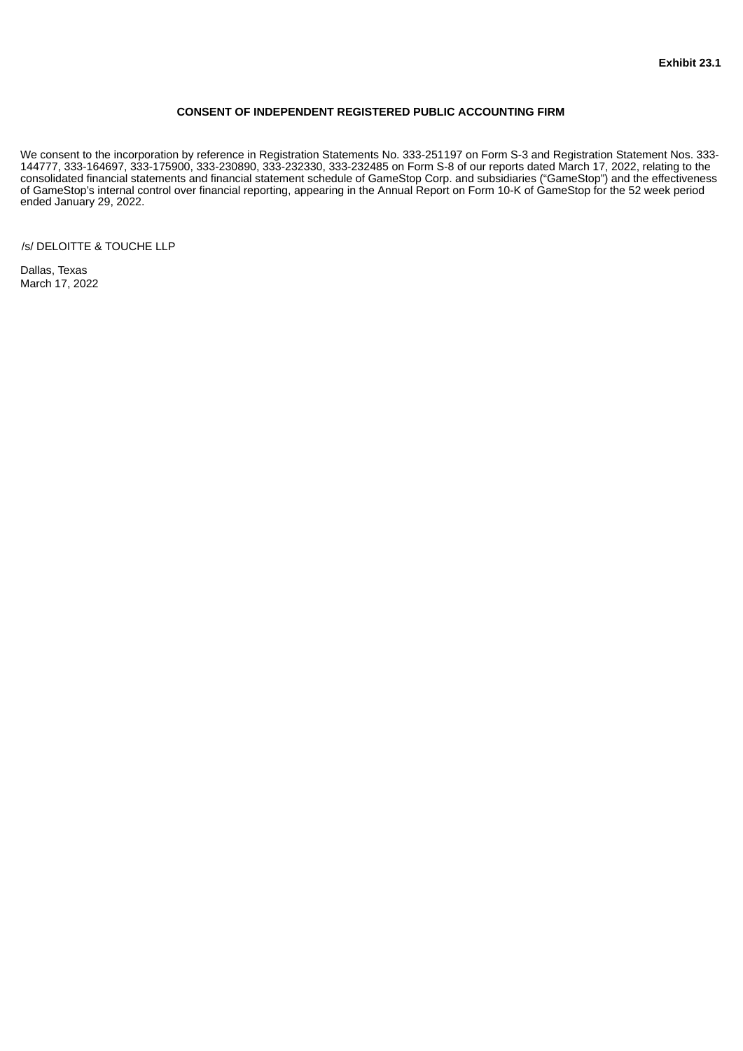**Exhibit 23.1**

**CONSENT OF INDEPENDENT REGISTERED PUBLIC ACCOUNTING FIRM**

We consent to the incorporation by reference in Registration Statements No. 333-251197 on Form S-3 and Registration Statement Nos. 333-144777, 333-164697, 333-175900, 333-230890, 333-232330, 333-232485 on Form S-8 of our reports dated March 17, 2022, relating to the consolidated financial statements and financial statement schedule of GameStop Corp. and subsidiaries (“GameStop”) and the effectiveness of GameStop’s internal control over financial reporting, appearing in the Annual Report on Form 10-K of GameStop for the 52 week period ended January 29, 2022.

/s/ DELOITTE & TOUCHE LLP

Dallas, Texas
March 17, 2022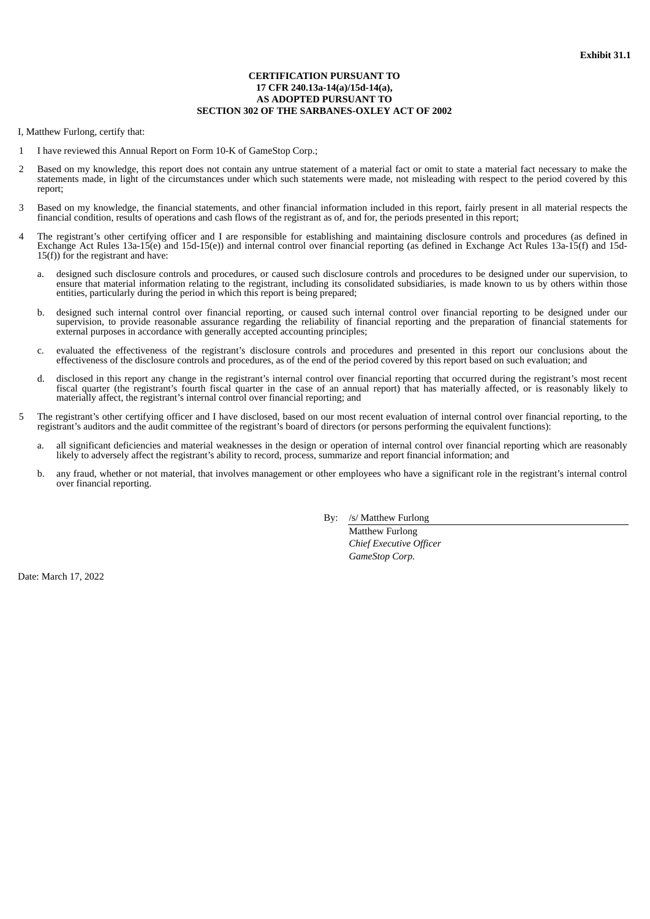**Exhibit 31.1**

**CERTIFICATION PURSUANT TO**
**17 CFR 240.13a-14(a)/15d-14(a),**
**AS ADOPTED PURSUANT TO**
**SECTION 302 OF THE SARBANES-OXLEY ACT OF 2002**

I, Matthew Furlong, certify that:

1. I have reviewed this Annual Report on Form 10-K of GameStop Corp.;

2. Based on my knowledge, this report does not contain any untrue statement of a material fact or omit to state a material fact necessary to make the statements made, in light of the circumstances under which such statements were made, not misleading with respect to the period covered by this report;

3. Based on my knowledge, the financial statements, and other financial information included in this report, fairly present in all material respects the financial condition, results of operations and cash flows of the registrant as of, and for, the periods presented in this report;

4. The registrant's other certifying officer and I are responsible for establishing and maintaining disclosure controls and procedures (as defined in Exchange Act Rules 13a-15(e) and 15d-15(e)) and internal control over financial reporting (as defined in Exchange Act Rules 13a-15(f) and 15d-15(f)) for the registrant and have:

   a. designed such disclosure controls and procedures, or caused such disclosure controls and procedures to be designed under our supervision, to ensure that material information relating to the registrant, including its consolidated subsidiaries, is made known to us by others within those entities, particularly during the period in which this report is being prepared;

   b. designed such internal control over financial reporting, or caused such internal control over financial reporting to be designed under our supervision, to provide reasonable assurance regarding the reliability of financial reporting and the preparation of financial statements for external purposes in accordance with generally accepted accounting principles;

   c. evaluated the effectiveness of the registrant's disclosure controls and procedures and presented in this report our conclusions about the effectiveness of the disclosure controls and procedures, as of the end of the period covered by this report based on such evaluation; and

   d. disclosed in this report any change in the registrant's internal control over financial reporting that occurred during the registrant's most recent fiscal quarter (the registrant's fourth fiscal quarter in the case of an annual report) that has materially affected, or is reasonably likely to materially affect, the registrant's internal control over financial reporting; and

5. The registrant's other certifying officer and I have disclosed, based on our most recent evaluation of internal control over financial reporting, to the registrant's auditors and the audit committee of the registrant's board of directors (or persons performing the equivalent functions):

   a. all significant deficiencies and material weaknesses in the design or operation of internal control over financial reporting which are reasonably likely to adversely affect the registrant's ability to record, process, summarize and report financial information; and

   b. any fraud, whether or not material, that involves management or other employees who have a significant role in the registrant's internal control over financial reporting.

By: /s/ Matthew Furlong
Matthew Furlong
*Chief Executive Officer*
*GameStop Corp.*

Date: March 17, 2022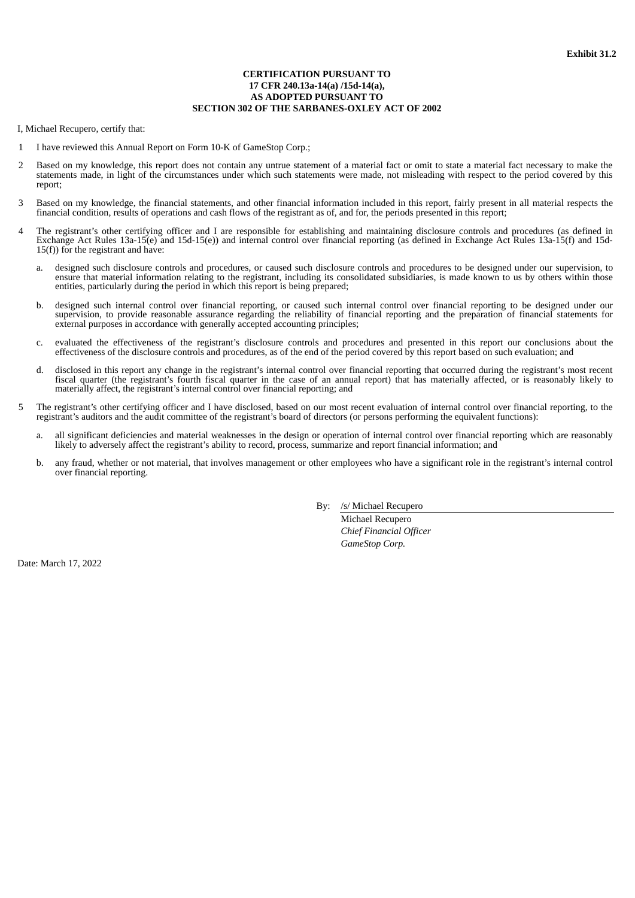**Exhibit 31.2**

**CERTIFICATION PURSUANT TO**
**17 CFR 240.13a-14(a) /15d-14(a),**
**AS ADOPTED PURSUANT TO**
**SECTION 302 OF THE SARBANES-OXLEY ACT OF 2002**

I, Michael Recupero, certify that:

1 I have reviewed this Annual Report on Form 10-K of GameStop Corp.;

2 Based on my knowledge, this report does not contain any untrue statement of a material fact or omit to state a material fact necessary to make the statements made, in light of the circumstances under which such statements were made, not misleading with respect to the period covered by this report;

3 Based on my knowledge, the financial statements, and other financial information included in this report, fairly present in all material respects the financial condition, results of operations and cash flows of the registrant as of, and for, the periods presented in this report;

4 The registrant's other certifying officer and I are responsible for establishing and maintaining disclosure controls and procedures (as defined in Exchange Act Rules 13a-15(e) and 15d-15(e)) and internal control over financial reporting (as defined in Exchange Act Rules 13a-15(f) and 15d-15(f)) for the registrant and have:

   a. designed such disclosure controls and procedures, or caused such disclosure controls and procedures to be designed under our supervision, to ensure that material information relating to the registrant, including its consolidated subsidiaries, is made known to us by others within those entities, particularly during the period in which this report is being prepared;

   b. designed such internal control over financial reporting, or caused such internal control over financial reporting to be designed under our supervision, to provide reasonable assurance regarding the reliability of financial reporting and the preparation of financial statements for external purposes in accordance with generally accepted accounting principles;

   c. evaluated the effectiveness of the registrant's disclosure controls and procedures and presented in this report our conclusions about the effectiveness of the disclosure controls and procedures, as of the end of the period covered by this report based on such evaluation; and

   d. disclosed in this report any change in the registrant's internal control over financial reporting that occurred during the registrant's most recent fiscal quarter (the registrant's fourth fiscal quarter in the case of an annual report) that has materially affected, or is reasonably likely to materially affect, the registrant's internal control over financial reporting; and

5 The registrant's other certifying officer and I have disclosed, based on our most recent evaluation of internal control over financial reporting, to the registrant's auditors and the audit committee of the registrant's board of directors (or persons performing the equivalent functions):

   a. all significant deficiencies and material weaknesses in the design or operation of internal control over financial reporting which are reasonably likely to adversely affect the registrant's ability to record, process, summarize and report financial information; and

   b. any fraud, whether or not material, that involves management or other employees who have a significant role in the registrant's internal control over financial reporting.

By: /s/ Michael Recupero
Michael Recupero
*Chief Financial Officer*
*GameStop Corp.*

Date: March 17, 2022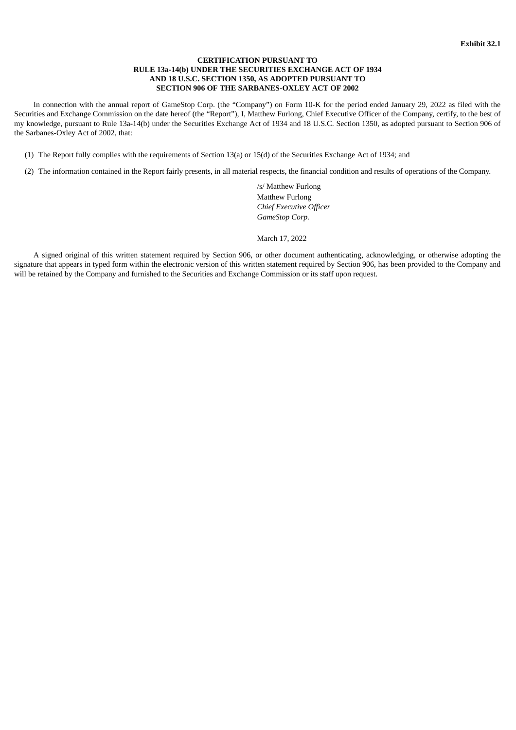**Exhibit 32.1**

**CERTIFICATION PURSUANT TO
RULE 13a-14(b) UNDER THE SECURITIES EXCHANGE ACT OF 1934
AND 18 U.S.C. SECTION 1350, AS ADOPTED PURSUANT TO
SECTION 906 OF THE SARBANES-OXLEY ACT OF 2002**

In connection with the annual report of GameStop Corp. (the "Company") on Form 10-K for the period ended January 29, 2022 as filed with the Securities and Exchange Commission on the date hereof (the "Report"), I, Matthew Furlong, Chief Executive Officer of the Company, certify, to the best of my knowledge, pursuant to Rule 13a-14(b) under the Securities Exchange Act of 1934 and 18 U.S.C. Section 1350, as adopted pursuant to Section 906 of the Sarbanes-Oxley Act of 2002, that:

(1) The Report fully complies with the requirements of Section 13(a) or 15(d) of the Securities Exchange Act of 1934; and

(2) The information contained in the Report fairly presents, in all material respects, the financial condition and results of operations of the Company.

/s/ Matthew Furlong
Matthew Furlong
*Chief Executive Officer*
*GameStop Corp.*

March 17, 2022

A signed original of this written statement required by Section 906, or other document authenticating, acknowledging, or otherwise adopting the signature that appears in typed form within the electronic version of this written statement required by Section 906, has been provided to the Company and will be retained by the Company and furnished to the Securities and Exchange Commission or its staff upon request.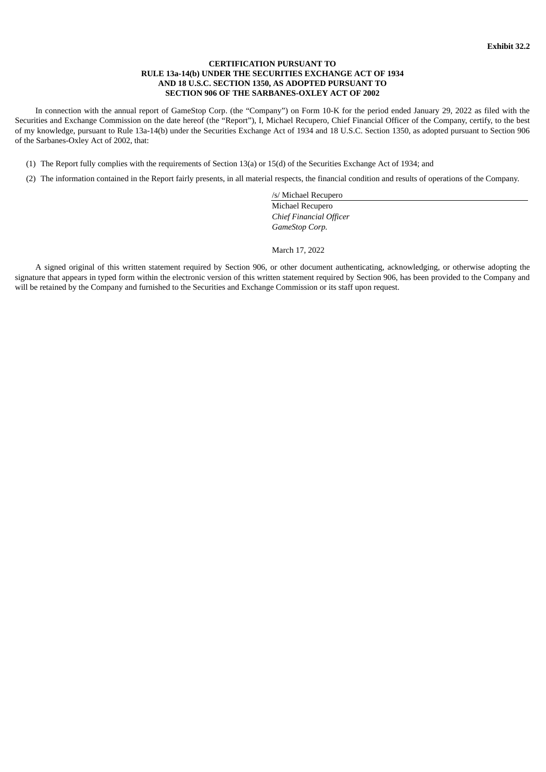**Exhibit 32.2**

**CERTIFICATION PURSUANT TO**
**RULE 13a-14(b) UNDER THE SECURITIES EXCHANGE ACT OF 1934**
**AND 18 U.S.C. SECTION 1350, AS ADOPTED PURSUANT TO**
**SECTION 906 OF THE SARBANES-OXLEY ACT OF 2002**

In connection with the annual report of GameStop Corp. (the "Company") on Form 10-K for the period ended January 29, 2022 as filed with the Securities and Exchange Commission on the date hereof (the "Report"), I, Michael Recupero, Chief Financial Officer of the Company, certify, to the best of my knowledge, pursuant to Rule 13a-14(b) under the Securities Exchange Act of 1934 and 18 U.S.C. Section 1350, as adopted pursuant to Section 906 of the Sarbanes-Oxley Act of 2002, that:

(1) The Report fully complies with the requirements of Section 13(a) or 15(d) of the Securities Exchange Act of 1934; and

(2) The information contained in the Report fairly presents, in all material respects, the financial condition and results of operations of the Company.

/s/ Michael Recupero
Michael Recupero
*Chief Financial Officer*
*GameStop Corp.*

March 17, 2022

A signed original of this written statement required by Section 906, or other document authenticating, acknowledging, or otherwise adopting the signature that appears in typed form within the electronic version of this written statement required by Section 906, has been provided to the Company and will be retained by the Company and furnished to the Securities and Exchange Commission or its staff upon request.